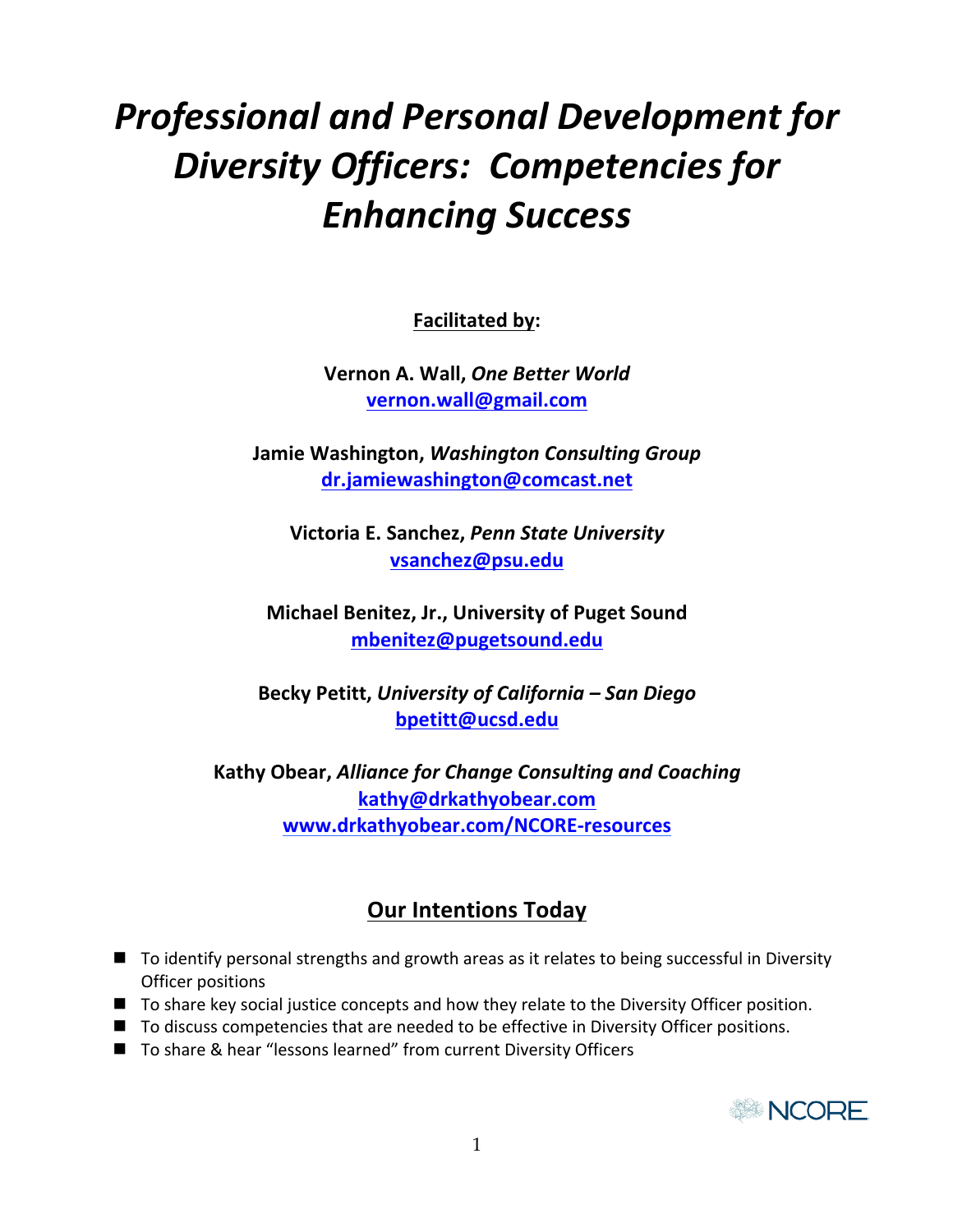# *Professional and Personal Development for Diversity Officers: Competencies for Enhancing Success*

**Facilitated by:**

**Vernon A. Wall,** ***One Better World***
**vernon.wall@gmail.com**

**Jamie Washington,** ***Washington Consulting Group***
**dr.jamiewashington@comcast.net**

**Victoria E. Sanchez,** ***Penn State University***
**vsanchez@psu.edu**

**Michael Benitez, Jr., University of Puget Sound**
**mbenitez@pugetsound.edu**

**Becky Petitt,** ***University of California – San Diego***
**bpetitt@ucsd.edu**

**Kathy Obear,** ***Alliance for Change Consulting and Coaching***
**kathy@drkathyobear.com**
**www.drkathyobear.com/NCORE-resources**

## Our Intentions Today

- To identify personal strengths and growth areas as it relates to being successful in Diversity Officer positions
- To share key social justice concepts and how they relate to the Diversity Officer position.
- To discuss competencies that are needed to be effective in Diversity Officer positions.
- To share & hear "lessons learned" from current Diversity Officers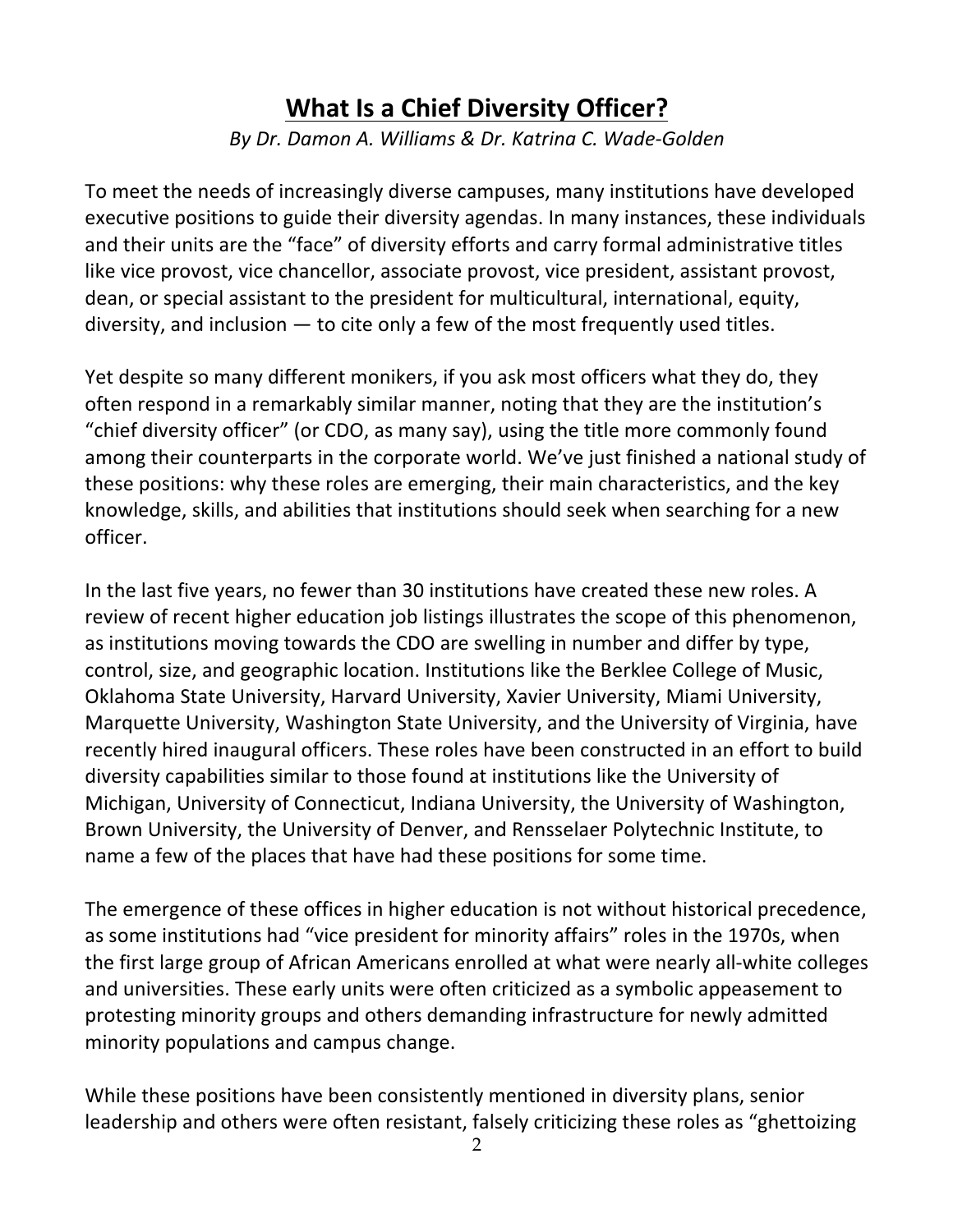# What Is a Chief Diversity Officer?

*By Dr. Damon A. Williams & Dr. Katrina C. Wade-Golden*

To meet the needs of increasingly diverse campuses, many institutions have developed executive positions to guide their diversity agendas. In many instances, these individuals and their units are the "face" of diversity efforts and carry formal administrative titles like vice provost, vice chancellor, associate provost, vice president, assistant provost, dean, or special assistant to the president for multicultural, international, equity, diversity, and inclusion — to cite only a few of the most frequently used titles.

Yet despite so many different monikers, if you ask most officers what they do, they often respond in a remarkably similar manner, noting that they are the institution's "chief diversity officer" (or CDO, as many say), using the title more commonly found among their counterparts in the corporate world. We've just finished a national study of these positions: why these roles are emerging, their main characteristics, and the key knowledge, skills, and abilities that institutions should seek when searching for a new officer.

In the last five years, no fewer than 30 institutions have created these new roles. A review of recent higher education job listings illustrates the scope of this phenomenon, as institutions moving towards the CDO are swelling in number and differ by type, control, size, and geographic location. Institutions like the Berklee College of Music, Oklahoma State University, Harvard University, Xavier University, Miami University, Marquette University, Washington State University, and the University of Virginia, have recently hired inaugural officers. These roles have been constructed in an effort to build diversity capabilities similar to those found at institutions like the University of Michigan, University of Connecticut, Indiana University, the University of Washington, Brown University, the University of Denver, and Rensselaer Polytechnic Institute, to name a few of the places that have had these positions for some time.

The emergence of these offices in higher education is not without historical precedence, as some institutions had "vice president for minority affairs" roles in the 1970s, when the first large group of African Americans enrolled at what were nearly all-white colleges and universities. These early units were often criticized as a symbolic appeasement to protesting minority groups and others demanding infrastructure for newly admitted minority populations and campus change.

While these positions have been consistently mentioned in diversity plans, senior leadership and others were often resistant, falsely criticizing these roles as "ghettoizing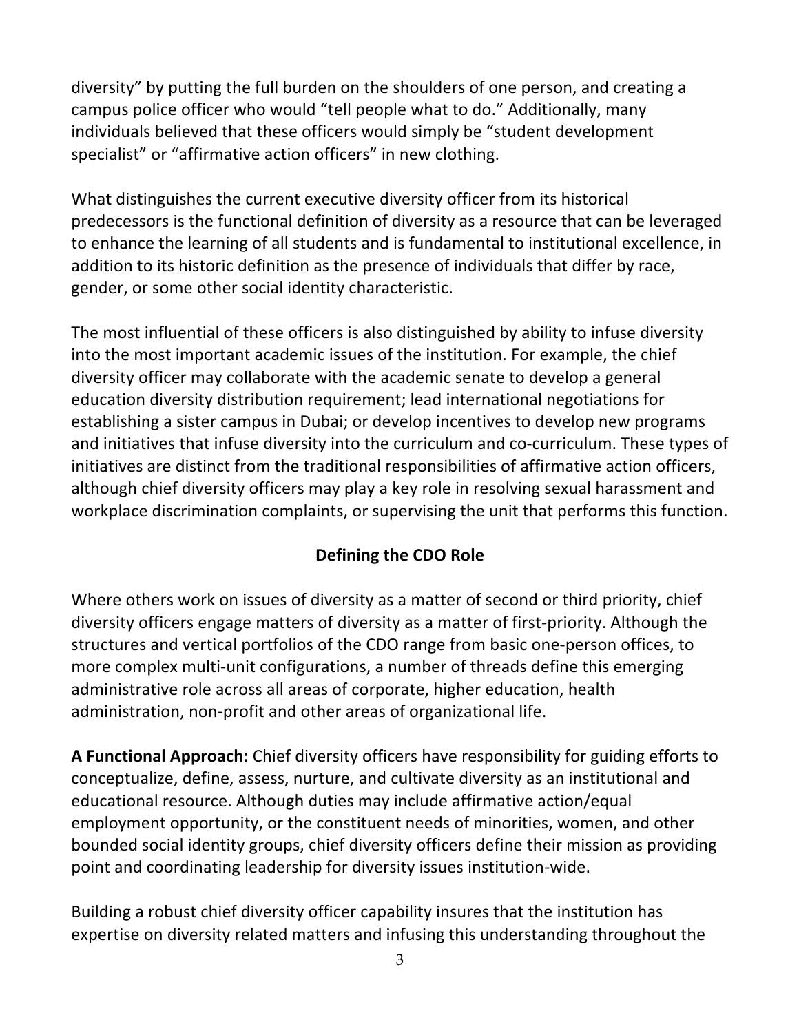diversity" by putting the full burden on the shoulders of one person, and creating a campus police officer who would "tell people what to do." Additionally, many individuals believed that these officers would simply be "student development specialist" or "affirmative action officers" in new clothing.

What distinguishes the current executive diversity officer from its historical predecessors is the functional definition of diversity as a resource that can be leveraged to enhance the learning of all students and is fundamental to institutional excellence, in addition to its historic definition as the presence of individuals that differ by race, gender, or some other social identity characteristic.

The most influential of these officers is also distinguished by ability to infuse diversity into the most important academic issues of the institution. For example, the chief diversity officer may collaborate with the academic senate to develop a general education diversity distribution requirement; lead international negotiations for establishing a sister campus in Dubai; or develop incentives to develop new programs and initiatives that infuse diversity into the curriculum and co-curriculum. These types of initiatives are distinct from the traditional responsibilities of affirmative action officers, although chief diversity officers may play a key role in resolving sexual harassment and workplace discrimination complaints, or supervising the unit that performs this function.

## Defining the CDO Role

Where others work on issues of diversity as a matter of second or third priority, chief diversity officers engage matters of diversity as a matter of first-priority. Although the structures and vertical portfolios of the CDO range from basic one-person offices, to more complex multi-unit configurations, a number of threads define this emerging administrative role across all areas of corporate, higher education, health administration, non-profit and other areas of organizational life.

**A Functional Approach:** Chief diversity officers have responsibility for guiding efforts to conceptualize, define, assess, nurture, and cultivate diversity as an institutional and educational resource. Although duties may include affirmative action/equal employment opportunity, or the constituent needs of minorities, women, and other bounded social identity groups, chief diversity officers define their mission as providing point and coordinating leadership for diversity issues institution-wide.

Building a robust chief diversity officer capability insures that the institution has expertise on diversity related matters and infusing this understanding throughout the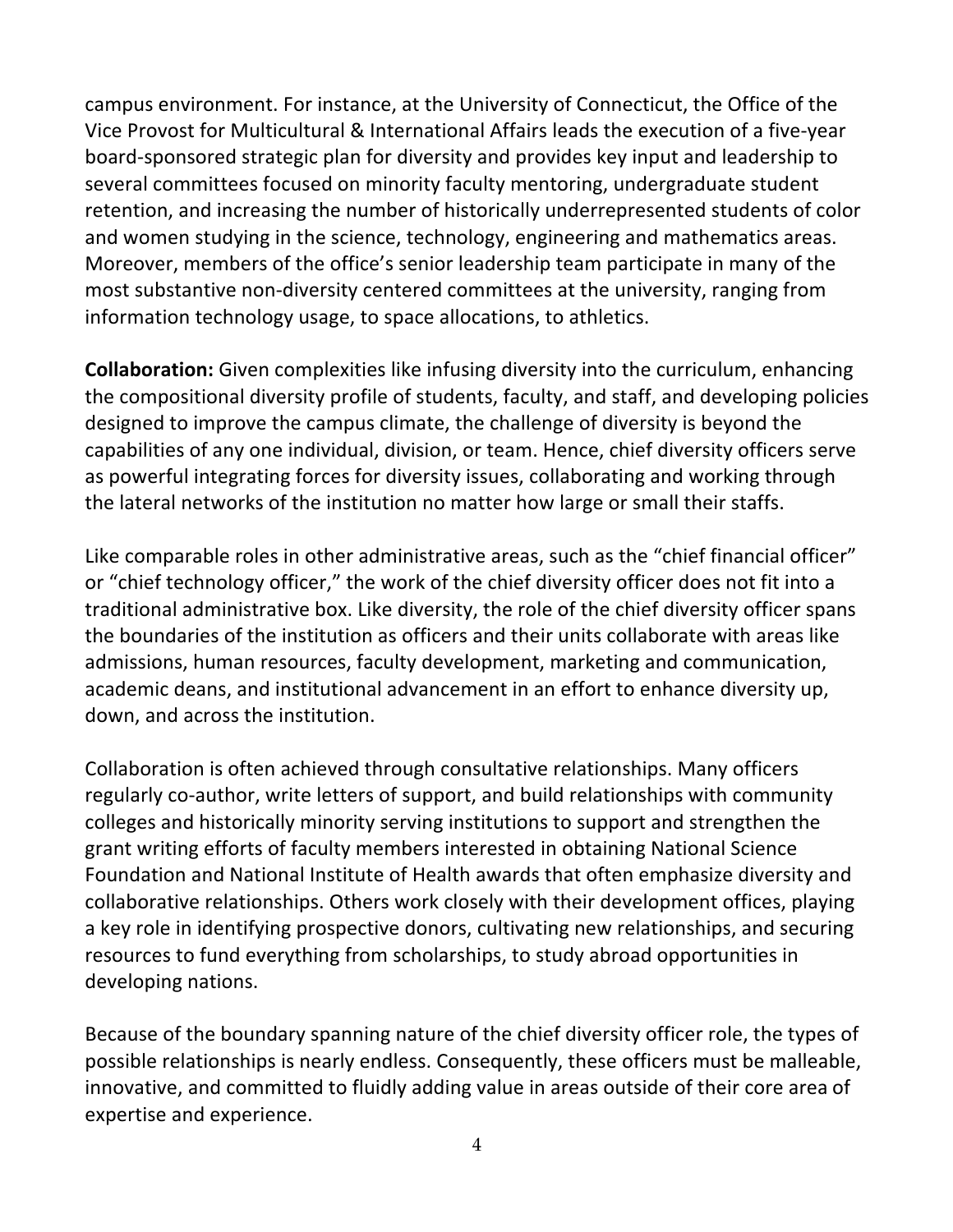campus environment. For instance, at the University of Connecticut, the Office of the Vice Provost for Multicultural & International Affairs leads the execution of a five-year board-sponsored strategic plan for diversity and provides key input and leadership to several committees focused on minority faculty mentoring, undergraduate student retention, and increasing the number of historically underrepresented students of color and women studying in the science, technology, engineering and mathematics areas. Moreover, members of the office's senior leadership team participate in many of the most substantive non-diversity centered committees at the university, ranging from information technology usage, to space allocations, to athletics.

**Collaboration:** Given complexities like infusing diversity into the curriculum, enhancing the compositional diversity profile of students, faculty, and staff, and developing policies designed to improve the campus climate, the challenge of diversity is beyond the capabilities of any one individual, division, or team. Hence, chief diversity officers serve as powerful integrating forces for diversity issues, collaborating and working through the lateral networks of the institution no matter how large or small their staffs.

Like comparable roles in other administrative areas, such as the "chief financial officer" or "chief technology officer," the work of the chief diversity officer does not fit into a traditional administrative box. Like diversity, the role of the chief diversity officer spans the boundaries of the institution as officers and their units collaborate with areas like admissions, human resources, faculty development, marketing and communication, academic deans, and institutional advancement in an effort to enhance diversity up, down, and across the institution.

Collaboration is often achieved through consultative relationships. Many officers regularly co-author, write letters of support, and build relationships with community colleges and historically minority serving institutions to support and strengthen the grant writing efforts of faculty members interested in obtaining National Science Foundation and National Institute of Health awards that often emphasize diversity and collaborative relationships. Others work closely with their development offices, playing a key role in identifying prospective donors, cultivating new relationships, and securing resources to fund everything from scholarships, to study abroad opportunities in developing nations.

Because of the boundary spanning nature of the chief diversity officer role, the types of possible relationships is nearly endless. Consequently, these officers must be malleable, innovative, and committed to fluidly adding value in areas outside of their core area of expertise and experience.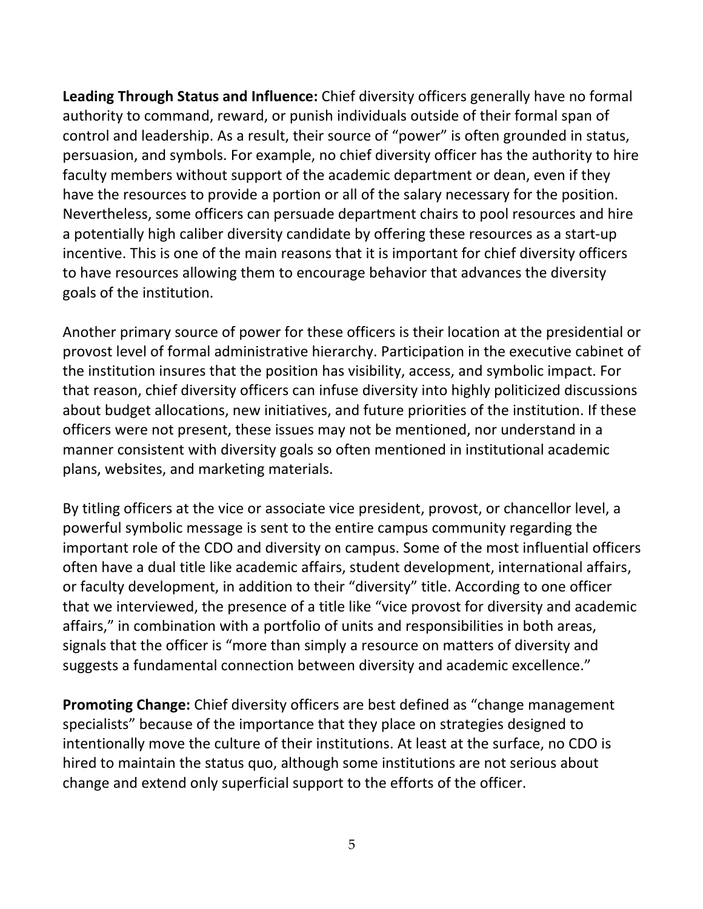**Leading Through Status and Influence:** Chief diversity officers generally have no formal authority to command, reward, or punish individuals outside of their formal span of control and leadership. As a result, their source of "power" is often grounded in status, persuasion, and symbols. For example, no chief diversity officer has the authority to hire faculty members without support of the academic department or dean, even if they have the resources to provide a portion or all of the salary necessary for the position. Nevertheless, some officers can persuade department chairs to pool resources and hire a potentially high caliber diversity candidate by offering these resources as a start-up incentive. This is one of the main reasons that it is important for chief diversity officers to have resources allowing them to encourage behavior that advances the diversity goals of the institution.

Another primary source of power for these officers is their location at the presidential or provost level of formal administrative hierarchy. Participation in the executive cabinet of the institution insures that the position has visibility, access, and symbolic impact. For that reason, chief diversity officers can infuse diversity into highly politicized discussions about budget allocations, new initiatives, and future priorities of the institution. If these officers were not present, these issues may not be mentioned, nor understand in a manner consistent with diversity goals so often mentioned in institutional academic plans, websites, and marketing materials.

By titling officers at the vice or associate vice president, provost, or chancellor level, a powerful symbolic message is sent to the entire campus community regarding the important role of the CDO and diversity on campus. Some of the most influential officers often have a dual title like academic affairs, student development, international affairs, or faculty development, in addition to their "diversity" title. According to one officer that we interviewed, the presence of a title like "vice provost for diversity and academic affairs," in combination with a portfolio of units and responsibilities in both areas, signals that the officer is "more than simply a resource on matters of diversity and suggests a fundamental connection between diversity and academic excellence."

**Promoting Change:** Chief diversity officers are best defined as "change management specialists" because of the importance that they place on strategies designed to intentionally move the culture of their institutions. At least at the surface, no CDO is hired to maintain the status quo, although some institutions are not serious about change and extend only superficial support to the efforts of the officer.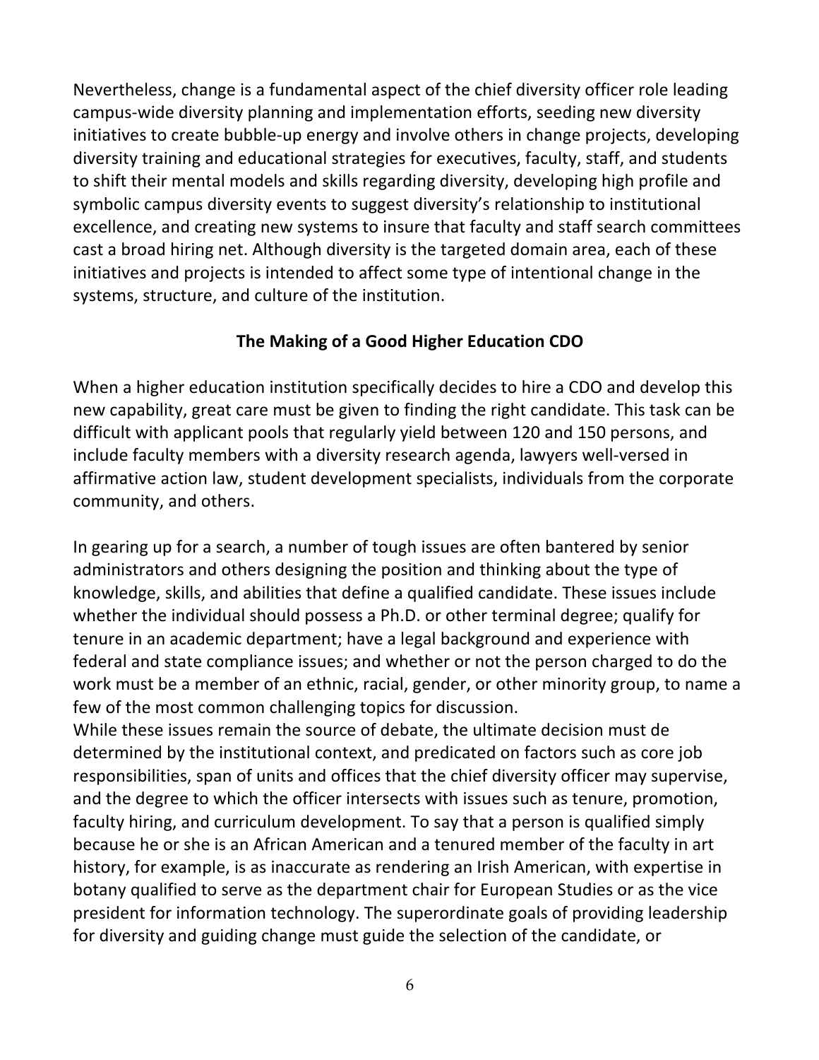Nevertheless, change is a fundamental aspect of the chief diversity officer role leading campus-wide diversity planning and implementation efforts, seeding new diversity initiatives to create bubble-up energy and involve others in change projects, developing diversity training and educational strategies for executives, faculty, staff, and students to shift their mental models and skills regarding diversity, developing high profile and symbolic campus diversity events to suggest diversity's relationship to institutional excellence, and creating new systems to insure that faculty and staff search committees cast a broad hiring net. Although diversity is the targeted domain area, each of these initiatives and projects is intended to affect some type of intentional change in the systems, structure, and culture of the institution.

## The Making of a Good Higher Education CDO

When a higher education institution specifically decides to hire a CDO and develop this new capability, great care must be given to finding the right candidate. This task can be difficult with applicant pools that regularly yield between 120 and 150 persons, and include faculty members with a diversity research agenda, lawyers well-versed in affirmative action law, student development specialists, individuals from the corporate community, and others.

In gearing up for a search, a number of tough issues are often bantered by senior administrators and others designing the position and thinking about the type of knowledge, skills, and abilities that define a qualified candidate. These issues include whether the individual should possess a Ph.D. or other terminal degree; qualify for tenure in an academic department; have a legal background and experience with federal and state compliance issues; and whether or not the person charged to do the work must be a member of an ethnic, racial, gender, or other minority group, to name a few of the most common challenging topics for discussion.

While these issues remain the source of debate, the ultimate decision must de determined by the institutional context, and predicated on factors such as core job responsibilities, span of units and offices that the chief diversity officer may supervise, and the degree to which the officer intersects with issues such as tenure, promotion, faculty hiring, and curriculum development. To say that a person is qualified simply because he or she is an African American and a tenured member of the faculty in art history, for example, is as inaccurate as rendering an Irish American, with expertise in botany qualified to serve as the department chair for European Studies or as the vice president for information technology. The superordinate goals of providing leadership for diversity and guiding change must guide the selection of the candidate, or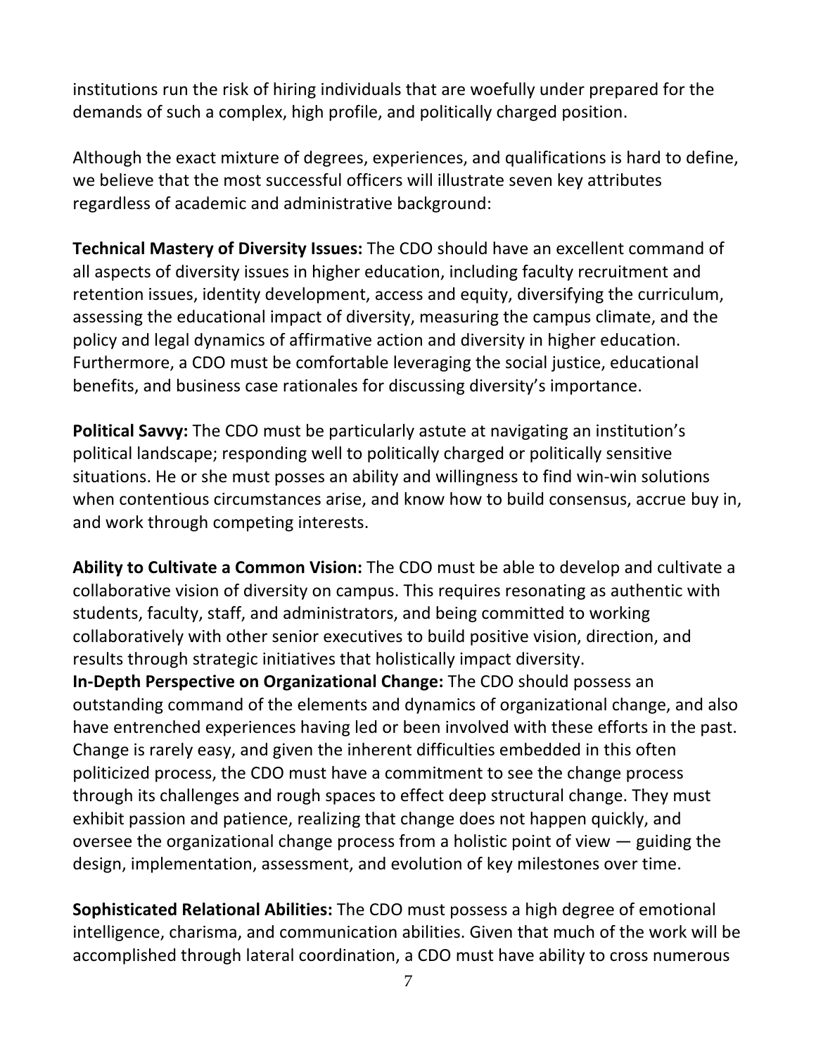institutions run the risk of hiring individuals that are woefully under prepared for the demands of such a complex, high profile, and politically charged position.

Although the exact mixture of degrees, experiences, and qualifications is hard to define, we believe that the most successful officers will illustrate seven key attributes regardless of academic and administrative background:

**Technical Mastery of Diversity Issues:** The CDO should have an excellent command of all aspects of diversity issues in higher education, including faculty recruitment and retention issues, identity development, access and equity, diversifying the curriculum, assessing the educational impact of diversity, measuring the campus climate, and the policy and legal dynamics of affirmative action and diversity in higher education. Furthermore, a CDO must be comfortable leveraging the social justice, educational benefits, and business case rationales for discussing diversity's importance.

**Political Savvy:** The CDO must be particularly astute at navigating an institution's political landscape; responding well to politically charged or politically sensitive situations. He or she must posses an ability and willingness to find win-win solutions when contentious circumstances arise, and know how to build consensus, accrue buy in, and work through competing interests.

**Ability to Cultivate a Common Vision:** The CDO must be able to develop and cultivate a collaborative vision of diversity on campus. This requires resonating as authentic with students, faculty, staff, and administrators, and being committed to working collaboratively with other senior executives to build positive vision, direction, and results through strategic initiatives that holistically impact diversity.

**In-Depth Perspective on Organizational Change:** The CDO should possess an outstanding command of the elements and dynamics of organizational change, and also have entrenched experiences having led or been involved with these efforts in the past. Change is rarely easy, and given the inherent difficulties embedded in this often politicized process, the CDO must have a commitment to see the change process through its challenges and rough spaces to effect deep structural change. They must exhibit passion and patience, realizing that change does not happen quickly, and oversee the organizational change process from a holistic point of view — guiding the design, implementation, assessment, and evolution of key milestones over time.

**Sophisticated Relational Abilities:** The CDO must possess a high degree of emotional intelligence, charisma, and communication abilities. Given that much of the work will be accomplished through lateral coordination, a CDO must have ability to cross numerous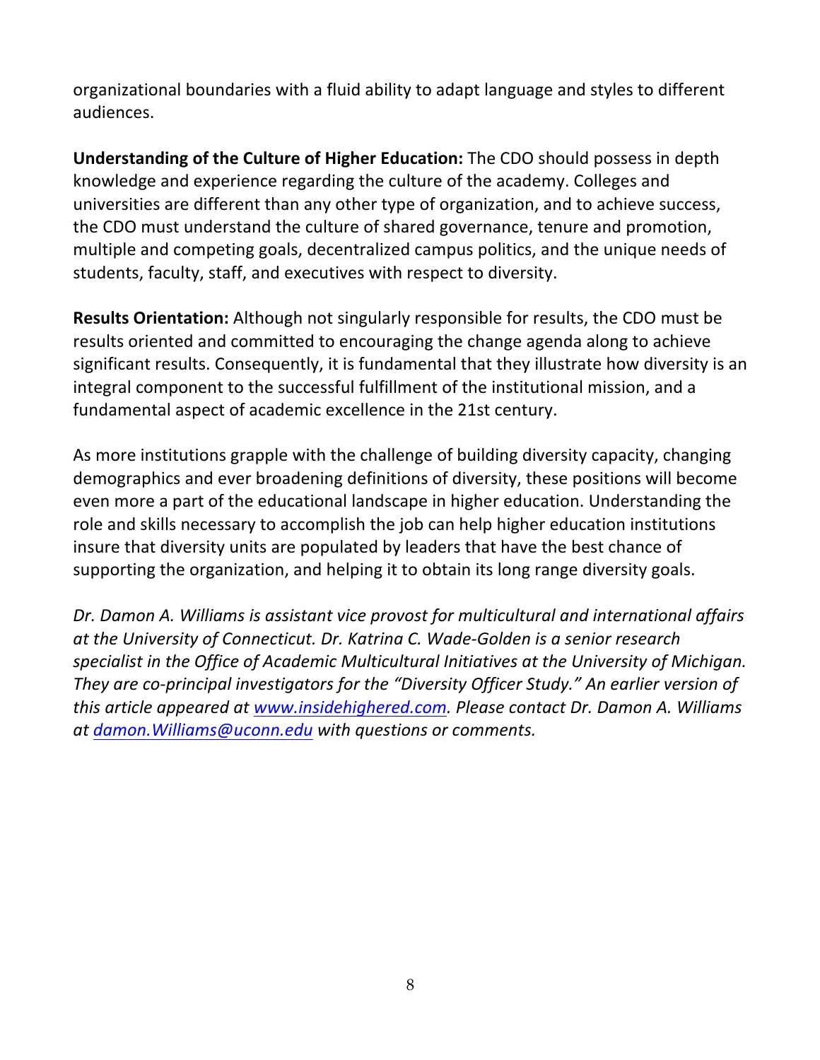organizational boundaries with a fluid ability to adapt language and styles to different audiences.

**Understanding of the Culture of Higher Education:** The CDO should possess in depth knowledge and experience regarding the culture of the academy. Colleges and universities are different than any other type of organization, and to achieve success, the CDO must understand the culture of shared governance, tenure and promotion, multiple and competing goals, decentralized campus politics, and the unique needs of students, faculty, staff, and executives with respect to diversity.

**Results Orientation:** Although not singularly responsible for results, the CDO must be results oriented and committed to encouraging the change agenda along to achieve significant results. Consequently, it is fundamental that they illustrate how diversity is an integral component to the successful fulfillment of the institutional mission, and a fundamental aspect of academic excellence in the 21st century.

As more institutions grapple with the challenge of building diversity capacity, changing demographics and ever broadening definitions of diversity, these positions will become even more a part of the educational landscape in higher education. Understanding the role and skills necessary to accomplish the job can help higher education institutions insure that diversity units are populated by leaders that have the best chance of supporting the organization, and helping it to obtain its long range diversity goals.

*Dr. Damon A. Williams is assistant vice provost for multicultural and international affairs at the University of Connecticut. Dr. Katrina C. Wade-Golden is a senior research specialist in the Office of Academic Multicultural Initiatives at the University of Michigan. They are co-principal investigators for the "Diversity Officer Study." An earlier version of this article appeared at [www.insidehighered.com](www.insidehighered.com). Please contact Dr. Damon A. Williams at [damon.Williams@uconn.edu](mailto:damon.Williams@uconn.edu) with questions or comments.*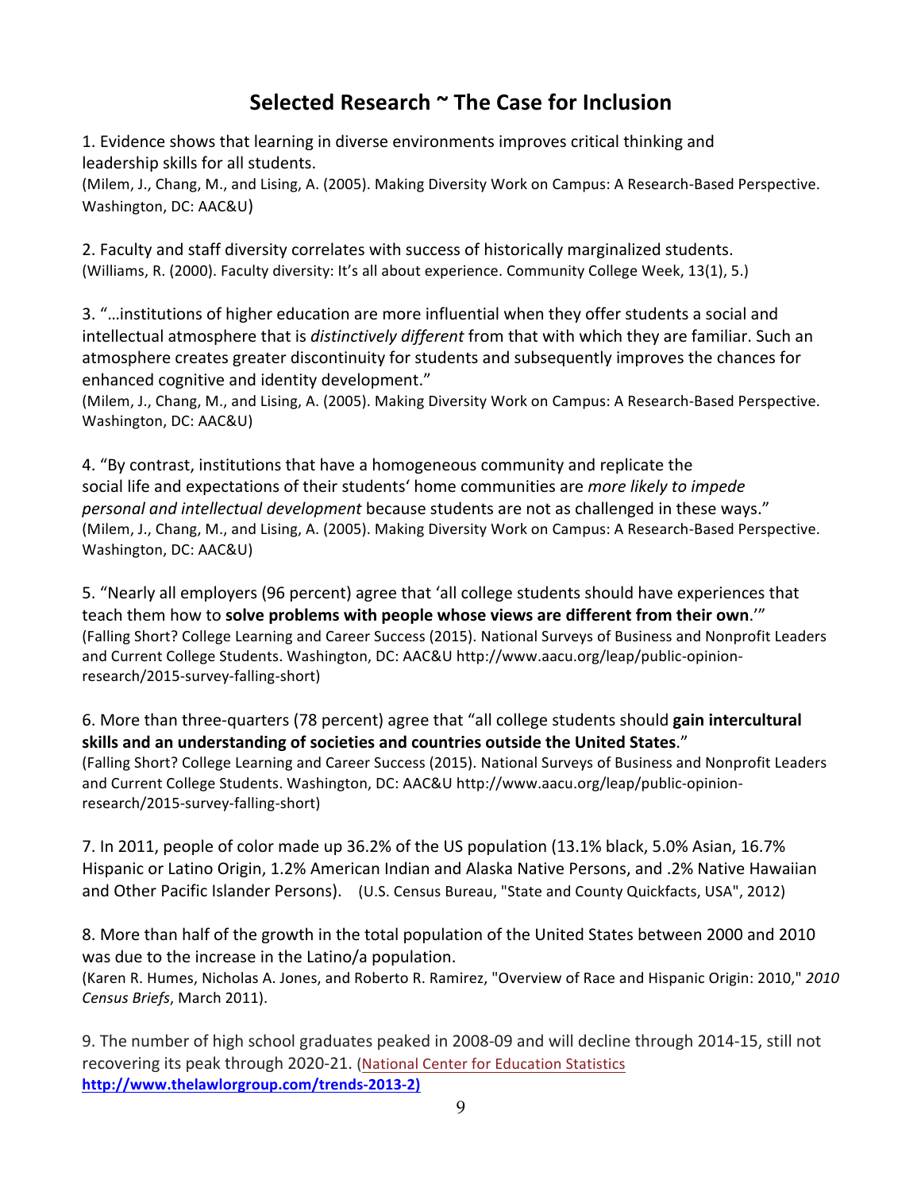## Selected Research ~ The Case for Inclusion

1. Evidence shows that learning in diverse environments improves critical thinking and leadership skills for all students.
(Milem, J., Chang, M., and Lising, A. (2005). Making Diversity Work on Campus: A Research-Based Perspective. Washington, DC: AAC&U)

2. Faculty and staff diversity correlates with success of historically marginalized students.
(Williams, R. (2000). Faculty diversity: It's all about experience. Community College Week, 13(1), 5.)

3. "…institutions of higher education are more influential when they offer students a social and intellectual atmosphere that is *distinctively different* from that with which they are familiar. Such an atmosphere creates greater discontinuity for students and subsequently improves the chances for enhanced cognitive and identity development."
(Milem, J., Chang, M., and Lising, A. (2005). Making Diversity Work on Campus: A Research-Based Perspective. Washington, DC: AAC&U)

4. "By contrast, institutions that have a homogeneous community and replicate the social life and expectations of their students' home communities are *more likely to impede personal and intellectual development* because students are not as challenged in these ways."
(Milem, J., Chang, M., and Lising, A. (2005). Making Diversity Work on Campus: A Research-Based Perspective. Washington, DC: AAC&U)

5. "Nearly all employers (96 percent) agree that 'all college students should have experiences that teach them how to **solve problems with people whose views are different from their own**.'"
(Falling Short? College Learning and Career Success (2015). National Surveys of Business and Nonprofit Leaders and Current College Students. Washington, DC: AAC&U http://www.aacu.org/leap/public-opinion-research/2015-survey-falling-short)

6. More than three-quarters (78 percent) agree that "all college students should **gain intercultural skills and an understanding of societies and countries outside the United States**."
(Falling Short? College Learning and Career Success (2015). National Surveys of Business and Nonprofit Leaders and Current College Students. Washington, DC: AAC&U http://www.aacu.org/leap/public-opinion-research/2015-survey-falling-short)

7. In 2011, people of color made up 36.2% of the US population (13.1% black, 5.0% Asian, 16.7% Hispanic or Latino Origin, 1.2% American Indian and Alaska Native Persons, and .2% Native Hawaiian and Other Pacific Islander Persons). (U.S. Census Bureau, "State and County Quickfacts, USA", 2012)

8. More than half of the growth in the total population of the United States between 2000 and 2010 was due to the increase in the Latino/a population.
(Karen R. Humes, Nicholas A. Jones, and Roberto R. Ramirez, "Overview of Race and Hispanic Origin: 2010," *2010 Census Briefs*, March 2011).

9. The number of high school graduates peaked in 2008-09 and will decline through 2014-15, still not recovering its peak through 2020-21. (National Center for Education Statistics **http://www.thelawlorgroup.com/trends-2013-2)**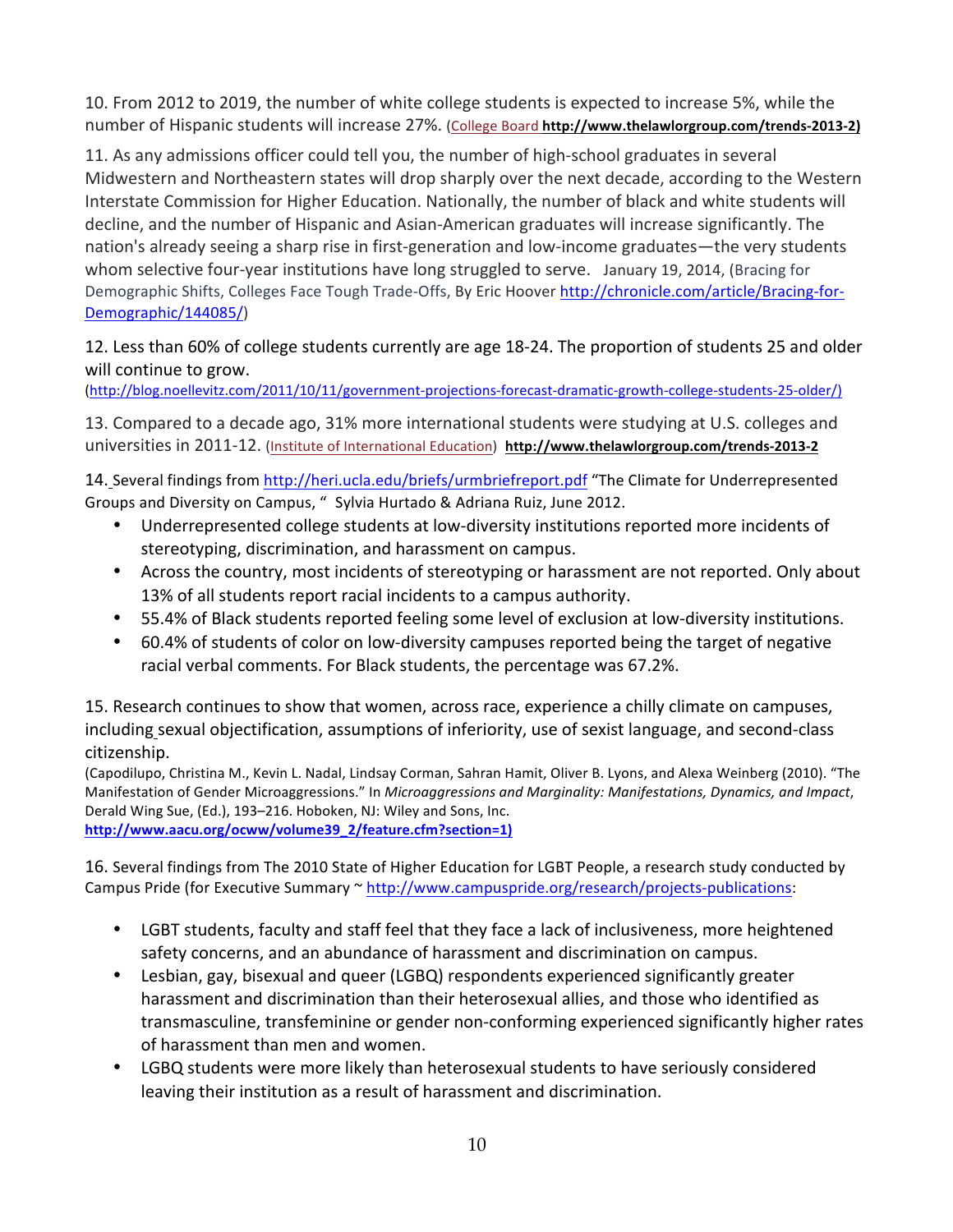10. From 2012 to 2019, the number of white college students is expected to increase 5%, while the number of Hispanic students will increase 27%. (College Board **http://www.thelawlorgroup.com/trends-2013-2)**

11. As any admissions officer could tell you, the number of high-school graduates in several Midwestern and Northeastern states will drop sharply over the next decade, according to the Western Interstate Commission for Higher Education. Nationally, the number of black and white students will decline, and the number of Hispanic and Asian-American graduates will increase significantly. The nation's already seeing a sharp rise in first-generation and low-income graduates—the very students whom selective four-year institutions have long struggled to serve. January 19, 2014, (Bracing for Demographic Shifts, Colleges Face Tough Trade-Offs, By Eric Hoover http://chronicle.com/article/Bracing-for-Demographic/144085/)

12. Less than 60% of college students currently are age 18-24. The proportion of students 25 and older will continue to grow.
(http://blog.noellevitz.com/2011/10/11/government-projections-forecast-dramatic-growth-college-students-25-older/)

13. Compared to a decade ago, 31% more international students were studying at U.S. colleges and universities in 2011-12. (Institute of International Education) **http://www.thelawlorgroup.com/trends-2013-2**

14. Several findings from http://heri.ucla.edu/briefs/urmbriefreport.pdf "The Climate for Underrepresented Groups and Diversity on Campus, " Sylvia Hurtado & Adriana Ruiz, June 2012.

- Underrepresented college students at low-diversity institutions reported more incidents of stereotyping, discrimination, and harassment on campus.
- Across the country, most incidents of stereotyping or harassment are not reported. Only about 13% of all students report racial incidents to a campus authority.
- 55.4% of Black students reported feeling some level of exclusion at low-diversity institutions.
- 60.4% of students of color on low-diversity campuses reported being the target of negative racial verbal comments. For Black students, the percentage was 67.2%.

15. Research continues to show that women, across race, experience a chilly climate on campuses, including sexual objectification, assumptions of inferiority, use of sexist language, and second-class citizenship.
(Capodilupo, Christina M., Kevin L. Nadal, Lindsay Corman, Sahran Hamit, Oliver B. Lyons, and Alexa Weinberg (2010). "The Manifestation of Gender Microaggressions." In *Microaggressions and Marginality: Manifestations, Dynamics, and Impact*, Derald Wing Sue, (Ed.), 193–216. Hoboken, NJ: Wiley and Sons, Inc.
**http://www.aacu.org/ocww/volume39_2/feature.cfm?section=1)**

16. Several findings from The 2010 State of Higher Education for LGBT People, a research study conducted by Campus Pride (for Executive Summary ~ http://www.campuspride.org/research/projects-publications:

- LGBT students, faculty and staff feel that they face a lack of inclusiveness, more heightened safety concerns, and an abundance of harassment and discrimination on campus.
- Lesbian, gay, bisexual and queer (LGBQ) respondents experienced significantly greater harassment and discrimination than their heterosexual allies, and those who identified as transmasculine, transfeminine or gender non-conforming experienced significantly higher rates of harassment than men and women.
- LGBQ students were more likely than heterosexual students to have seriously considered leaving their institution as a result of harassment and discrimination.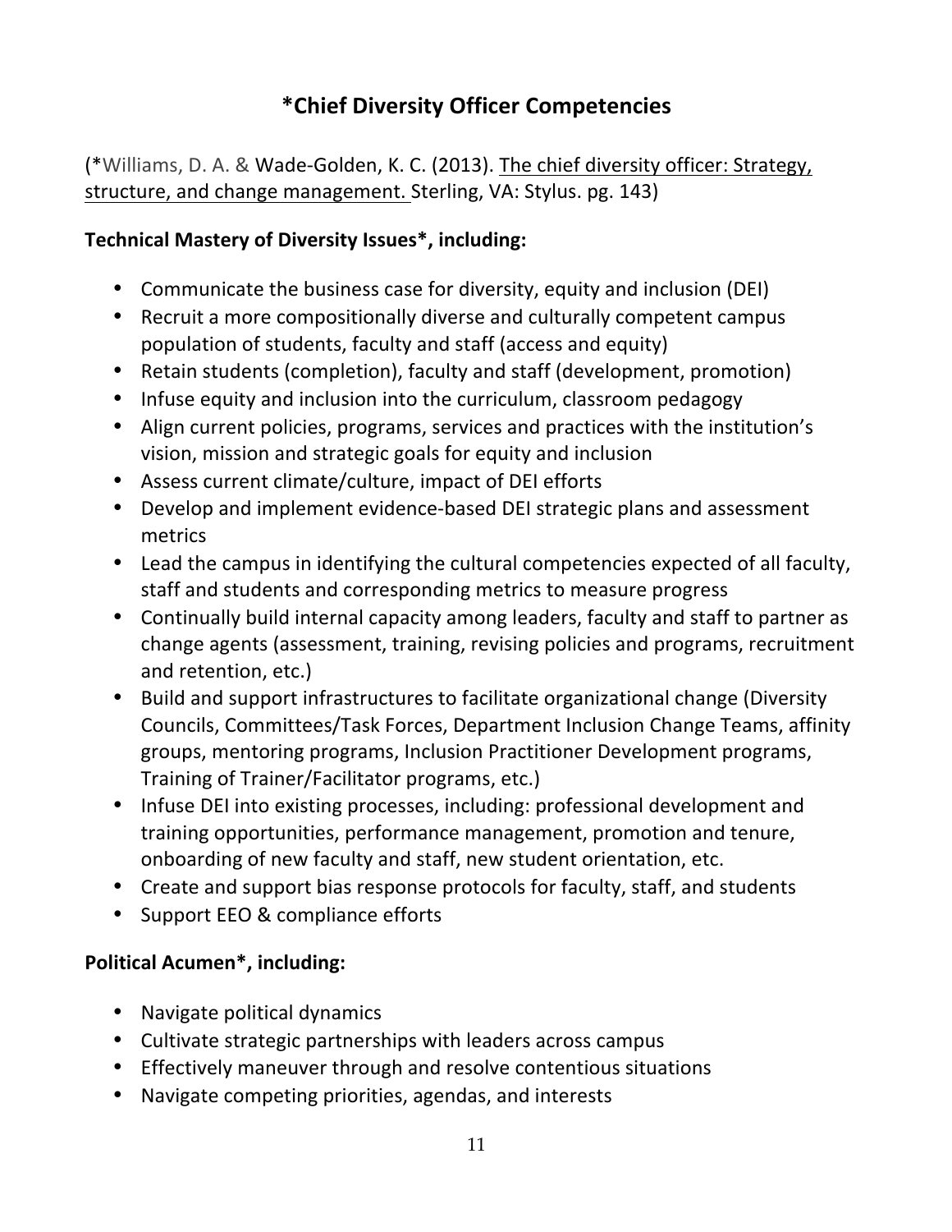# *Chief Diversity Officer Competencies

(*Williams, D. A. & Wade-Golden, K. C. (2013). The chief diversity officer: Strategy, structure, and change management. Sterling, VA: Stylus. pg. 143)

**Technical Mastery of Diversity Issues*, including:**

- Communicate the business case for diversity, equity and inclusion (DEI)
- Recruit a more compositionally diverse and culturally competent campus population of students, faculty and staff (access and equity)
- Retain students (completion), faculty and staff (development, promotion)
- Infuse equity and inclusion into the curriculum, classroom pedagogy
- Align current policies, programs, services and practices with the institution's vision, mission and strategic goals for equity and inclusion
- Assess current climate/culture, impact of DEI efforts
- Develop and implement evidence-based DEI strategic plans and assessment metrics
- Lead the campus in identifying the cultural competencies expected of all faculty, staff and students and corresponding metrics to measure progress
- Continually build internal capacity among leaders, faculty and staff to partner as change agents (assessment, training, revising policies and programs, recruitment and retention, etc.)
- Build and support infrastructures to facilitate organizational change (Diversity Councils, Committees/Task Forces, Department Inclusion Change Teams, affinity groups, mentoring programs, Inclusion Practitioner Development programs, Training of Trainer/Facilitator programs, etc.)
- Infuse DEI into existing processes, including: professional development and training opportunities, performance management, promotion and tenure, onboarding of new faculty and staff, new student orientation, etc.
- Create and support bias response protocols for faculty, staff, and students
- Support EEO & compliance efforts

**Political Acumen*, including:**

- Navigate political dynamics
- Cultivate strategic partnerships with leaders across campus
- Effectively maneuver through and resolve contentious situations
- Navigate competing priorities, agendas, and interests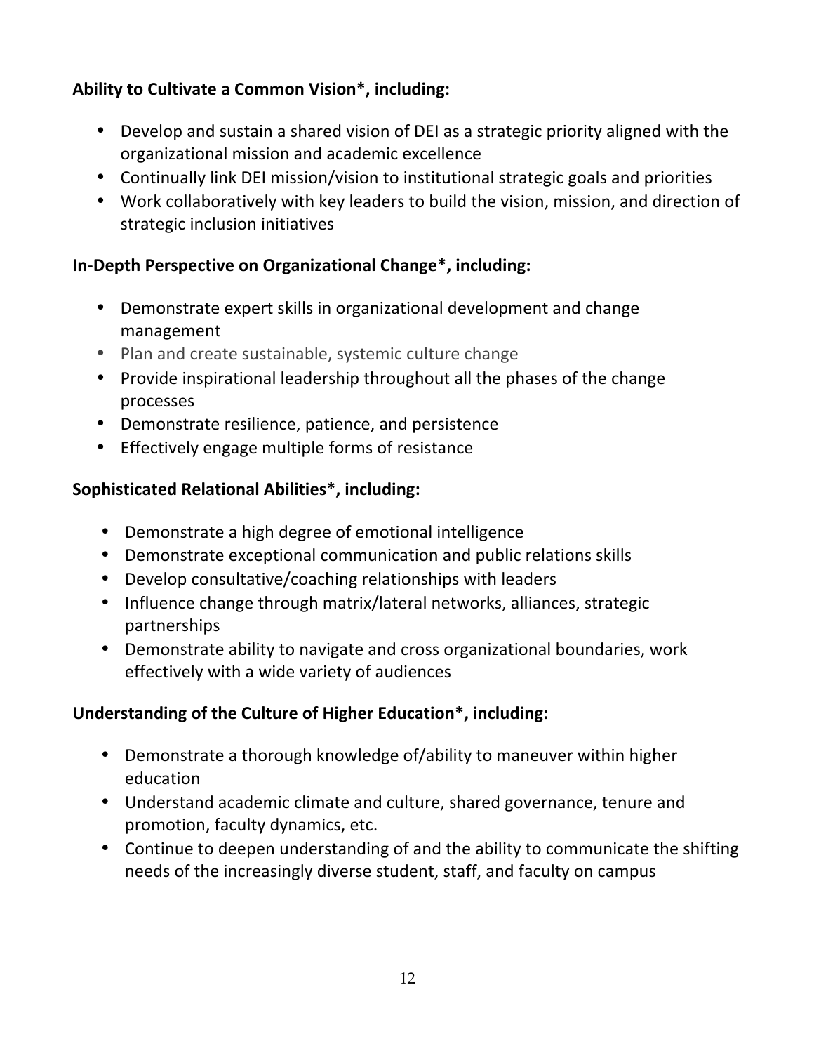**Ability to Cultivate a Common Vision*, including:**

- Develop and sustain a shared vision of DEI as a strategic priority aligned with the organizational mission and academic excellence
- Continually link DEI mission/vision to institutional strategic goals and priorities
- Work collaboratively with key leaders to build the vision, mission, and direction of strategic inclusion initiatives

**In-Depth Perspective on Organizational Change*, including:**

- Demonstrate expert skills in organizational development and change management
- Plan and create sustainable, systemic culture change
- Provide inspirational leadership throughout all the phases of the change processes
- Demonstrate resilience, patience, and persistence
- Effectively engage multiple forms of resistance

**Sophisticated Relational Abilities*, including:**

- Demonstrate a high degree of emotional intelligence
- Demonstrate exceptional communication and public relations skills
- Develop consultative/coaching relationships with leaders
- Influence change through matrix/lateral networks, alliances, strategic partnerships
- Demonstrate ability to navigate and cross organizational boundaries, work effectively with a wide variety of audiences

**Understanding of the Culture of Higher Education*, including:**

- Demonstrate a thorough knowledge of/ability to maneuver within higher education
- Understand academic climate and culture, shared governance, tenure and promotion, faculty dynamics, etc.
- Continue to deepen understanding of and the ability to communicate the shifting needs of the increasingly diverse student, staff, and faculty on campus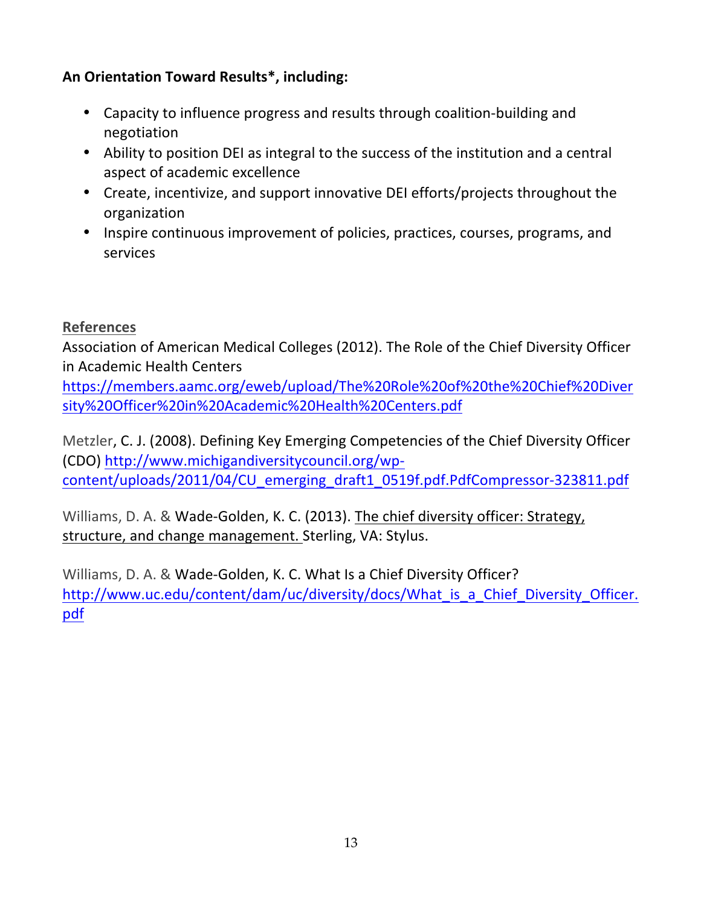**An Orientation Toward Results*, including:**

- Capacity to influence progress and results through coalition-building and negotiation
- Ability to position DEI as integral to the success of the institution and a central aspect of academic excellence
- Create, incentivize, and support innovative DEI efforts/projects throughout the organization
- Inspire continuous improvement of policies, practices, courses, programs, and services

## References

Association of American Medical Colleges (2012). The Role of the Chief Diversity Officer in Academic Health Centers https://members.aamc.org/eweb/upload/The%20Role%20of%20the%20Chief%20Diversity%20Officer%20in%20Academic%20Health%20Centers.pdf

Metzler, C. J. (2008). Defining Key Emerging Competencies of the Chief Diversity Officer (CDO) http://www.michigandiversitycouncil.org/wp-content/uploads/2011/04/CU_emerging_draft1_0519f.pdf.PdfCompressor-323811.pdf

Williams, D. A. & Wade-Golden, K. C. (2013). The chief diversity officer: Strategy, structure, and change management. Sterling, VA: Stylus.

Williams, D. A. & Wade-Golden, K. C. What Is a Chief Diversity Officer? http://www.uc.edu/content/dam/uc/diversity/docs/What_is_a_Chief_Diversity_Officer.pdf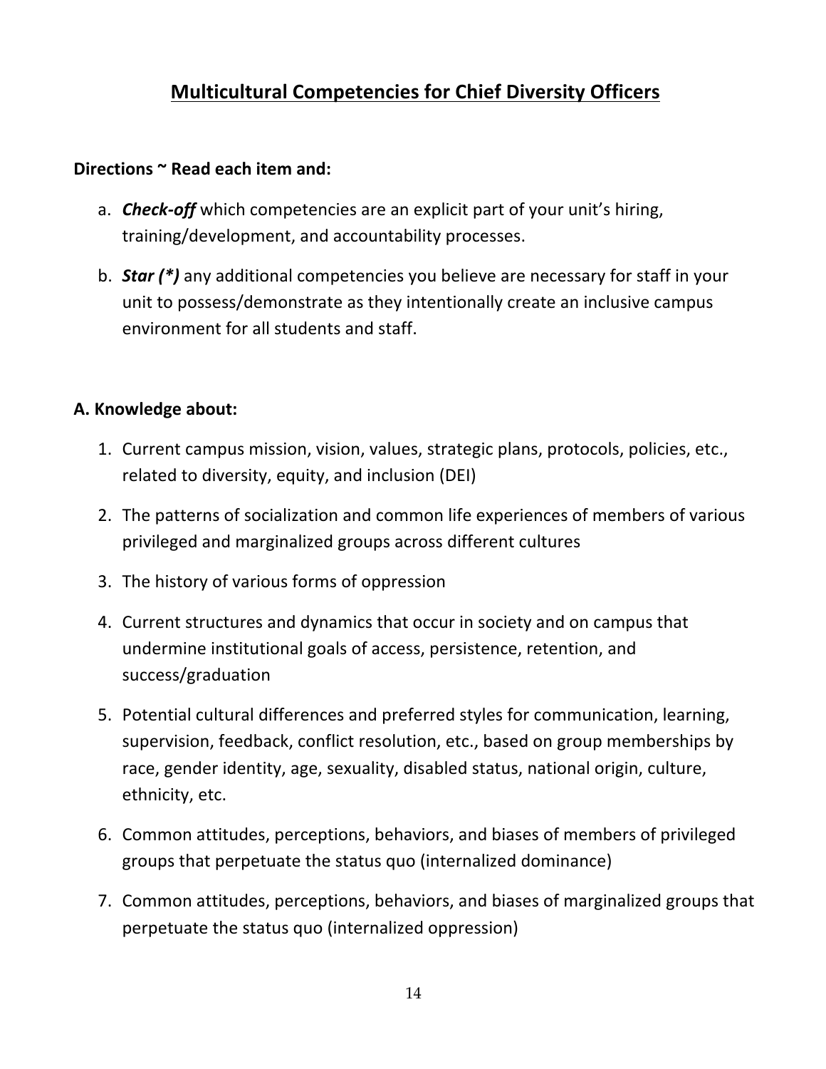# Multicultural Competencies for Chief Diversity Officers

**Directions ~ Read each item and:**

a. ***Check-off*** which competencies are an explicit part of your unit's hiring, training/development, and accountability processes.

b. ***Star (*)*** any additional competencies you believe are necessary for staff in your unit to possess/demonstrate as they intentionally create an inclusive campus environment for all students and staff.

**A. Knowledge about:**

1. Current campus mission, vision, values, strategic plans, protocols, policies, etc., related to diversity, equity, and inclusion (DEI)
2. The patterns of socialization and common life experiences of members of various privileged and marginalized groups across different cultures
3. The history of various forms of oppression
4. Current structures and dynamics that occur in society and on campus that undermine institutional goals of access, persistence, retention, and success/graduation
5. Potential cultural differences and preferred styles for communication, learning, supervision, feedback, conflict resolution, etc., based on group memberships by race, gender identity, age, sexuality, disabled status, national origin, culture, ethnicity, etc.
6. Common attitudes, perceptions, behaviors, and biases of members of privileged groups that perpetuate the status quo (internalized dominance)
7. Common attitudes, perceptions, behaviors, and biases of marginalized groups that perpetuate the status quo (internalized oppression)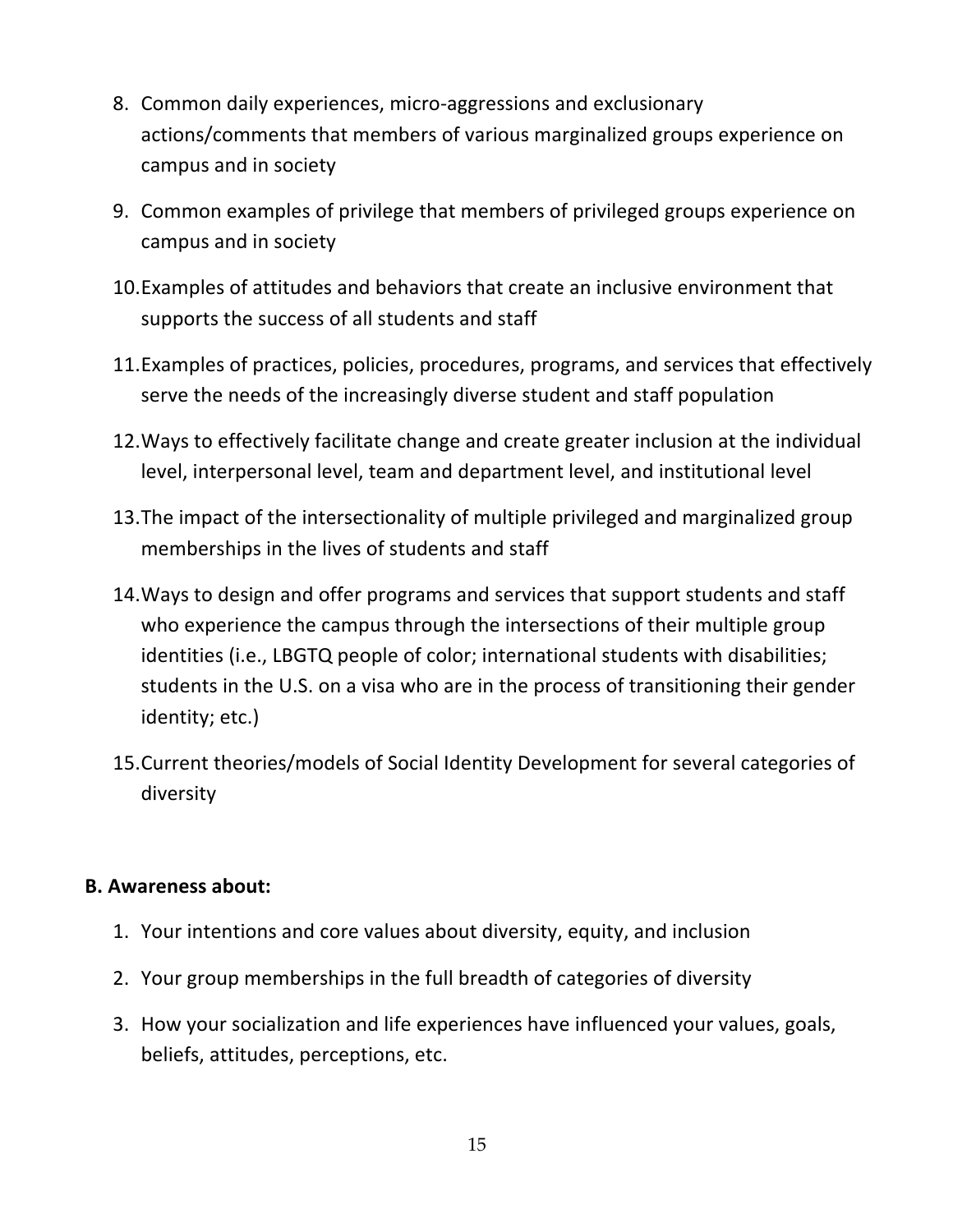8. Common daily experiences, micro-aggressions and exclusionary actions/comments that members of various marginalized groups experience on campus and in society

9. Common examples of privilege that members of privileged groups experience on campus and in society

10. Examples of attitudes and behaviors that create an inclusive environment that supports the success of all students and staff

11. Examples of practices, policies, procedures, programs, and services that effectively serve the needs of the increasingly diverse student and staff population

12. Ways to effectively facilitate change and create greater inclusion at the individual level, interpersonal level, team and department level, and institutional level

13. The impact of the intersectionality of multiple privileged and marginalized group memberships in the lives of students and staff

14. Ways to design and offer programs and services that support students and staff who experience the campus through the intersections of their multiple group identities (i.e., LBGTQ people of color; international students with disabilities; students in the U.S. on a visa who are in the process of transitioning their gender identity; etc.)

15. Current theories/models of Social Identity Development for several categories of diversity

**B. Awareness about:**

1. Your intentions and core values about diversity, equity, and inclusion

2. Your group memberships in the full breadth of categories of diversity

3. How your socialization and life experiences have influenced your values, goals, beliefs, attitudes, perceptions, etc.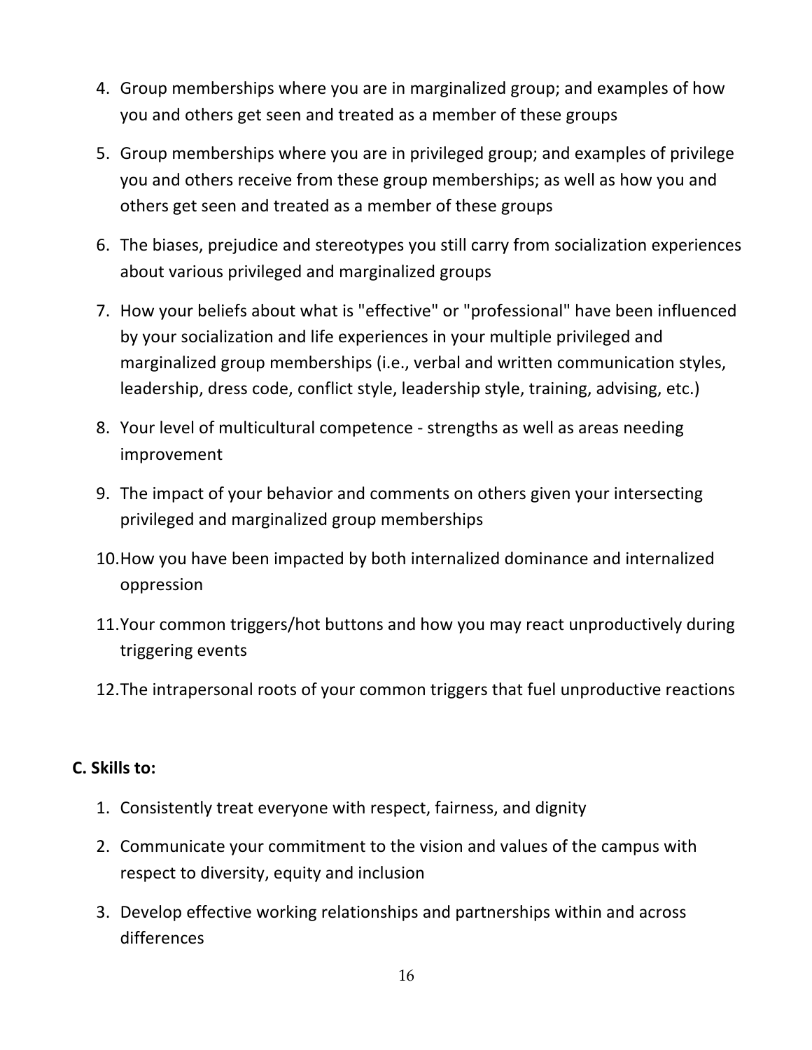4. Group memberships where you are in marginalized group; and examples of how you and others get seen and treated as a member of these groups
5. Group memberships where you are in privileged group; and examples of privilege you and others receive from these group memberships; as well as how you and others get seen and treated as a member of these groups
6. The biases, prejudice and stereotypes you still carry from socialization experiences about various privileged and marginalized groups
7. How your beliefs about what is "effective" or "professional" have been influenced by your socialization and life experiences in your multiple privileged and marginalized group memberships (i.e., verbal and written communication styles, leadership, dress code, conflict style, leadership style, training, advising, etc.)
8. Your level of multicultural competence - strengths as well as areas needing improvement
9. The impact of your behavior and comments on others given your intersecting privileged and marginalized group memberships
10. How you have been impacted by both internalized dominance and internalized oppression
11. Your common triggers/hot buttons and how you may react unproductively during triggering events
12. The intrapersonal roots of your common triggers that fuel unproductive reactions

**C. Skills to:**

1. Consistently treat everyone with respect, fairness, and dignity
2. Communicate your commitment to the vision and values of the campus with respect to diversity, equity and inclusion
3. Develop effective working relationships and partnerships within and across differences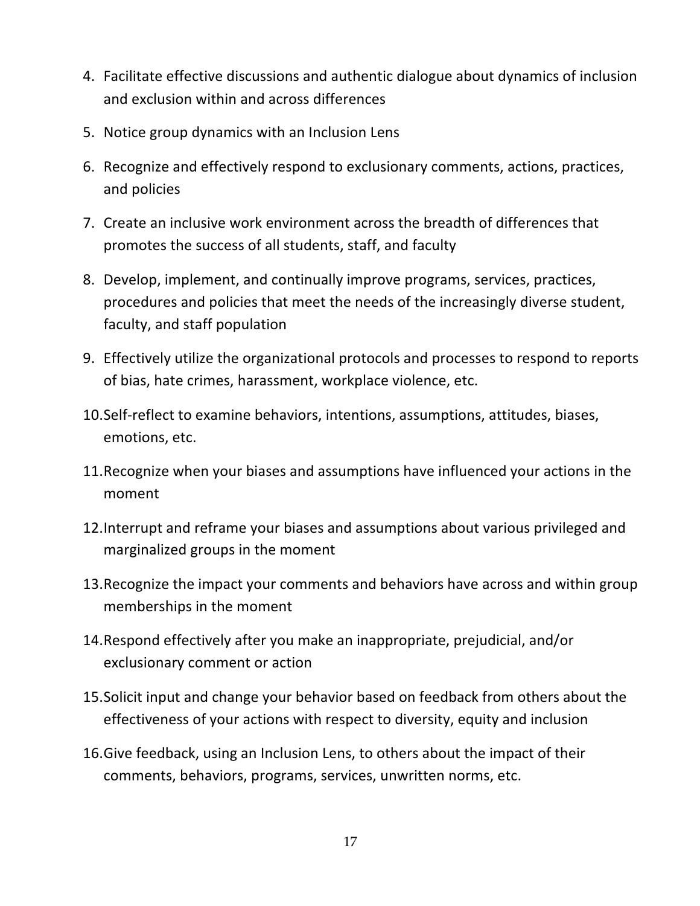4. Facilitate effective discussions and authentic dialogue about dynamics of inclusion and exclusion within and across differences
5. Notice group dynamics with an Inclusion Lens
6. Recognize and effectively respond to exclusionary comments, actions, practices, and policies
7. Create an inclusive work environment across the breadth of differences that promotes the success of all students, staff, and faculty
8. Develop, implement, and continually improve programs, services, practices, procedures and policies that meet the needs of the increasingly diverse student, faculty, and staff population
9. Effectively utilize the organizational protocols and processes to respond to reports of bias, hate crimes, harassment, workplace violence, etc.
10. Self-reflect to examine behaviors, intentions, assumptions, attitudes, biases, emotions, etc.
11. Recognize when your biases and assumptions have influenced your actions in the moment
12. Interrupt and reframe your biases and assumptions about various privileged and marginalized groups in the moment
13. Recognize the impact your comments and behaviors have across and within group memberships in the moment
14. Respond effectively after you make an inappropriate, prejudicial, and/or exclusionary comment or action
15. Solicit input and change your behavior based on feedback from others about the effectiveness of your actions with respect to diversity, equity and inclusion
16. Give feedback, using an Inclusion Lens, to others about the impact of their comments, behaviors, programs, services, unwritten norms, etc.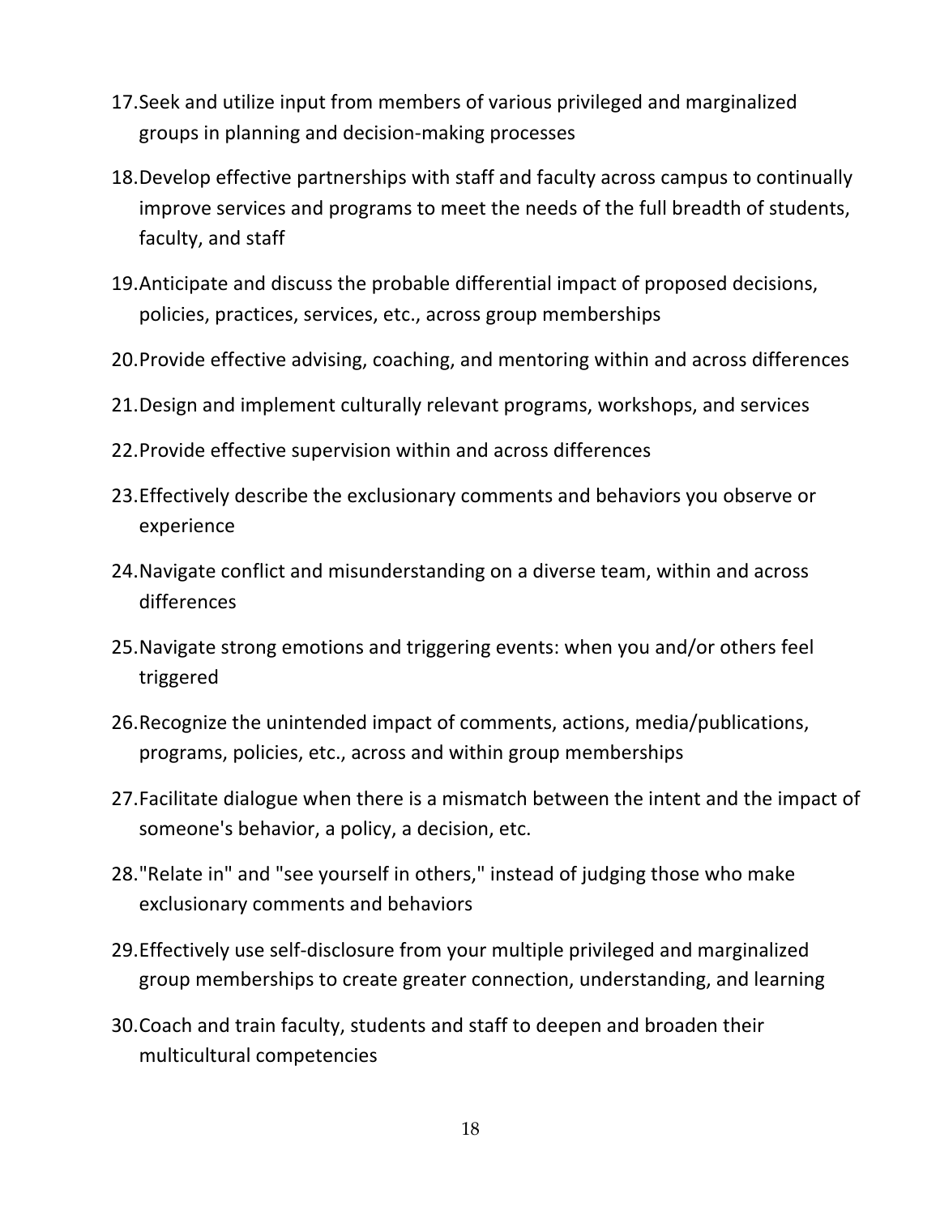17. Seek and utilize input from members of various privileged and marginalized groups in planning and decision-making processes
18. Develop effective partnerships with staff and faculty across campus to continually improve services and programs to meet the needs of the full breadth of students, faculty, and staff
19. Anticipate and discuss the probable differential impact of proposed decisions, policies, practices, services, etc., across group memberships
20. Provide effective advising, coaching, and mentoring within and across differences
21. Design and implement culturally relevant programs, workshops, and services
22. Provide effective supervision within and across differences
23. Effectively describe the exclusionary comments and behaviors you observe or experience
24. Navigate conflict and misunderstanding on a diverse team, within and across differences
25. Navigate strong emotions and triggering events: when you and/or others feel triggered
26. Recognize the unintended impact of comments, actions, media/publications, programs, policies, etc., across and within group memberships
27. Facilitate dialogue when there is a mismatch between the intent and the impact of someone's behavior, a policy, a decision, etc.
28. "Relate in" and "see yourself in others," instead of judging those who make exclusionary comments and behaviors
29. Effectively use self-disclosure from your multiple privileged and marginalized group memberships to create greater connection, understanding, and learning
30. Coach and train faculty, students and staff to deepen and broaden their multicultural competencies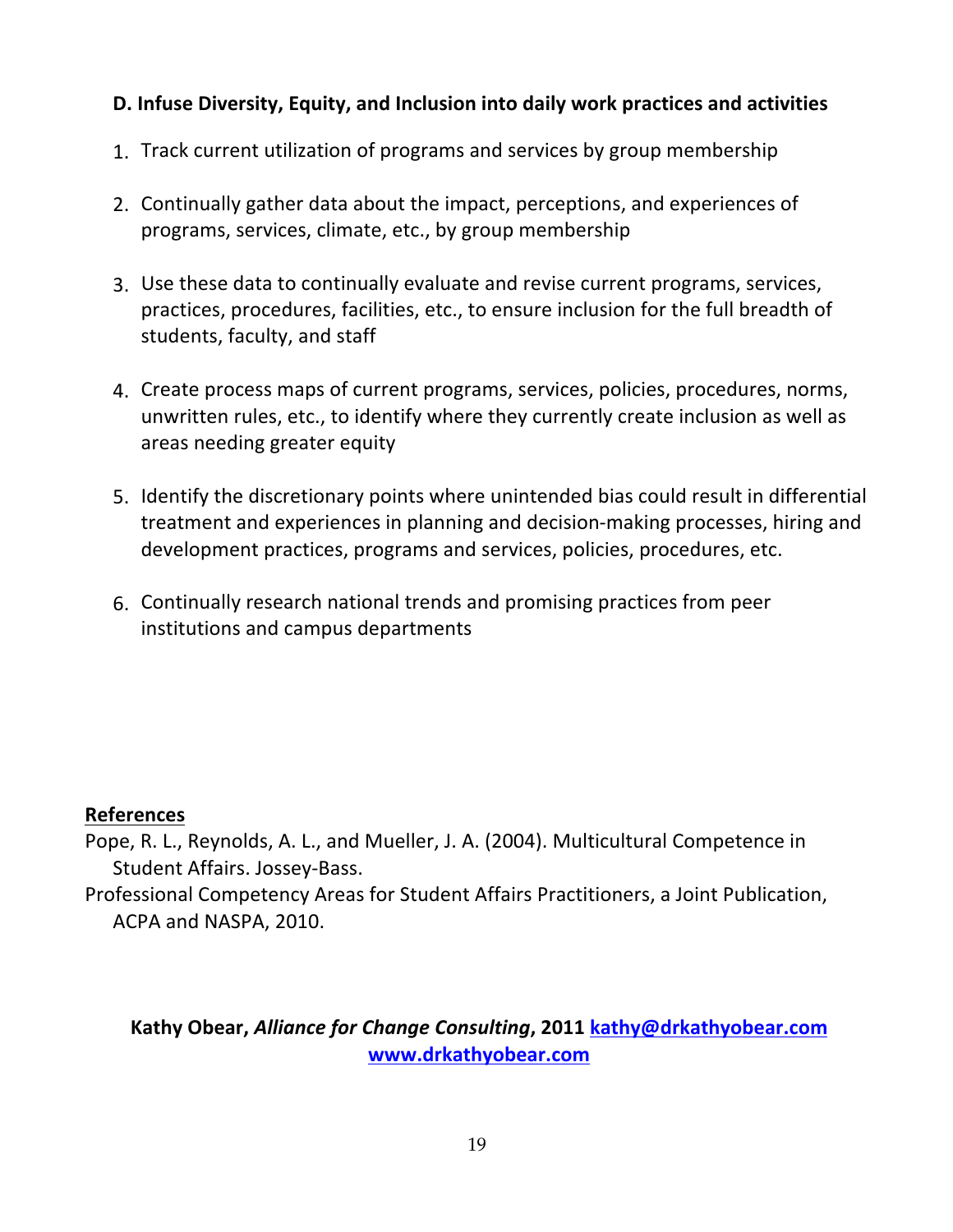**D. Infuse Diversity, Equity, and Inclusion into daily work practices and activities**

1. Track current utilization of programs and services by group membership

2. Continually gather data about the impact, perceptions, and experiences of programs, services, climate, etc., by group membership

3. Use these data to continually evaluate and revise current programs, services, practices, procedures, facilities, etc., to ensure inclusion for the full breadth of students, faculty, and staff

4. Create process maps of current programs, services, policies, procedures, norms, unwritten rules, etc., to identify where they currently create inclusion as well as areas needing greater equity

5. Identify the discretionary points where unintended bias could result in differential treatment and experiences in planning and decision-making processes, hiring and development practices, programs and services, policies, procedures, etc.

6. Continually research national trends and promising practices from peer institutions and campus departments

**References**

Pope, R. L., Reynolds, A. L., and Mueller, J. A. (2004). Multicultural Competence in Student Affairs. Jossey-Bass.

Professional Competency Areas for Student Affairs Practitioners, a Joint Publication, ACPA and NASPA, 2010.

**Kathy Obear, *Alliance for Change Consulting*, 2011 kathy@drkathyobear.com www.drkathyobear.com**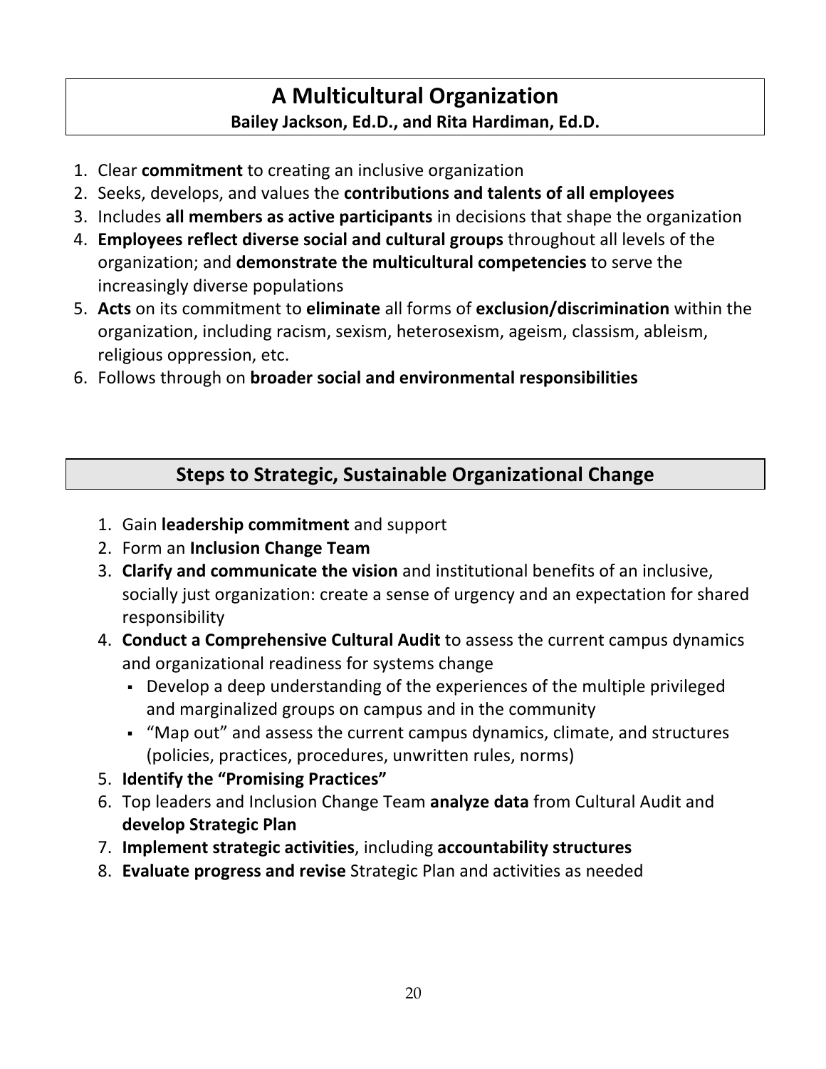## A Multicultural Organization

**Bailey Jackson, Ed.D., and Rita Hardiman, Ed.D.**

1. Clear **commitment** to creating an inclusive organization
2. Seeks, develops, and values the **contributions and talents of all employees**
3. Includes **all members as active participants** in decisions that shape the organization
4. **Employees reflect diverse social and cultural groups** throughout all levels of the organization; and **demonstrate the multicultural competencies** to serve the increasingly diverse populations
5. **Acts** on its commitment to **eliminate** all forms of **exclusion/discrimination** within the organization, including racism, sexism, heterosexism, ageism, classism, ableism, religious oppression, etc.
6. Follows through on **broader social and environmental responsibilities**

## Steps to Strategic, Sustainable Organizational Change

1. Gain **leadership commitment** and support
2. Form an **Inclusion Change Team**
3. **Clarify and communicate the vision** and institutional benefits of an inclusive, socially just organization: create a sense of urgency and an expectation for shared responsibility
4. **Conduct a Comprehensive Cultural Audit** to assess the current campus dynamics and organizational readiness for systems change
   - Develop a deep understanding of the experiences of the multiple privileged and marginalized groups on campus and in the community
   - "Map out" and assess the current campus dynamics, climate, and structures (policies, practices, procedures, unwritten rules, norms)
5. **Identify the "Promising Practices"**
6. Top leaders and Inclusion Change Team **analyze data** from Cultural Audit and **develop Strategic Plan**
7. **Implement strategic activities**, including **accountability structures**
8. **Evaluate progress and revise** Strategic Plan and activities as needed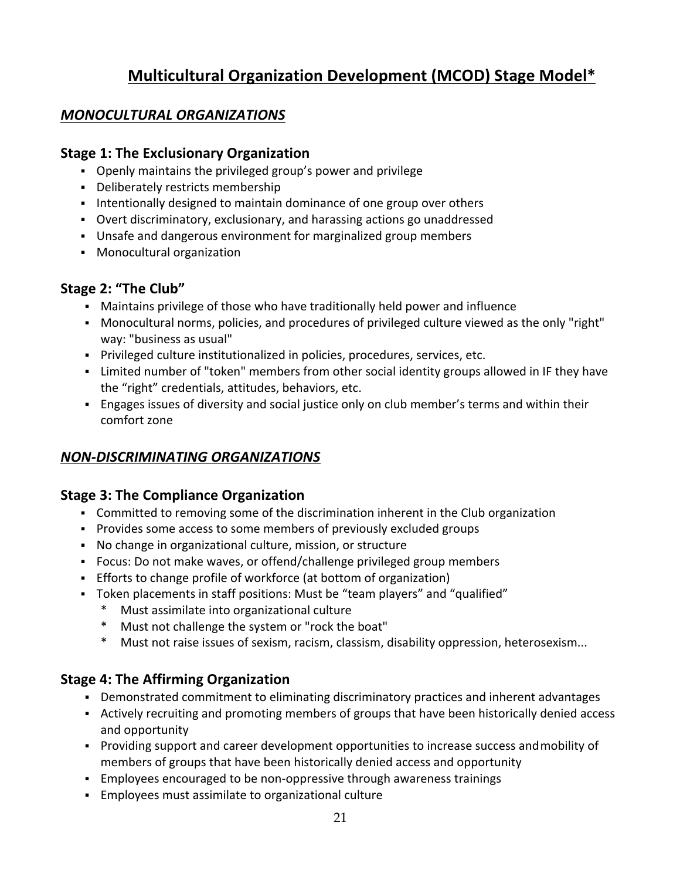# Multicultural Organization Development (MCOD) Stage Model*

## *MONOCULTURAL ORGANIZATIONS*

### Stage 1: The Exclusionary Organization

- Openly maintains the privileged group's power and privilege
- Deliberately restricts membership
- Intentionally designed to maintain dominance of one group over others
- Overt discriminatory, exclusionary, and harassing actions go unaddressed
- Unsafe and dangerous environment for marginalized group members
- Monocultural organization

### Stage 2: "The Club"

- Maintains privilege of those who have traditionally held power and influence
- Monocultural norms, policies, and procedures of privileged culture viewed as the only "right" way: "business as usual"
- Privileged culture institutionalized in policies, procedures, services, etc.
- Limited number of "token" members from other social identity groups allowed in IF they have the "right" credentials, attitudes, behaviors, etc.
- Engages issues of diversity and social justice only on club member's terms and within their comfort zone

## *NON-DISCRIMINATING ORGANIZATIONS*

### Stage 3: The Compliance Organization

- Committed to removing some of the discrimination inherent in the Club organization
- Provides some access to some members of previously excluded groups
- No change in organizational culture, mission, or structure
- Focus: Do not make waves, or offend/challenge privileged group members
- Efforts to change profile of workforce (at bottom of organization)
- Token placements in staff positions: Must be "team players" and "qualified"
  - \* Must assimilate into organizational culture
  - \* Must not challenge the system or "rock the boat"
  - \* Must not raise issues of sexism, racism, classism, disability oppression, heterosexism...

### Stage 4: The Affirming Organization

- Demonstrated commitment to eliminating discriminatory practices and inherent advantages
- Actively recruiting and promoting members of groups that have been historically denied access and opportunity
- Providing support and career development opportunities to increase success and mobility of members of groups that have been historically denied access and opportunity
- Employees encouraged to be non-oppressive through awareness trainings
- Employees must assimilate to organizational culture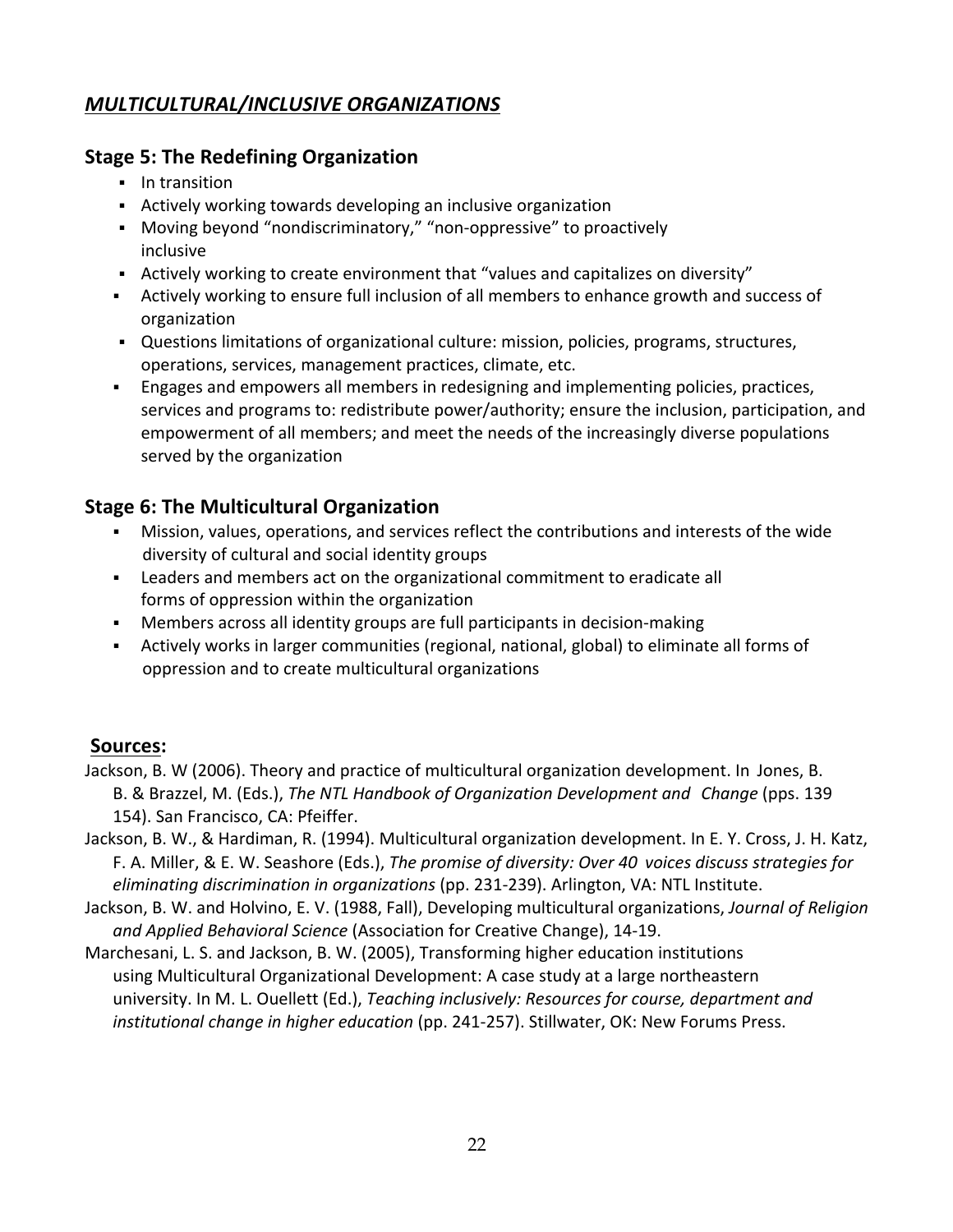## ***MULTICULTURAL/INCLUSIVE ORGANIZATIONS***

### Stage 5: The Redefining Organization

- In transition
- Actively working towards developing an inclusive organization
- Moving beyond "nondiscriminatory," "non-oppressive" to proactively inclusive
- Actively working to create environment that "values and capitalizes on diversity"
- Actively working to ensure full inclusion of all members to enhance growth and success of organization
- Questions limitations of organizational culture: mission, policies, programs, structures, operations, services, management practices, climate, etc.
- Engages and empowers all members in redesigning and implementing policies, practices, services and programs to: redistribute power/authority; ensure the inclusion, participation, and empowerment of all members; and meet the needs of the increasingly diverse populations served by the organization

### Stage 6: The Multicultural Organization

- Mission, values, operations, and services reflect the contributions and interests of the wide diversity of cultural and social identity groups
- Leaders and members act on the organizational commitment to eradicate all forms of oppression within the organization
- Members across all identity groups are full participants in decision-making
- Actively works in larger communities (regional, national, global) to eliminate all forms of oppression and to create multicultural organizations

**Sources:**

Jackson, B. W (2006). Theory and practice of multicultural organization development. In Jones, B. B. & Brazzel, M. (Eds.), *The NTL Handbook of Organization Development and Change* (pps. 139 154). San Francisco, CA: Pfeiffer.

Jackson, B. W., & Hardiman, R. (1994). Multicultural organization development. In E. Y. Cross, J. H. Katz, F. A. Miller, & E. W. Seashore (Eds.), *The promise of diversity: Over 40 voices discuss strategies for eliminating discrimination in organizations* (pp. 231-239). Arlington, VA: NTL Institute.

Jackson, B. W. and Holvino, E. V. (1988, Fall), Developing multicultural organizations, *Journal of Religion and Applied Behavioral Science* (Association for Creative Change), 14-19.

Marchesani, L. S. and Jackson, B. W. (2005), Transforming higher education institutions using Multicultural Organizational Development: A case study at a large northeastern university. In M. L. Ouellett (Ed.), *Teaching inclusively: Resources for course, department and institutional change in higher education* (pp. 241-257). Stillwater, OK: New Forums Press.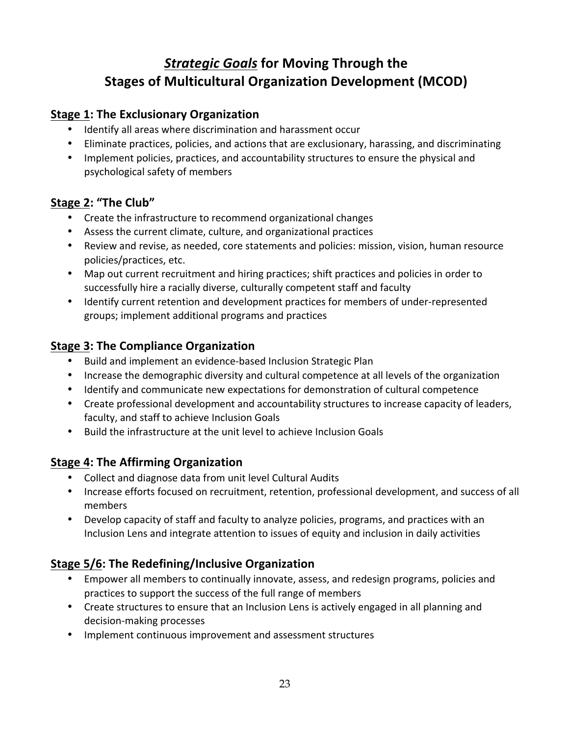# *Strategic Goals* for Moving Through the Stages of Multicultural Organization Development (MCOD)

## Stage 1: The Exclusionary Organization

- Identify all areas where discrimination and harassment occur
- Eliminate practices, policies, and actions that are exclusionary, harassing, and discriminating
- Implement policies, practices, and accountability structures to ensure the physical and psychological safety of members

## Stage 2: "The Club"

- Create the infrastructure to recommend organizational changes
- Assess the current climate, culture, and organizational practices
- Review and revise, as needed, core statements and policies: mission, vision, human resource policies/practices, etc.
- Map out current recruitment and hiring practices; shift practices and policies in order to successfully hire a racially diverse, culturally competent staff and faculty
- Identify current retention and development practices for members of under-represented groups; implement additional programs and practices

## Stage 3: The Compliance Organization

- Build and implement an evidence-based Inclusion Strategic Plan
- Increase the demographic diversity and cultural competence at all levels of the organization
- Identify and communicate new expectations for demonstration of cultural competence
- Create professional development and accountability structures to increase capacity of leaders, faculty, and staff to achieve Inclusion Goals
- Build the infrastructure at the unit level to achieve Inclusion Goals

## Stage 4: The Affirming Organization

- Collect and diagnose data from unit level Cultural Audits
- Increase efforts focused on recruitment, retention, professional development, and success of all members
- Develop capacity of staff and faculty to analyze policies, programs, and practices with an Inclusion Lens and integrate attention to issues of equity and inclusion in daily activities

## Stage 5/6: The Redefining/Inclusive Organization

- Empower all members to continually innovate, assess, and redesign programs, policies and practices to support the success of the full range of members
- Create structures to ensure that an Inclusion Lens is actively engaged in all planning and decision-making processes
- Implement continuous improvement and assessment structures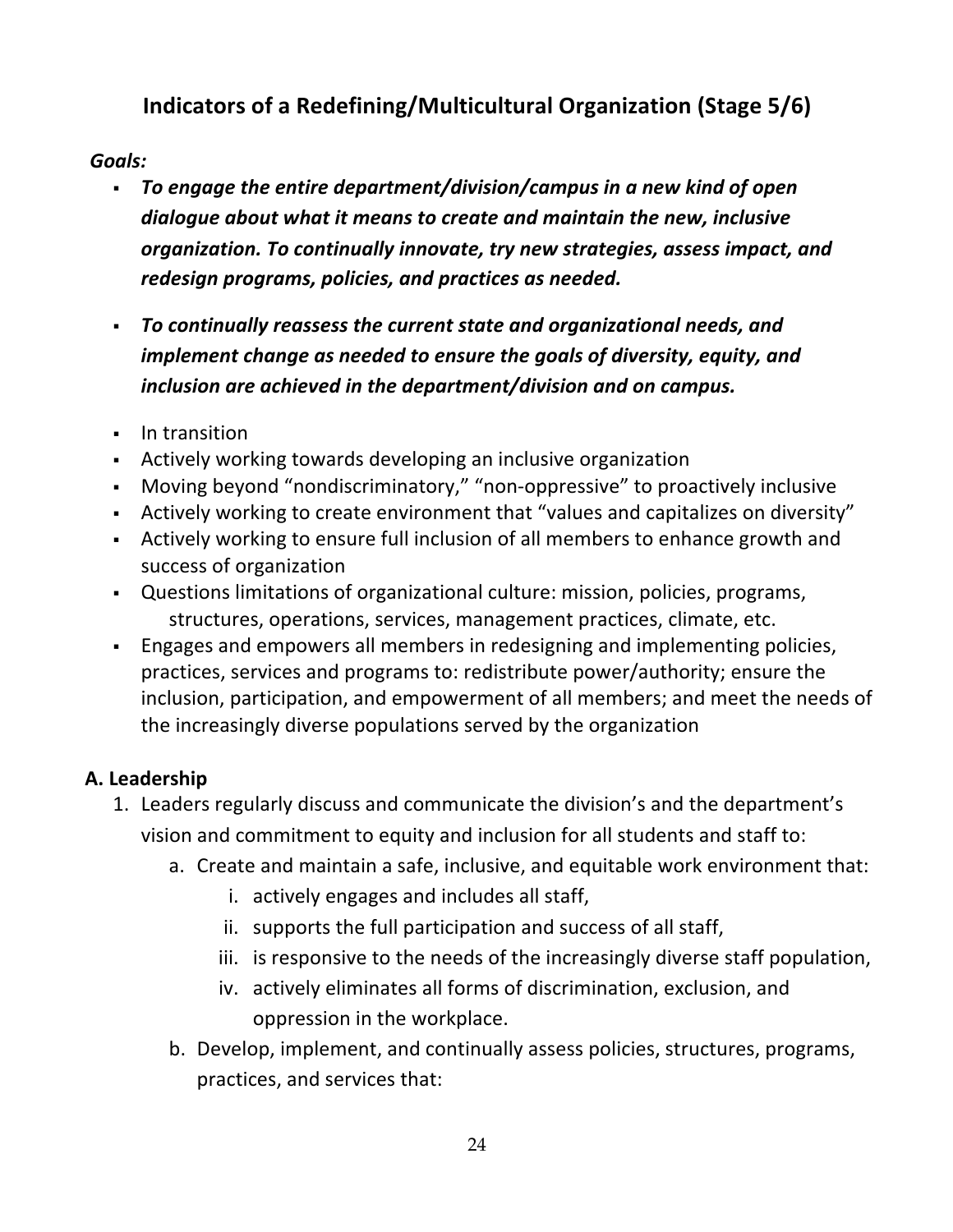## Indicators of a Redefining/Multicultural Organization (Stage 5/6)

*Goals:*

- ***To engage the entire department/division/campus in a new kind of open dialogue about what it means to create and maintain the new, inclusive organization. To continually innovate, try new strategies, assess impact, and redesign programs, policies, and practices as needed.***

- ***To continually reassess the current state and organizational needs, and implement change as needed to ensure the goals of diversity, equity, and inclusion are achieved in the department/division and on campus.***

- In transition
- Actively working towards developing an inclusive organization
- Moving beyond "nondiscriminatory," "non-oppressive" to proactively inclusive
- Actively working to create environment that "values and capitalizes on diversity"
- Actively working to ensure full inclusion of all members to enhance growth and success of organization
- Questions limitations of organizational culture: mission, policies, programs, structures, operations, services, management practices, climate, etc.
- Engages and empowers all members in redesigning and implementing policies, practices, services and programs to: redistribute power/authority; ensure the inclusion, participation, and empowerment of all members; and meet the needs of the increasingly diverse populations served by the organization

### A. Leadership

1. Leaders regularly discuss and communicate the division's and the department's vision and commitment to equity and inclusion for all students and staff to:
    a. Create and maintain a safe, inclusive, and equitable work environment that:
        i. actively engages and includes all staff,
        ii. supports the full participation and success of all staff,
        iii. is responsive to the needs of the increasingly diverse staff population,
        iv. actively eliminates all forms of discrimination, exclusion, and oppression in the workplace.
    b. Develop, implement, and continually assess policies, structures, programs, practices, and services that: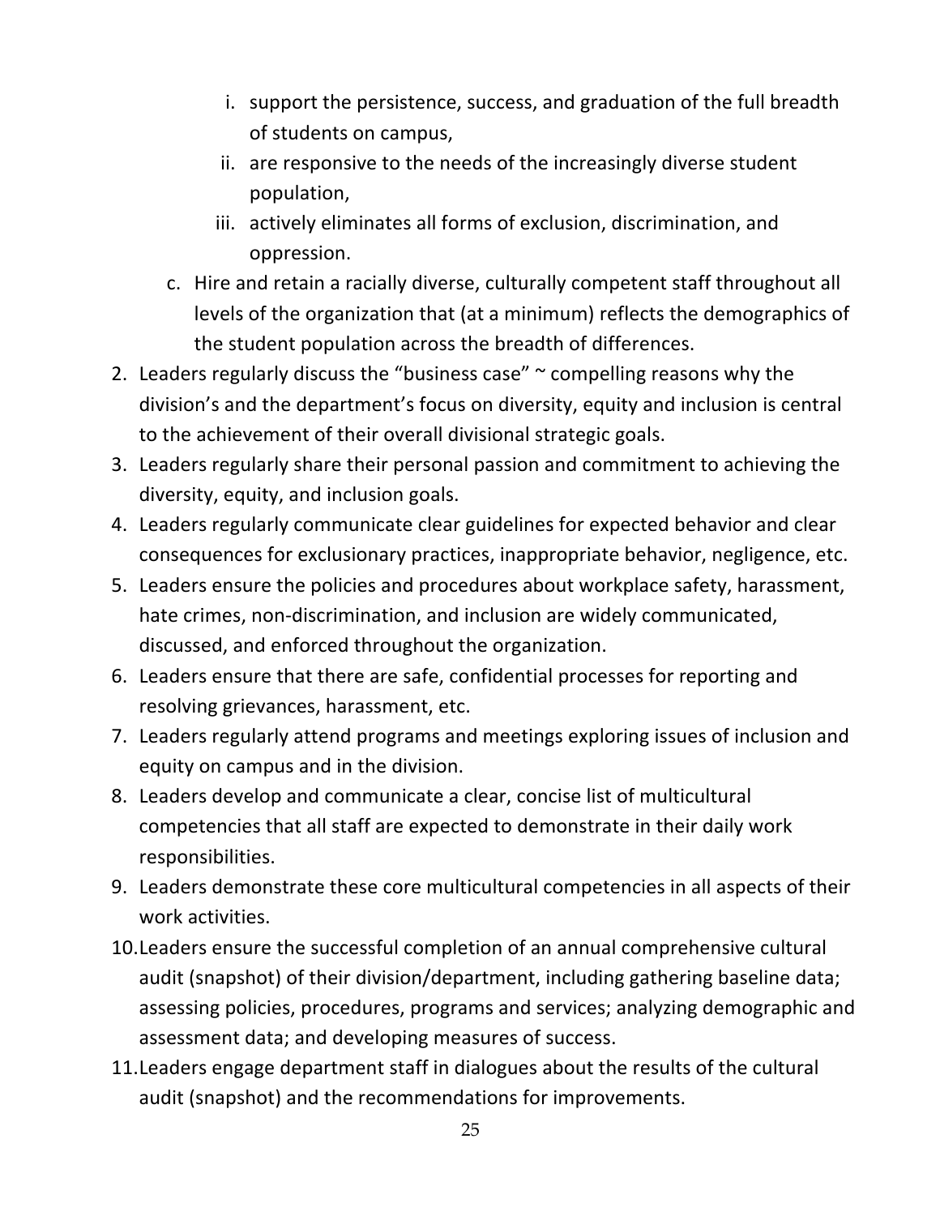i. support the persistence, success, and graduation of the full breadth of students on campus,
      ii. are responsive to the needs of the increasingly diverse student population,
      iii. actively eliminates all forms of exclusion, discrimination, and oppression.
   c. Hire and retain a racially diverse, culturally competent staff throughout all levels of the organization that (at a minimum) reflects the demographics of the student population across the breadth of differences.
2. Leaders regularly discuss the "business case" ~ compelling reasons why the division's and the department's focus on diversity, equity and inclusion is central to the achievement of their overall divisional strategic goals.
3. Leaders regularly share their personal passion and commitment to achieving the diversity, equity, and inclusion goals.
4. Leaders regularly communicate clear guidelines for expected behavior and clear consequences for exclusionary practices, inappropriate behavior, negligence, etc.
5. Leaders ensure the policies and procedures about workplace safety, harassment, hate crimes, non-discrimination, and inclusion are widely communicated, discussed, and enforced throughout the organization.
6. Leaders ensure that there are safe, confidential processes for reporting and resolving grievances, harassment, etc.
7. Leaders regularly attend programs and meetings exploring issues of inclusion and equity on campus and in the division.
8. Leaders develop and communicate a clear, concise list of multicultural competencies that all staff are expected to demonstrate in their daily work responsibilities.
9. Leaders demonstrate these core multicultural competencies in all aspects of their work activities.
10. Leaders ensure the successful completion of an annual comprehensive cultural audit (snapshot) of their division/department, including gathering baseline data; assessing policies, procedures, programs and services; analyzing demographic and assessment data; and developing measures of success.
11. Leaders engage department staff in dialogues about the results of the cultural audit (snapshot) and the recommendations for improvements.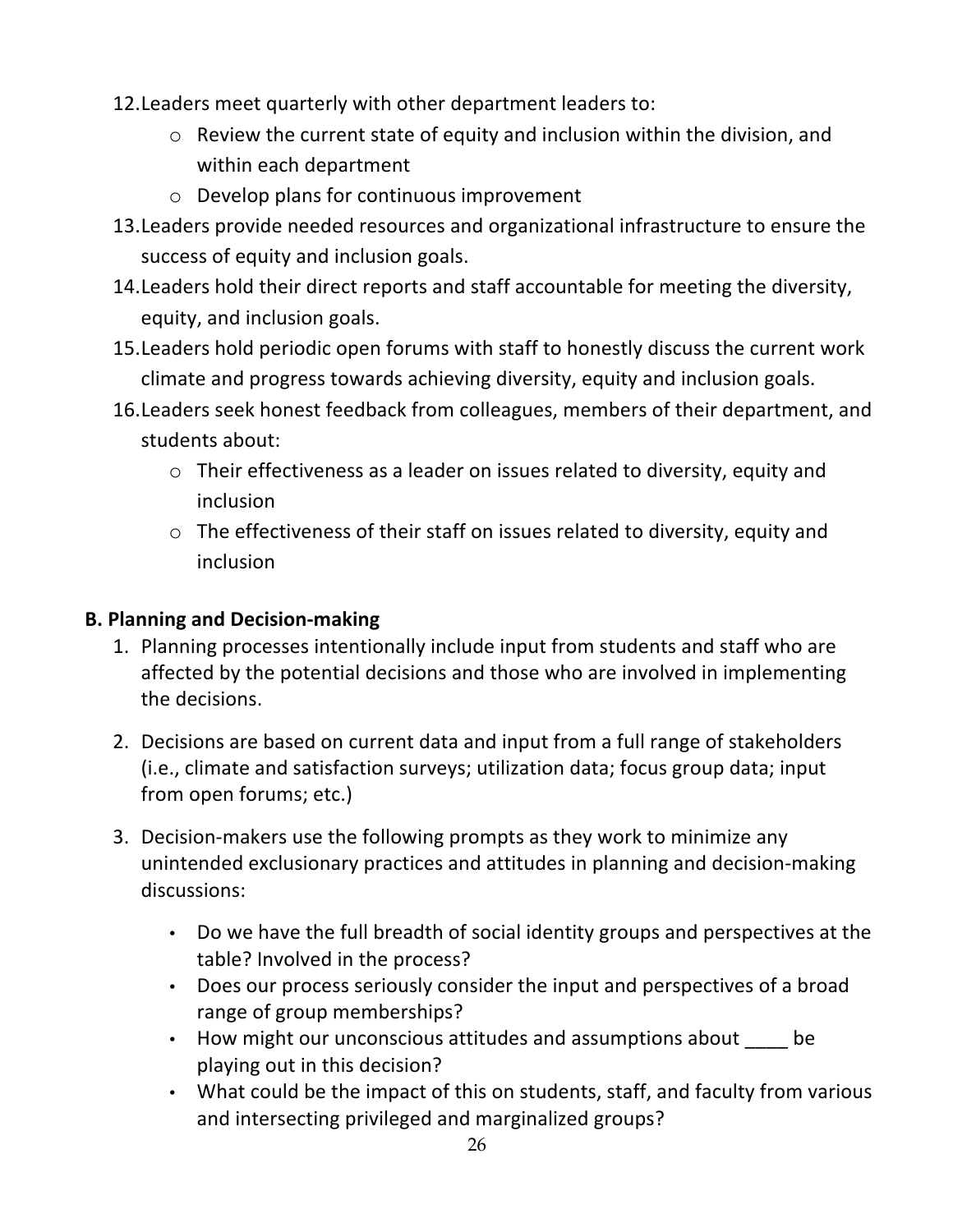12. Leaders meet quarterly with other department leaders to:
    - Review the current state of equity and inclusion within the division, and within each department
    - Develop plans for continuous improvement
13. Leaders provide needed resources and organizational infrastructure to ensure the success of equity and inclusion goals.
14. Leaders hold their direct reports and staff accountable for meeting the diversity, equity, and inclusion goals.
15. Leaders hold periodic open forums with staff to honestly discuss the current work climate and progress towards achieving diversity, equity and inclusion goals.
16. Leaders seek honest feedback from colleagues, members of their department, and students about:
    - Their effectiveness as a leader on issues related to diversity, equity and inclusion
    - The effectiveness of their staff on issues related to diversity, equity and inclusion

**B. Planning and Decision-making**

1. Planning processes intentionally include input from students and staff who are affected by the potential decisions and those who are involved in implementing the decisions.

2. Decisions are based on current data and input from a full range of stakeholders (i.e., climate and satisfaction surveys; utilization data; focus group data; input from open forums; etc.)

3. Decision-makers use the following prompts as they work to minimize any unintended exclusionary practices and attitudes in planning and decision-making discussions:

    - Do we have the full breadth of social identity groups and perspectives at the table? Involved in the process?
    - Does our process seriously consider the input and perspectives of a broad range of group memberships?
    - How might our unconscious attitudes and assumptions about ____ be playing out in this decision?
    - What could be the impact of this on students, staff, and faculty from various and intersecting privileged and marginalized groups?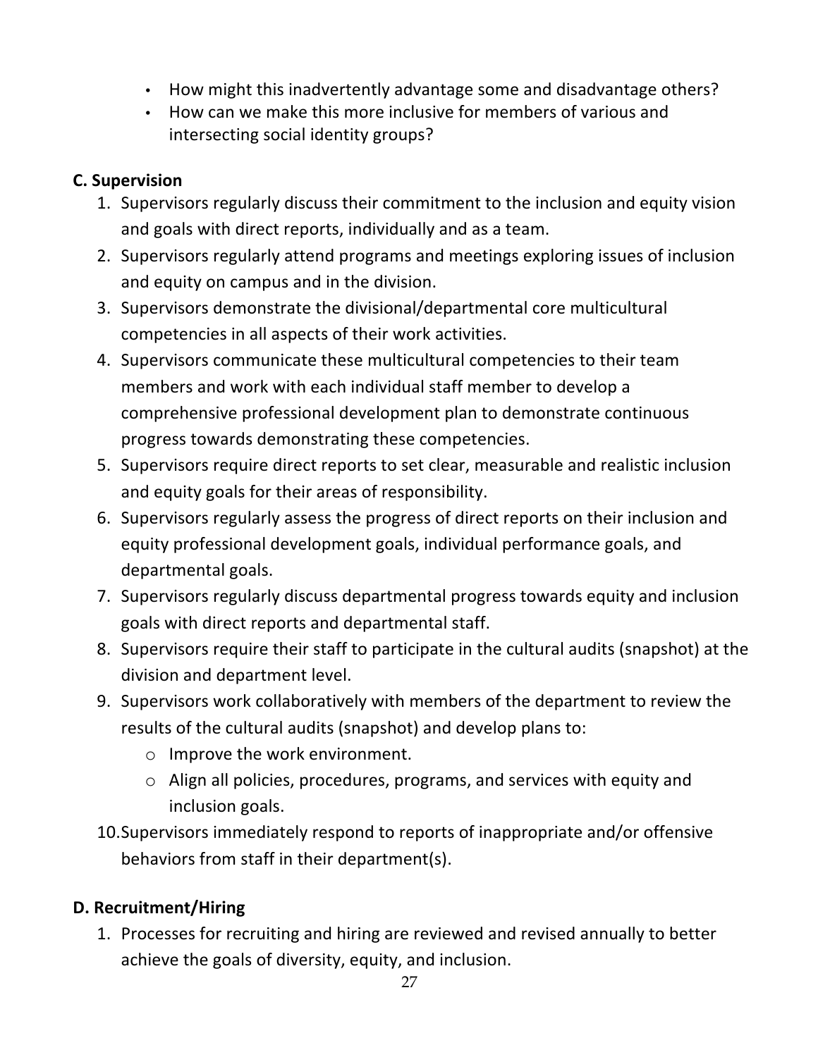- How might this inadvertently advantage some and disadvantage others?
- How can we make this more inclusive for members of various and intersecting social identity groups?

**C. Supervision**

1. Supervisors regularly discuss their commitment to the inclusion and equity vision and goals with direct reports, individually and as a team.
2. Supervisors regularly attend programs and meetings exploring issues of inclusion and equity on campus and in the division.
3. Supervisors demonstrate the divisional/departmental core multicultural competencies in all aspects of their work activities.
4. Supervisors communicate these multicultural competencies to their team members and work with each individual staff member to develop a comprehensive professional development plan to demonstrate continuous progress towards demonstrating these competencies.
5. Supervisors require direct reports to set clear, measurable and realistic inclusion and equity goals for their areas of responsibility.
6. Supervisors regularly assess the progress of direct reports on their inclusion and equity professional development goals, individual performance goals, and departmental goals.
7. Supervisors regularly discuss departmental progress towards equity and inclusion goals with direct reports and departmental staff.
8. Supervisors require their staff to participate in the cultural audits (snapshot) at the division and department level.
9. Supervisors work collaboratively with members of the department to review the results of the cultural audits (snapshot) and develop plans to:
   - Improve the work environment.
   - Align all policies, procedures, programs, and services with equity and inclusion goals.
10. Supervisors immediately respond to reports of inappropriate and/or offensive behaviors from staff in their department(s).

**D. Recruitment/Hiring**

1. Processes for recruiting and hiring are reviewed and revised annually to better achieve the goals of diversity, equity, and inclusion.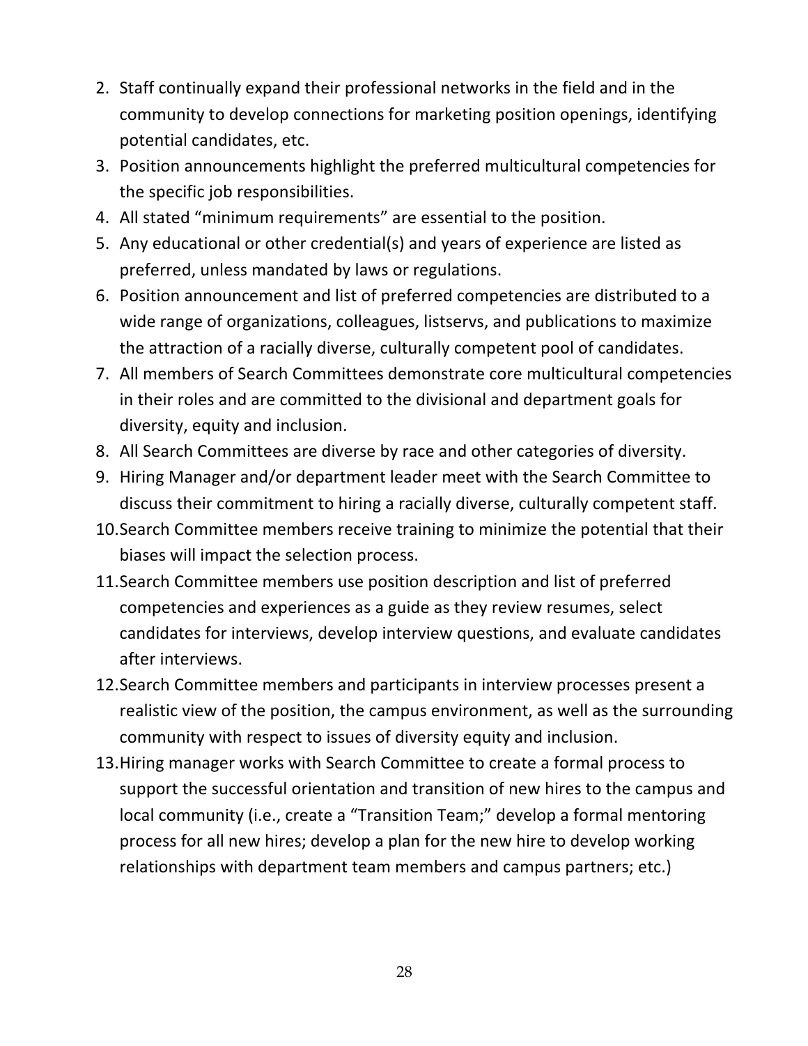2. Staff continually expand their professional networks in the field and in the community to develop connections for marketing position openings, identifying potential candidates, etc.
3. Position announcements highlight the preferred multicultural competencies for the specific job responsibilities.
4. All stated "minimum requirements" are essential to the position.
5. Any educational or other credential(s) and years of experience are listed as preferred, unless mandated by laws or regulations.
6. Position announcement and list of preferred competencies are distributed to a wide range of organizations, colleagues, listservs, and publications to maximize the attraction of a racially diverse, culturally competent pool of candidates.
7. All members of Search Committees demonstrate core multicultural competencies in their roles and are committed to the divisional and department goals for diversity, equity and inclusion.
8. All Search Committees are diverse by race and other categories of diversity.
9. Hiring Manager and/or department leader meet with the Search Committee to discuss their commitment to hiring a racially diverse, culturally competent staff.
10. Search Committee members receive training to minimize the potential that their biases will impact the selection process.
11. Search Committee members use position description and list of preferred competencies and experiences as a guide as they review resumes, select candidates for interviews, develop interview questions, and evaluate candidates after interviews.
12. Search Committee members and participants in interview processes present a realistic view of the position, the campus environment, as well as the surrounding community with respect to issues of diversity equity and inclusion.
13. Hiring manager works with Search Committee to create a formal process to support the successful orientation and transition of new hires to the campus and local community (i.e., create a "Transition Team;" develop a formal mentoring process for all new hires; develop a plan for the new hire to develop working relationships with department team members and campus partners; etc.)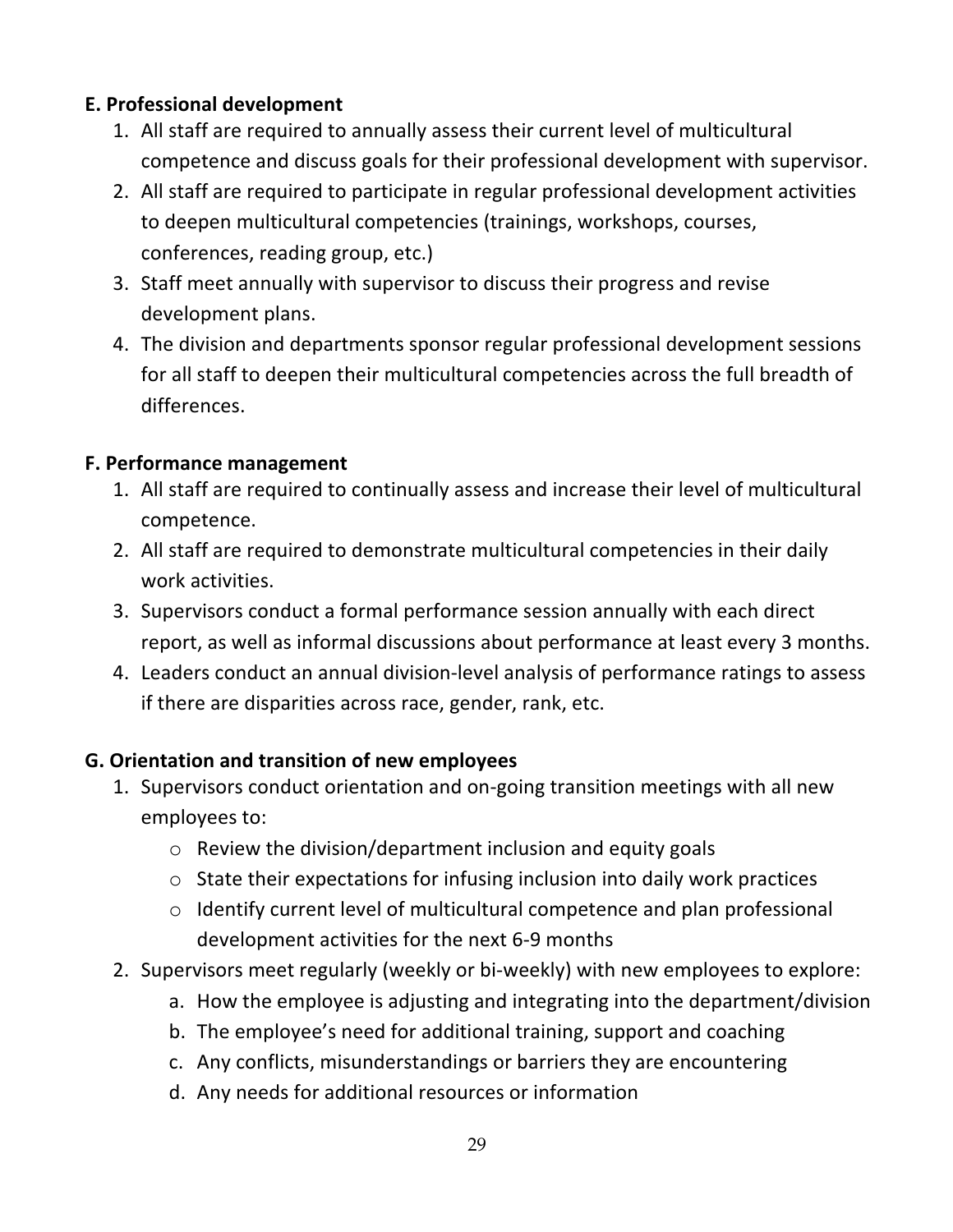### E. Professional development

1. All staff are required to annually assess their current level of multicultural competence and discuss goals for their professional development with supervisor.
2. All staff are required to participate in regular professional development activities to deepen multicultural competencies (trainings, workshops, courses, conferences, reading group, etc.)
3. Staff meet annually with supervisor to discuss their progress and revise development plans.
4. The division and departments sponsor regular professional development sessions for all staff to deepen their multicultural competencies across the full breadth of differences.

### F. Performance management

1. All staff are required to continually assess and increase their level of multicultural competence.
2. All staff are required to demonstrate multicultural competencies in their daily work activities.
3. Supervisors conduct a formal performance session annually with each direct report, as well as informal discussions about performance at least every 3 months.
4. Leaders conduct an annual division-level analysis of performance ratings to assess if there are disparities across race, gender, rank, etc.

### G. Orientation and transition of new employees

1. Supervisors conduct orientation and on-going transition meetings with all new employees to:
   - Review the division/department inclusion and equity goals
   - State their expectations for infusing inclusion into daily work practices
   - Identify current level of multicultural competence and plan professional development activities for the next 6-9 months
2. Supervisors meet regularly (weekly or bi-weekly) with new employees to explore:
   a. How the employee is adjusting and integrating into the department/division
   b. The employee's need for additional training, support and coaching
   c. Any conflicts, misunderstandings or barriers they are encountering
   d. Any needs for additional resources or information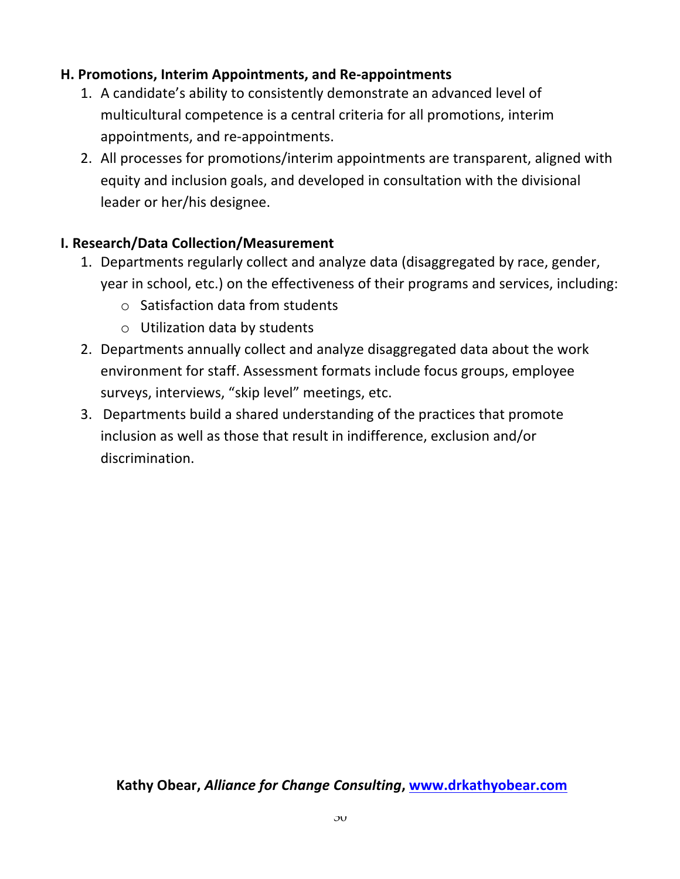**H. Promotions, Interim Appointments, and Re-appointments**

1. A candidate's ability to consistently demonstrate an advanced level of multicultural competence is a central criteria for all promotions, interim appointments, and re-appointments.
2. All processes for promotions/interim appointments are transparent, aligned with equity and inclusion goals, and developed in consultation with the divisional leader or her/his designee.

**I. Research/Data Collection/Measurement**

1. Departments regularly collect and analyze data (disaggregated by race, gender, year in school, etc.) on the effectiveness of their programs and services, including:
   - Satisfaction data from students
   - Utilization data by students
2. Departments annually collect and analyze disaggregated data about the work environment for staff. Assessment formats include focus groups, employee surveys, interviews, "skip level" meetings, etc.
3. Departments build a shared understanding of the practices that promote inclusion as well as those that result in indifference, exclusion and/or discrimination.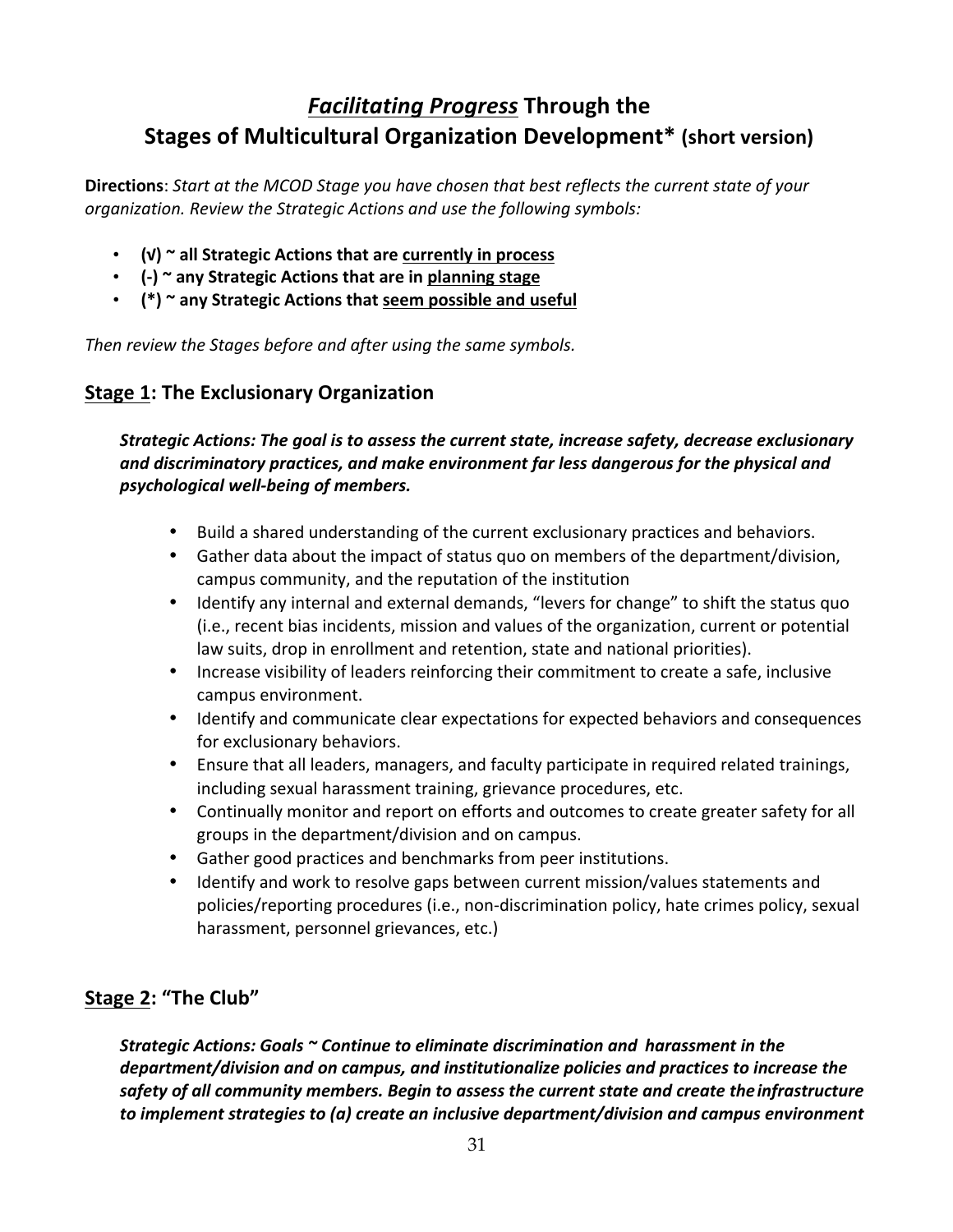# ***Facilitating Progress*** **Through the Stages of Multicultural Organization Development\*** (short version)

**Directions**: *Start at the MCOD Stage you have chosen that best reflects the current state of your organization. Review the Strategic Actions and use the following symbols:*

- **(√) ~ all Strategic Actions that are currently in process**
- **(-) ~ any Strategic Actions that are in planning stage**
- **(\*) ~ any Strategic Actions that seem possible and useful**

*Then review the Stages before and after using the same symbols.*

## Stage 1: The Exclusionary Organization

***Strategic Actions: The goal is to assess the current state, increase safety, decrease exclusionary and discriminatory practices, and make environment far less dangerous for the physical and psychological well-being of members.***

- Build a shared understanding of the current exclusionary practices and behaviors.
- Gather data about the impact of status quo on members of the department/division, campus community, and the reputation of the institution
- Identify any internal and external demands, "levers for change" to shift the status quo (i.e., recent bias incidents, mission and values of the organization, current or potential law suits, drop in enrollment and retention, state and national priorities).
- Increase visibility of leaders reinforcing their commitment to create a safe, inclusive campus environment.
- Identify and communicate clear expectations for expected behaviors and consequences for exclusionary behaviors.
- Ensure that all leaders, managers, and faculty participate in required related trainings, including sexual harassment training, grievance procedures, etc.
- Continually monitor and report on efforts and outcomes to create greater safety for all groups in the department/division and on campus.
- Gather good practices and benchmarks from peer institutions.
- Identify and work to resolve gaps between current mission/values statements and policies/reporting procedures (i.e., non-discrimination policy, hate crimes policy, sexual harassment, personnel grievances, etc.)

## Stage 2: "The Club"

***Strategic Actions: Goals ~ Continue to eliminate discrimination and harassment in the department/division and on campus, and institutionalize policies and practices to increase the safety of all community members. Begin to assess the current state and create the infrastructure to implement strategies to (a) create an inclusive department/division and campus environment***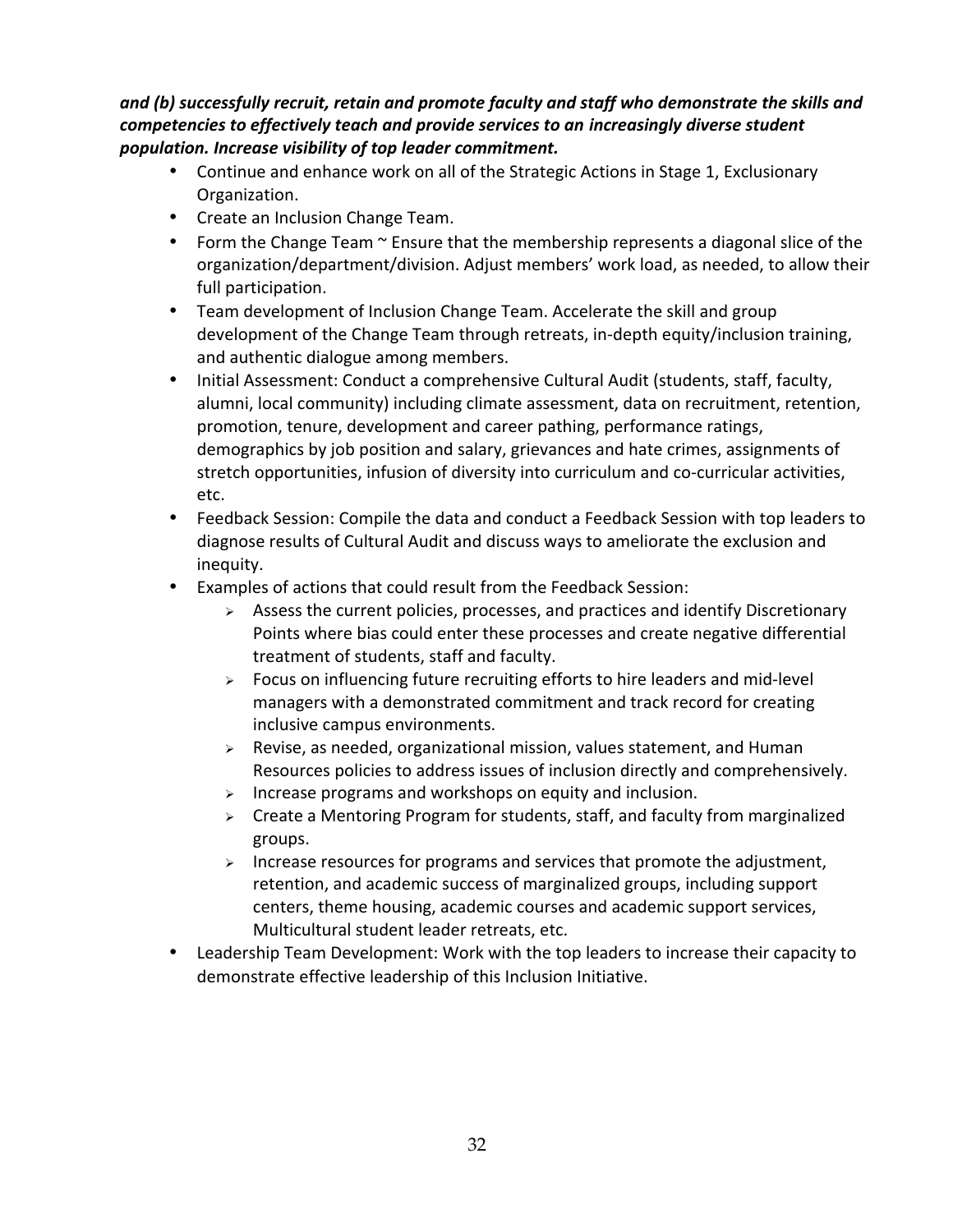***and (b) successfully recruit, retain and promote faculty and staff who demonstrate the skills and competencies to effectively teach and provide services to an increasingly diverse student population. Increase visibility of top leader commitment.***

- Continue and enhance work on all of the Strategic Actions in Stage 1, Exclusionary Organization.
- Create an Inclusion Change Team.
- Form the Change Team ~ Ensure that the membership represents a diagonal slice of the organization/department/division. Adjust members' work load, as needed, to allow their full participation.
- Team development of Inclusion Change Team. Accelerate the skill and group development of the Change Team through retreats, in-depth equity/inclusion training, and authentic dialogue among members.
- Initial Assessment: Conduct a comprehensive Cultural Audit (students, staff, faculty, alumni, local community) including climate assessment, data on recruitment, retention, promotion, tenure, development and career pathing, performance ratings, demographics by job position and salary, grievances and hate crimes, assignments of stretch opportunities, infusion of diversity into curriculum and co-curricular activities, etc.
- Feedback Session: Compile the data and conduct a Feedback Session with top leaders to diagnose results of Cultural Audit and discuss ways to ameliorate the exclusion and inequity.
- Examples of actions that could result from the Feedback Session:
    - Assess the current policies, processes, and practices and identify Discretionary Points where bias could enter these processes and create negative differential treatment of students, staff and faculty.
    - Focus on influencing future recruiting efforts to hire leaders and mid-level managers with a demonstrated commitment and track record for creating inclusive campus environments.
    - Revise, as needed, organizational mission, values statement, and Human Resources policies to address issues of inclusion directly and comprehensively.
    - Increase programs and workshops on equity and inclusion.
    - Create a Mentoring Program for students, staff, and faculty from marginalized groups.
    - Increase resources for programs and services that promote the adjustment, retention, and academic success of marginalized groups, including support centers, theme housing, academic courses and academic support services, Multicultural student leader retreats, etc.
- Leadership Team Development: Work with the top leaders to increase their capacity to demonstrate effective leadership of this Inclusion Initiative.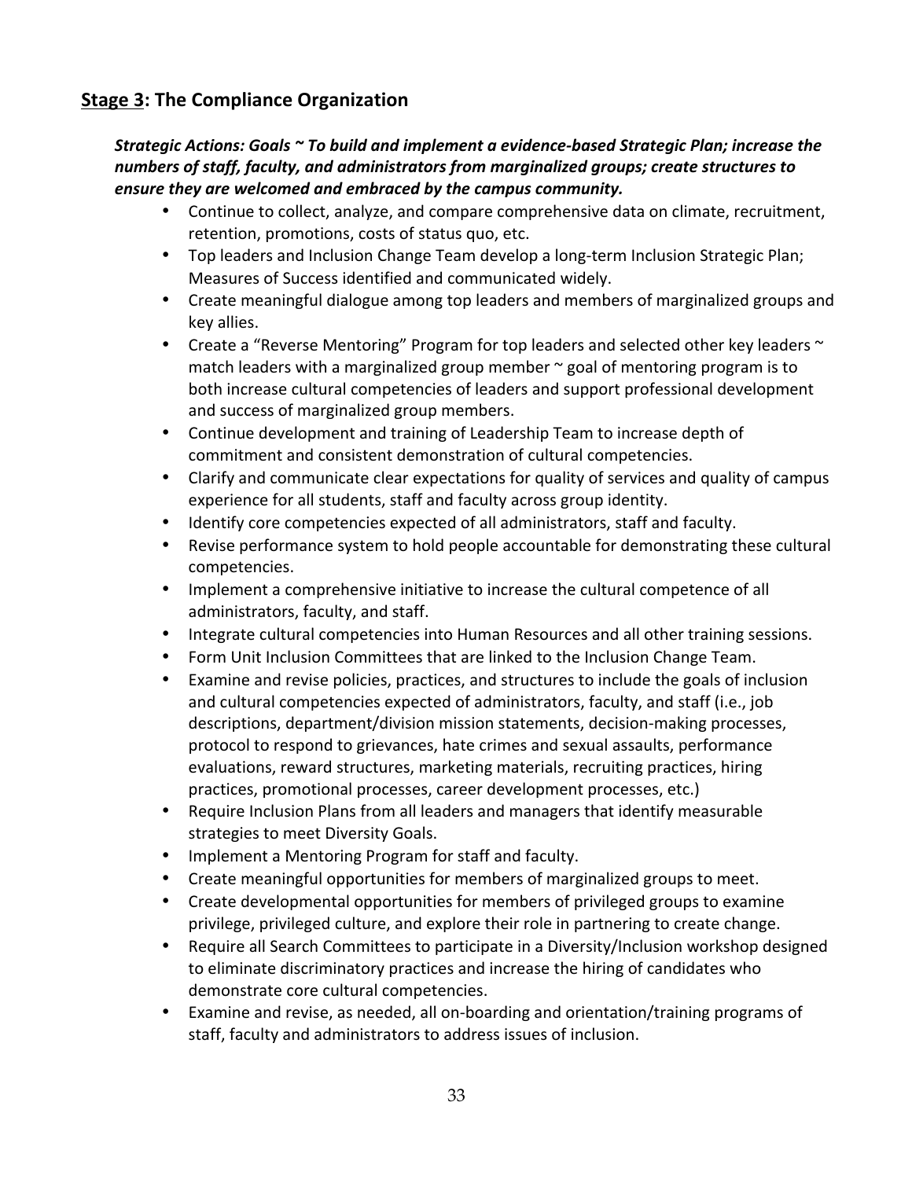## <u>Stage 3</u>: The Compliance Organization

***Strategic Actions: Goals ~ To build and implement a evidence-based Strategic Plan; increase the numbers of staff, faculty, and administrators from marginalized groups; create structures to ensure they are welcomed and embraced by the campus community.***

- Continue to collect, analyze, and compare comprehensive data on climate, recruitment, retention, promotions, costs of status quo, etc.
- Top leaders and Inclusion Change Team develop a long-term Inclusion Strategic Plan; Measures of Success identified and communicated widely.
- Create meaningful dialogue among top leaders and members of marginalized groups and key allies.
- Create a "Reverse Mentoring" Program for top leaders and selected other key leaders ~ match leaders with a marginalized group member ~ goal of mentoring program is to both increase cultural competencies of leaders and support professional development and success of marginalized group members.
- Continue development and training of Leadership Team to increase depth of commitment and consistent demonstration of cultural competencies.
- Clarify and communicate clear expectations for quality of services and quality of campus experience for all students, staff and faculty across group identity.
- Identify core competencies expected of all administrators, staff and faculty.
- Revise performance system to hold people accountable for demonstrating these cultural competencies.
- Implement a comprehensive initiative to increase the cultural competence of all administrators, faculty, and staff.
- Integrate cultural competencies into Human Resources and all other training sessions.
- Form Unit Inclusion Committees that are linked to the Inclusion Change Team.
- Examine and revise policies, practices, and structures to include the goals of inclusion and cultural competencies expected of administrators, faculty, and staff (i.e., job descriptions, department/division mission statements, decision-making processes, protocol to respond to grievances, hate crimes and sexual assaults, performance evaluations, reward structures, marketing materials, recruiting practices, hiring practices, promotional processes, career development processes, etc.)
- Require Inclusion Plans from all leaders and managers that identify measurable strategies to meet Diversity Goals.
- Implement a Mentoring Program for staff and faculty.
- Create meaningful opportunities for members of marginalized groups to meet.
- Create developmental opportunities for members of privileged groups to examine privilege, privileged culture, and explore their role in partnering to create change.
- Require all Search Committees to participate in a Diversity/Inclusion workshop designed to eliminate discriminatory practices and increase the hiring of candidates who demonstrate core cultural competencies.
- Examine and revise, as needed, all on-boarding and orientation/training programs of staff, faculty and administrators to address issues of inclusion.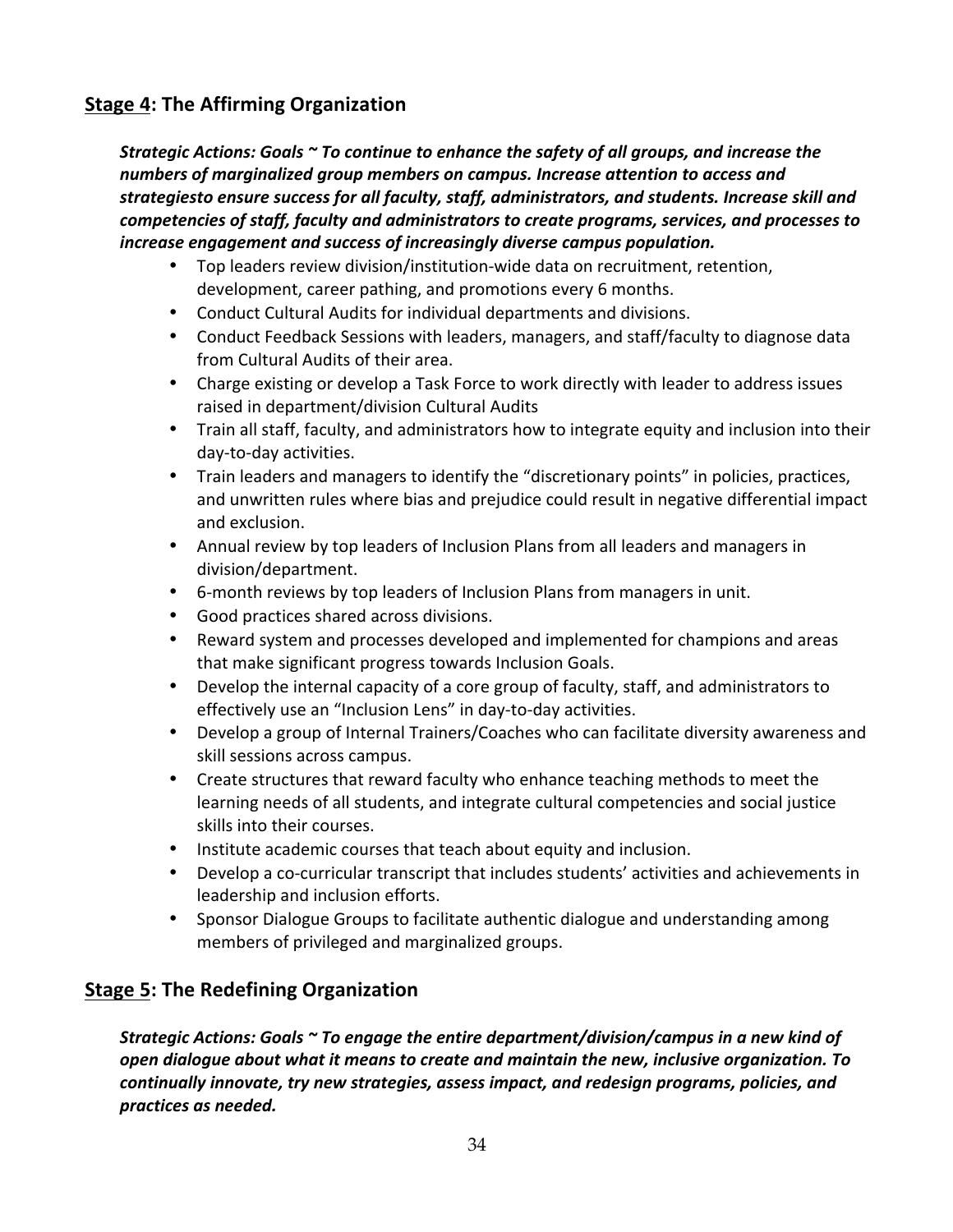## **<u>Stage 4</u>: The Affirming Organization**

***Strategic Actions: Goals ~ To continue to enhance the safety of all groups, and increase the numbers of marginalized group members on campus. Increase attention to access and strategiesto ensure success for all faculty, staff, administrators, and students. Increase skill and competencies of staff, faculty and administrators to create programs, services, and processes to increase engagement and success of increasingly diverse campus population.***

- Top leaders review division/institution-wide data on recruitment, retention, development, career pathing, and promotions every 6 months.
- Conduct Cultural Audits for individual departments and divisions.
- Conduct Feedback Sessions with leaders, managers, and staff/faculty to diagnose data from Cultural Audits of their area.
- Charge existing or develop a Task Force to work directly with leader to address issues raised in department/division Cultural Audits
- Train all staff, faculty, and administrators how to integrate equity and inclusion into their day-to-day activities.
- Train leaders and managers to identify the "discretionary points" in policies, practices, and unwritten rules where bias and prejudice could result in negative differential impact and exclusion.
- Annual review by top leaders of Inclusion Plans from all leaders and managers in division/department.
- 6-month reviews by top leaders of Inclusion Plans from managers in unit.
- Good practices shared across divisions.
- Reward system and processes developed and implemented for champions and areas that make significant progress towards Inclusion Goals.
- Develop the internal capacity of a core group of faculty, staff, and administrators to effectively use an "Inclusion Lens" in day-to-day activities.
- Develop a group of Internal Trainers/Coaches who can facilitate diversity awareness and skill sessions across campus.
- Create structures that reward faculty who enhance teaching methods to meet the learning needs of all students, and integrate cultural competencies and social justice skills into their courses.
- Institute academic courses that teach about equity and inclusion.
- Develop a co-curricular transcript that includes students' activities and achievements in leadership and inclusion efforts.
- Sponsor Dialogue Groups to facilitate authentic dialogue and understanding among members of privileged and marginalized groups.

## **<u>Stage 5</u>: The Redefining Organization**

***Strategic Actions: Goals ~ To engage the entire department/division/campus in a new kind of open dialogue about what it means to create and maintain the new, inclusive organization. To continually innovate, try new strategies, assess impact, and redesign programs, policies, and practices as needed.***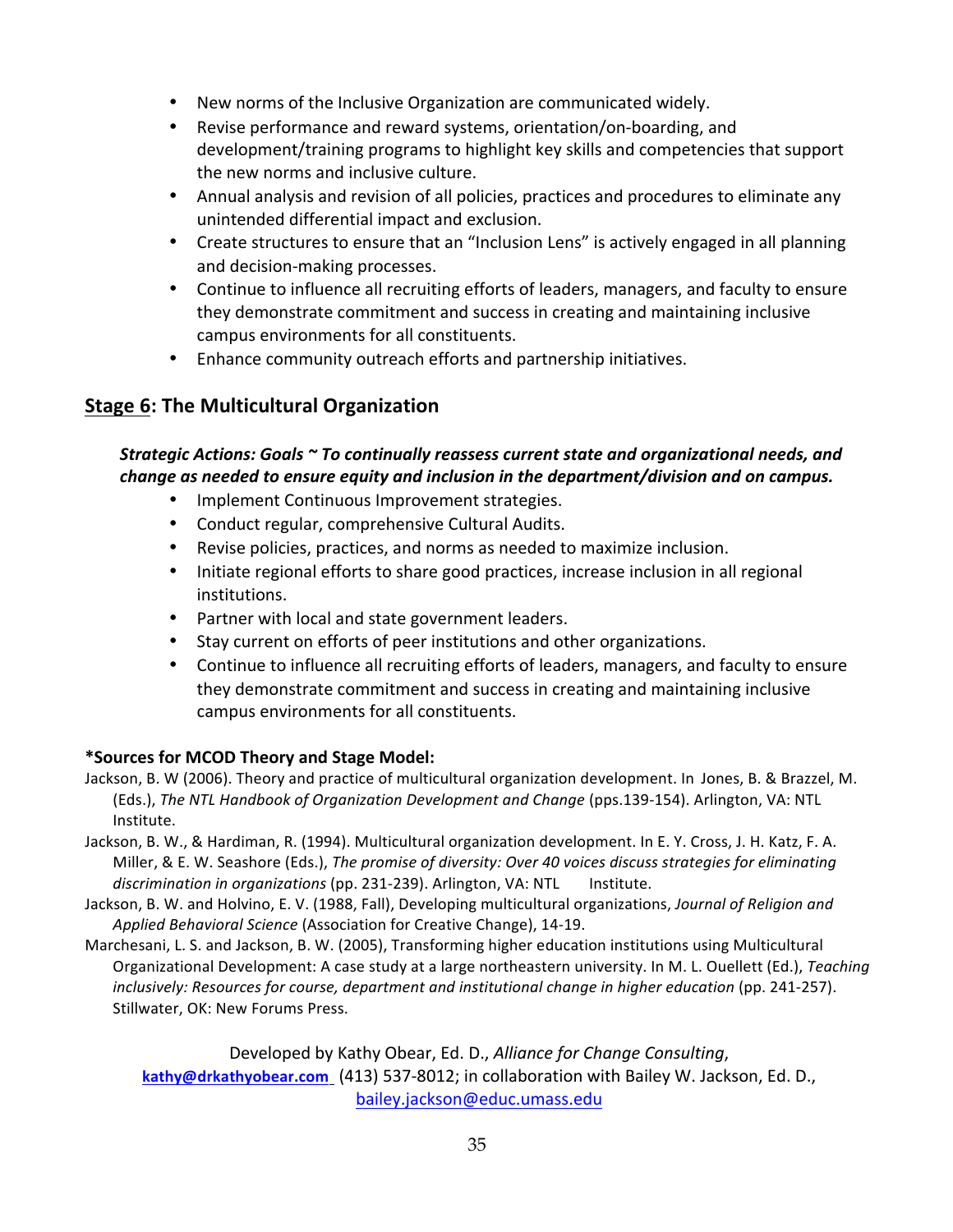- New norms of the Inclusive Organization are communicated widely.
- Revise performance and reward systems, orientation/on-boarding, and development/training programs to highlight key skills and competencies that support the new norms and inclusive culture.
- Annual analysis and revision of all policies, practices and procedures to eliminate any unintended differential impact and exclusion.
- Create structures to ensure that an "Inclusion Lens" is actively engaged in all planning and decision-making processes.
- Continue to influence all recruiting efforts of leaders, managers, and faculty to ensure they demonstrate commitment and success in creating and maintaining inclusive campus environments for all constituents.
- Enhance community outreach efforts and partnership initiatives.

## <u>Stage 6</u>: The Multicultural Organization

***Strategic Actions: Goals ~ To continually reassess current state and organizational needs, and change as needed to ensure equity and inclusion in the department/division and on campus.***

- Implement Continuous Improvement strategies.
- Conduct regular, comprehensive Cultural Audits.
- Revise policies, practices, and norms as needed to maximize inclusion.
- Initiate regional efforts to share good practices, increase inclusion in all regional institutions.
- Partner with local and state government leaders.
- Stay current on efforts of peer institutions and other organizations.
- Continue to influence all recruiting efforts of leaders, managers, and faculty to ensure they demonstrate commitment and success in creating and maintaining inclusive campus environments for all constituents.

**\*Sources for MCOD Theory and Stage Model:**

Jackson, B. W (2006). Theory and practice of multicultural organization development. In Jones, B. & Brazzel, M. (Eds.), *The NTL Handbook of Organization Development and Change* (pps.139-154). Arlington, VA: NTL Institute.

Jackson, B. W., & Hardiman, R. (1994). Multicultural organization development. In E. Y. Cross, J. H. Katz, F. A. Miller, & E. W. Seashore (Eds.), *The promise of diversity: Over 40 voices discuss strategies for eliminating discrimination in organizations* (pp. 231-239). Arlington, VA: NTL Institute.

Jackson, B. W. and Holvino, E. V. (1988, Fall), Developing multicultural organizations, *Journal of Religion and Applied Behavioral Science* (Association for Creative Change), 14-19.

Marchesani, L. S. and Jackson, B. W. (2005), Transforming higher education institutions using Multicultural Organizational Development: A case study at a large northeastern university. In M. L. Ouellett (Ed.), *Teaching inclusively: Resources for course, department and institutional change in higher education* (pp. 241-257). Stillwater, OK: New Forums Press.

Developed by Kathy Obear, Ed. D., *Alliance for Change Consulting*, **kathy@drkathyobear.com** (413) 537-8012; in collaboration with Bailey W. Jackson, Ed. D., bailey.jackson@educ.umass.edu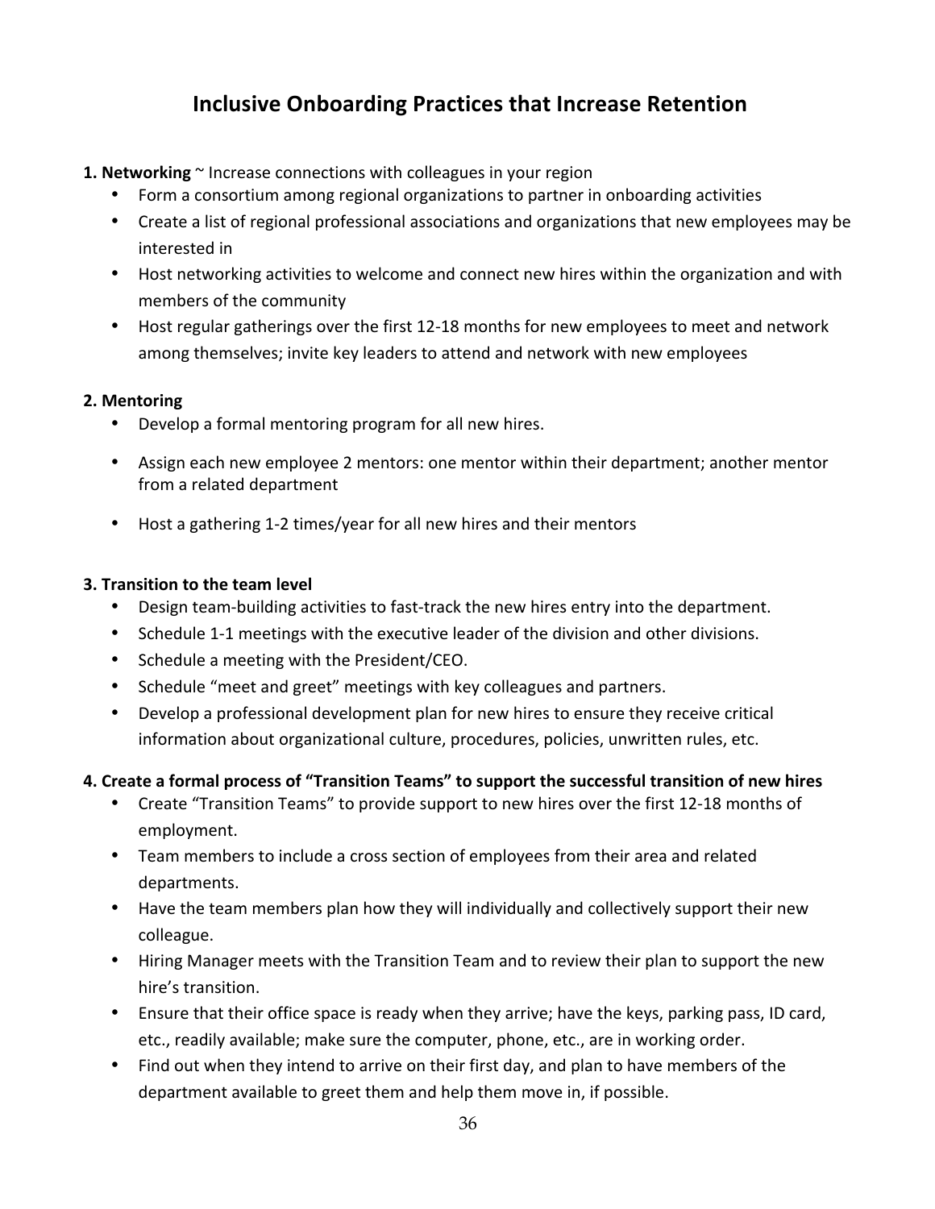# Inclusive Onboarding Practices that Increase Retention

**1. Networking** ~ Increase connections with colleagues in your region

- Form a consortium among regional organizations to partner in onboarding activities
- Create a list of regional professional associations and organizations that new employees may be interested in
- Host networking activities to welcome and connect new hires within the organization and with members of the community
- Host regular gatherings over the first 12-18 months for new employees to meet and network among themselves; invite key leaders to attend and network with new employees

**2. Mentoring**

- Develop a formal mentoring program for all new hires.
- Assign each new employee 2 mentors: one mentor within their department; another mentor from a related department
- Host a gathering 1-2 times/year for all new hires and their mentors

**3. Transition to the team level**

- Design team-building activities to fast-track the new hires entry into the department.
- Schedule 1-1 meetings with the executive leader of the division and other divisions.
- Schedule a meeting with the President/CEO.
- Schedule "meet and greet" meetings with key colleagues and partners.
- Develop a professional development plan for new hires to ensure they receive critical information about organizational culture, procedures, policies, unwritten rules, etc.

**4. Create a formal process of "Transition Teams" to support the successful transition of new hires**

- Create "Transition Teams" to provide support to new hires over the first 12-18 months of employment.
- Team members to include a cross section of employees from their area and related departments.
- Have the team members plan how they will individually and collectively support their new colleague.
- Hiring Manager meets with the Transition Team and to review their plan to support the new hire's transition.
- Ensure that their office space is ready when they arrive; have the keys, parking pass, ID card, etc., readily available; make sure the computer, phone, etc., are in working order.
- Find out when they intend to arrive on their first day, and plan to have members of the department available to greet them and help them move in, if possible.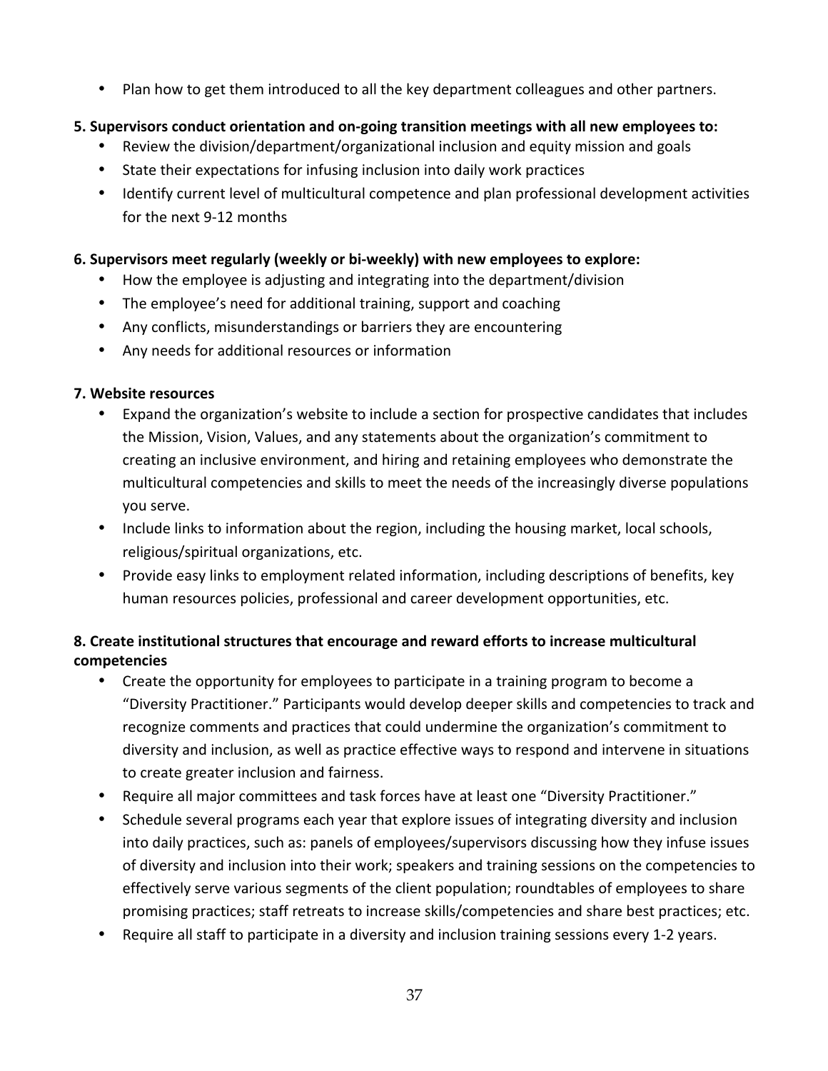- Plan how to get them introduced to all the key department colleagues and other partners.

**5. Supervisors conduct orientation and on-going transition meetings with all new employees to:**

- Review the division/department/organizational inclusion and equity mission and goals
- State their expectations for infusing inclusion into daily work practices
- Identify current level of multicultural competence and plan professional development activities for the next 9-12 months

**6. Supervisors meet regularly (weekly or bi-weekly) with new employees to explore:**

- How the employee is adjusting and integrating into the department/division
- The employee's need for additional training, support and coaching
- Any conflicts, misunderstandings or barriers they are encountering
- Any needs for additional resources or information

**7. Website resources**

- Expand the organization's website to include a section for prospective candidates that includes the Mission, Vision, Values, and any statements about the organization's commitment to creating an inclusive environment, and hiring and retaining employees who demonstrate the multicultural competencies and skills to meet the needs of the increasingly diverse populations you serve.
- Include links to information about the region, including the housing market, local schools, religious/spiritual organizations, etc.
- Provide easy links to employment related information, including descriptions of benefits, key human resources policies, professional and career development opportunities, etc.

**8. Create institutional structures that encourage and reward efforts to increase multicultural competencies**

- Create the opportunity for employees to participate in a training program to become a "Diversity Practitioner." Participants would develop deeper skills and competencies to track and recognize comments and practices that could undermine the organization's commitment to diversity and inclusion, as well as practice effective ways to respond and intervene in situations to create greater inclusion and fairness.
- Require all major committees and task forces have at least one "Diversity Practitioner."
- Schedule several programs each year that explore issues of integrating diversity and inclusion into daily practices, such as: panels of employees/supervisors discussing how they infuse issues of diversity and inclusion into their work; speakers and training sessions on the competencies to effectively serve various segments of the client population; roundtables of employees to share promising practices; staff retreats to increase skills/competencies and share best practices; etc.
- Require all staff to participate in a diversity and inclusion training sessions every 1-2 years.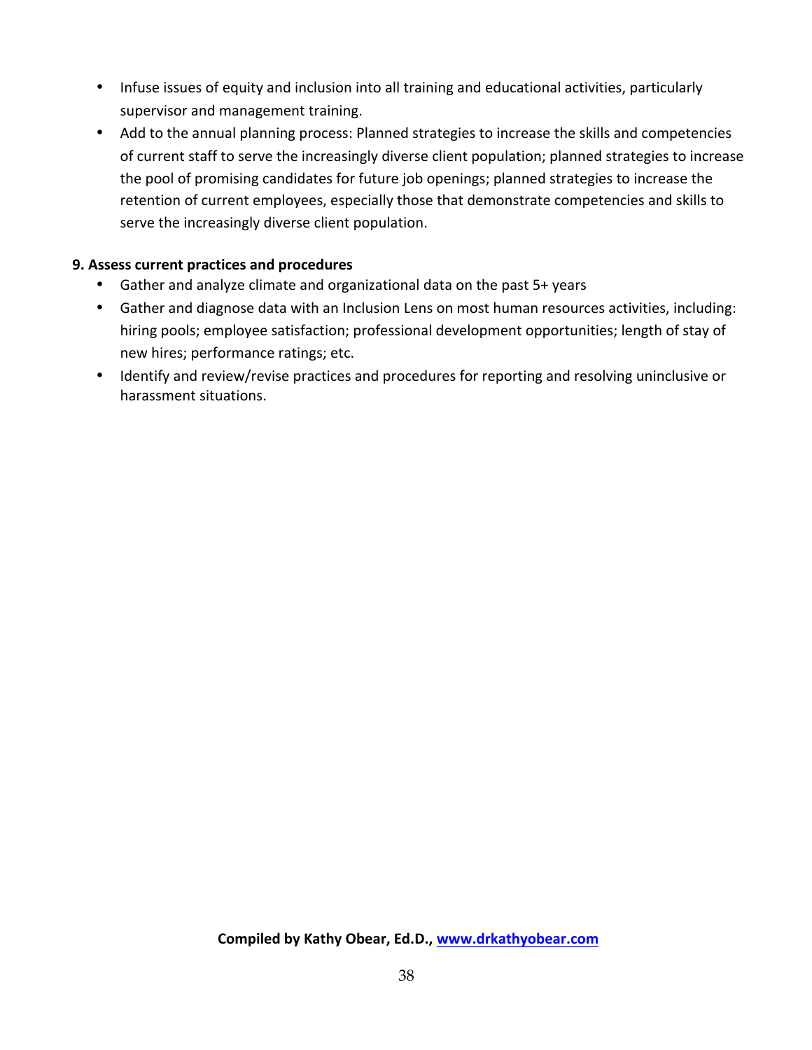- Infuse issues of equity and inclusion into all training and educational activities, particularly supervisor and management training.
- Add to the annual planning process: Planned strategies to increase the skills and competencies of current staff to serve the increasingly diverse client population; planned strategies to increase the pool of promising candidates for future job openings; planned strategies to increase the retention of current employees, especially those that demonstrate competencies and skills to serve the increasingly diverse client population.

**9. Assess current practices and procedures**

- Gather and analyze climate and organizational data on the past 5+ years
- Gather and diagnose data with an Inclusion Lens on most human resources activities, including: hiring pools; employee satisfaction; professional development opportunities; length of stay of new hires; performance ratings; etc.
- Identify and review/revise practices and procedures for reporting and resolving uninclusive or harassment situations.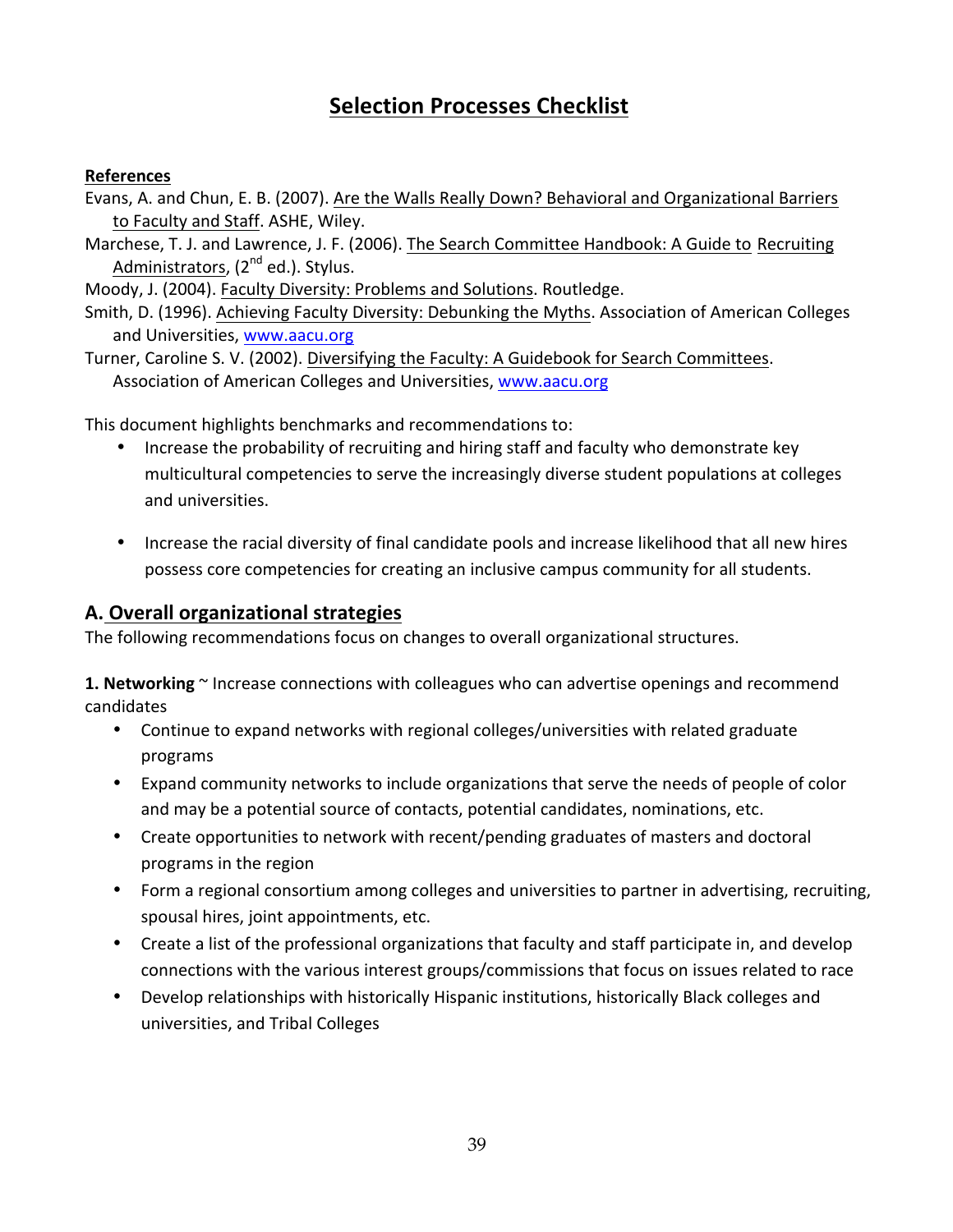# Selection Processes Checklist

**References**

Evans, A. and Chun, E. B. (2007). Are the Walls Really Down? Behavioral and Organizational Barriers to Faculty and Staff. ASHE, Wiley.

Marchese, T. J. and Lawrence, J. F. (2006). The Search Committee Handbook: A Guide to Recruiting Administrators, (2nd ed.). Stylus.

Moody, J. (2004). Faculty Diversity: Problems and Solutions. Routledge.

Smith, D. (1996). Achieving Faculty Diversity: Debunking the Myths. Association of American Colleges and Universities, www.aacu.org

Turner, Caroline S. V. (2002). Diversifying the Faculty: A Guidebook for Search Committees. Association of American Colleges and Universities, www.aacu.org

This document highlights benchmarks and recommendations to:

- Increase the probability of recruiting and hiring staff and faculty who demonstrate key multicultural competencies to serve the increasingly diverse student populations at colleges and universities.
- Increase the racial diversity of final candidate pools and increase likelihood that all new hires possess core competencies for creating an inclusive campus community for all students.

## A. Overall organizational strategies

The following recommendations focus on changes to overall organizational structures.

**1. Networking** ~ Increase connections with colleagues who can advertise openings and recommend candidates

- Continue to expand networks with regional colleges/universities with related graduate programs
- Expand community networks to include organizations that serve the needs of people of color and may be a potential source of contacts, potential candidates, nominations, etc.
- Create opportunities to network with recent/pending graduates of masters and doctoral programs in the region
- Form a regional consortium among colleges and universities to partner in advertising, recruiting, spousal hires, joint appointments, etc.
- Create a list of the professional organizations that faculty and staff participate in, and develop connections with the various interest groups/commissions that focus on issues related to race
- Develop relationships with historically Hispanic institutions, historically Black colleges and universities, and Tribal Colleges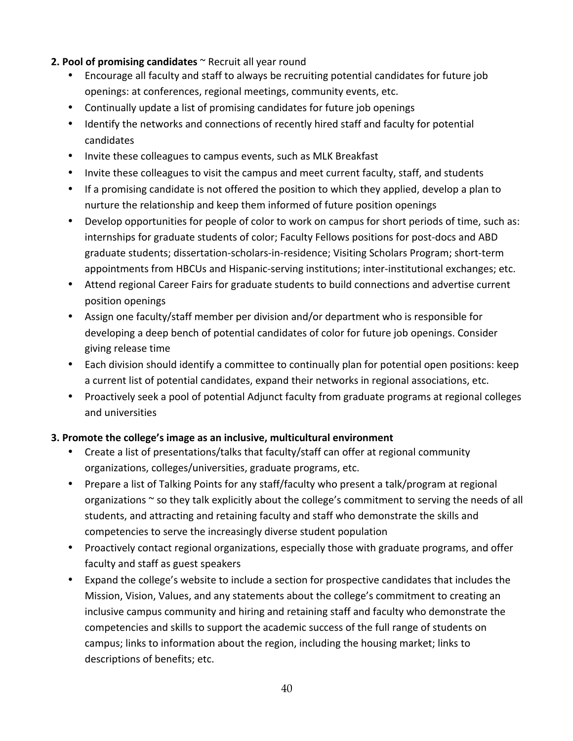**2. Pool of promising candidates** ~ Recruit all year round

- Encourage all faculty and staff to always be recruiting potential candidates for future job openings: at conferences, regional meetings, community events, etc.
- Continually update a list of promising candidates for future job openings
- Identify the networks and connections of recently hired staff and faculty for potential candidates
- Invite these colleagues to campus events, such as MLK Breakfast
- Invite these colleagues to visit the campus and meet current faculty, staff, and students
- If a promising candidate is not offered the position to which they applied, develop a plan to nurture the relationship and keep them informed of future position openings
- Develop opportunities for people of color to work on campus for short periods of time, such as: internships for graduate students of color; Faculty Fellows positions for post-docs and ABD graduate students; dissertation-scholars-in-residence; Visiting Scholars Program; short-term appointments from HBCUs and Hispanic-serving institutions; inter-institutional exchanges; etc.
- Attend regional Career Fairs for graduate students to build connections and advertise current position openings
- Assign one faculty/staff member per division and/or department who is responsible for developing a deep bench of potential candidates of color for future job openings. Consider giving release time
- Each division should identify a committee to continually plan for potential open positions: keep a current list of potential candidates, expand their networks in regional associations, etc.
- Proactively seek a pool of potential Adjunct faculty from graduate programs at regional colleges and universities

**3. Promote the college's image as an inclusive, multicultural environment**

- Create a list of presentations/talks that faculty/staff can offer at regional community organizations, colleges/universities, graduate programs, etc.
- Prepare a list of Talking Points for any staff/faculty who present a talk/program at regional organizations ~ so they talk explicitly about the college's commitment to serving the needs of all students, and attracting and retaining faculty and staff who demonstrate the skills and competencies to serve the increasingly diverse student population
- Proactively contact regional organizations, especially those with graduate programs, and offer faculty and staff as guest speakers
- Expand the college's website to include a section for prospective candidates that includes the Mission, Vision, Values, and any statements about the college's commitment to creating an inclusive campus community and hiring and retaining staff and faculty who demonstrate the competencies and skills to support the academic success of the full range of students on campus; links to information about the region, including the housing market; links to descriptions of benefits; etc.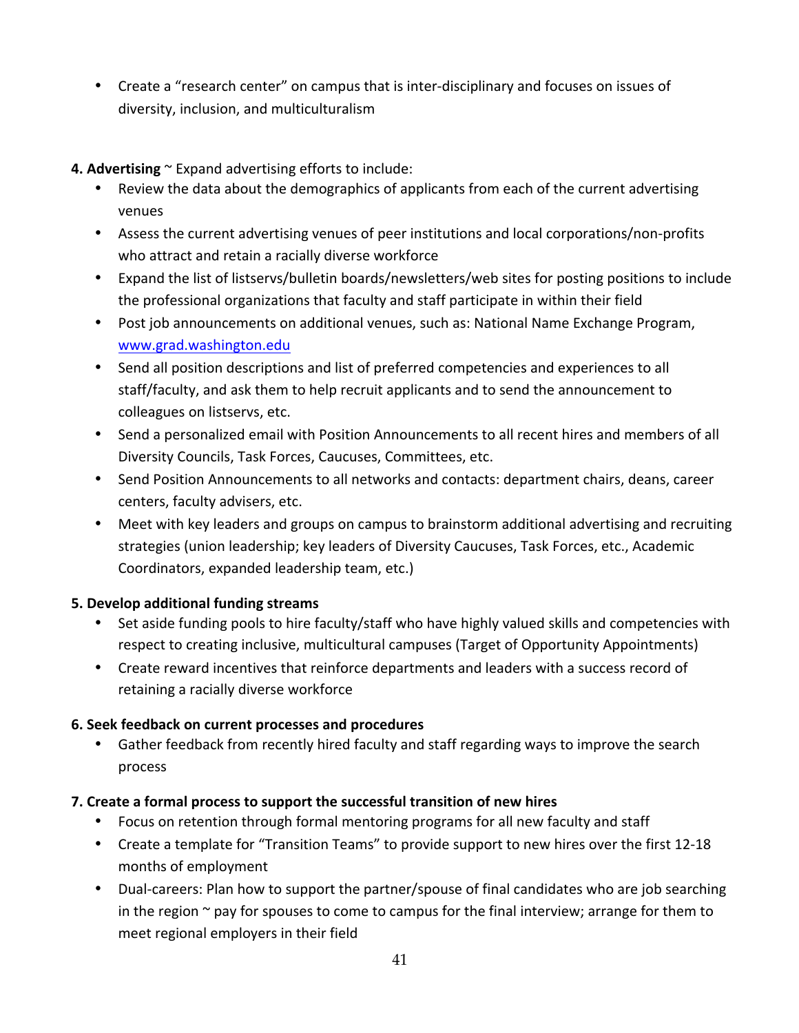- Create a "research center" on campus that is inter-disciplinary and focuses on issues of diversity, inclusion, and multiculturalism

**4. Advertising** ~ Expand advertising efforts to include:

- Review the data about the demographics of applicants from each of the current advertising venues
- Assess the current advertising venues of peer institutions and local corporations/non-profits who attract and retain a racially diverse workforce
- Expand the list of listservs/bulletin boards/newsletters/web sites for posting positions to include the professional organizations that faculty and staff participate in within their field
- Post job announcements on additional venues, such as: National Name Exchange Program, www.grad.washington.edu
- Send all position descriptions and list of preferred competencies and experiences to all staff/faculty, and ask them to help recruit applicants and to send the announcement to colleagues on listservs, etc.
- Send a personalized email with Position Announcements to all recent hires and members of all Diversity Councils, Task Forces, Caucuses, Committees, etc.
- Send Position Announcements to all networks and contacts: department chairs, deans, career centers, faculty advisers, etc.
- Meet with key leaders and groups on campus to brainstorm additional advertising and recruiting strategies (union leadership; key leaders of Diversity Caucuses, Task Forces, etc., Academic Coordinators, expanded leadership team, etc.)

**5. Develop additional funding streams**

- Set aside funding pools to hire faculty/staff who have highly valued skills and competencies with respect to creating inclusive, multicultural campuses (Target of Opportunity Appointments)
- Create reward incentives that reinforce departments and leaders with a success record of retaining a racially diverse workforce

**6. Seek feedback on current processes and procedures**

- Gather feedback from recently hired faculty and staff regarding ways to improve the search process

**7. Create a formal process to support the successful transition of new hires**

- Focus on retention through formal mentoring programs for all new faculty and staff
- Create a template for "Transition Teams" to provide support to new hires over the first 12-18 months of employment
- Dual-careers: Plan how to support the partner/spouse of final candidates who are job searching in the region ~ pay for spouses to come to campus for the final interview; arrange for them to meet regional employers in their field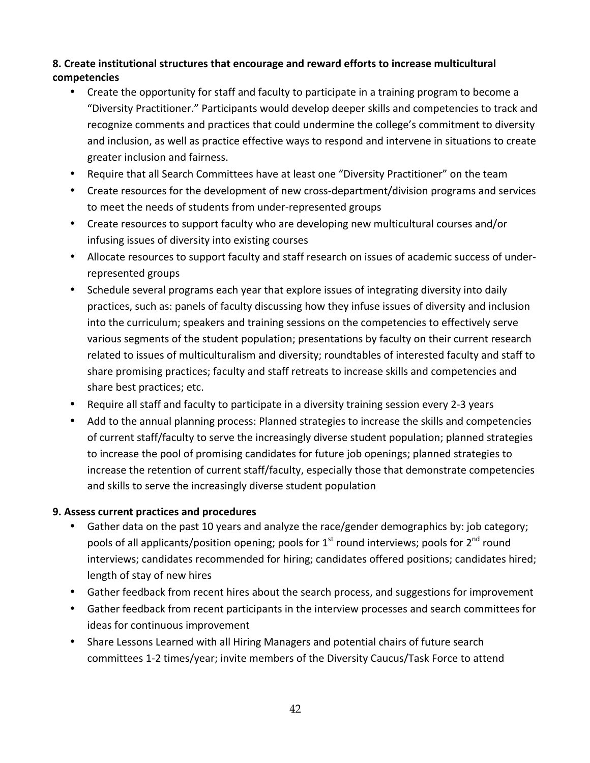**8. Create institutional structures that encourage and reward efforts to increase multicultural competencies**

- Create the opportunity for staff and faculty to participate in a training program to become a "Diversity Practitioner." Participants would develop deeper skills and competencies to track and recognize comments and practices that could undermine the college's commitment to diversity and inclusion, as well as practice effective ways to respond and intervene in situations to create greater inclusion and fairness.
- Require that all Search Committees have at least one "Diversity Practitioner" on the team
- Create resources for the development of new cross-department/division programs and services to meet the needs of students from under-represented groups
- Create resources to support faculty who are developing new multicultural courses and/or infusing issues of diversity into existing courses
- Allocate resources to support faculty and staff research on issues of academic success of under-represented groups
- Schedule several programs each year that explore issues of integrating diversity into daily practices, such as: panels of faculty discussing how they infuse issues of diversity and inclusion into the curriculum; speakers and training sessions on the competencies to effectively serve various segments of the student population; presentations by faculty on their current research related to issues of multiculturalism and diversity; roundtables of interested faculty and staff to share promising practices; faculty and staff retreats to increase skills and competencies and share best practices; etc.
- Require all staff and faculty to participate in a diversity training session every 2-3 years
- Add to the annual planning process: Planned strategies to increase the skills and competencies of current staff/faculty to serve the increasingly diverse student population; planned strategies to increase the pool of promising candidates for future job openings; planned strategies to increase the retention of current staff/faculty, especially those that demonstrate competencies and skills to serve the increasingly diverse student population

**9. Assess current practices and procedures**

- Gather data on the past 10 years and analyze the race/gender demographics by: job category; pools of all applicants/position opening; pools for 1st round interviews; pools for 2nd round interviews; candidates recommended for hiring; candidates offered positions; candidates hired; length of stay of new hires
- Gather feedback from recent hires about the search process, and suggestions for improvement
- Gather feedback from recent participants in the interview processes and search committees for ideas for continuous improvement
- Share Lessons Learned with all Hiring Managers and potential chairs of future search committees 1-2 times/year; invite members of the Diversity Caucus/Task Force to attend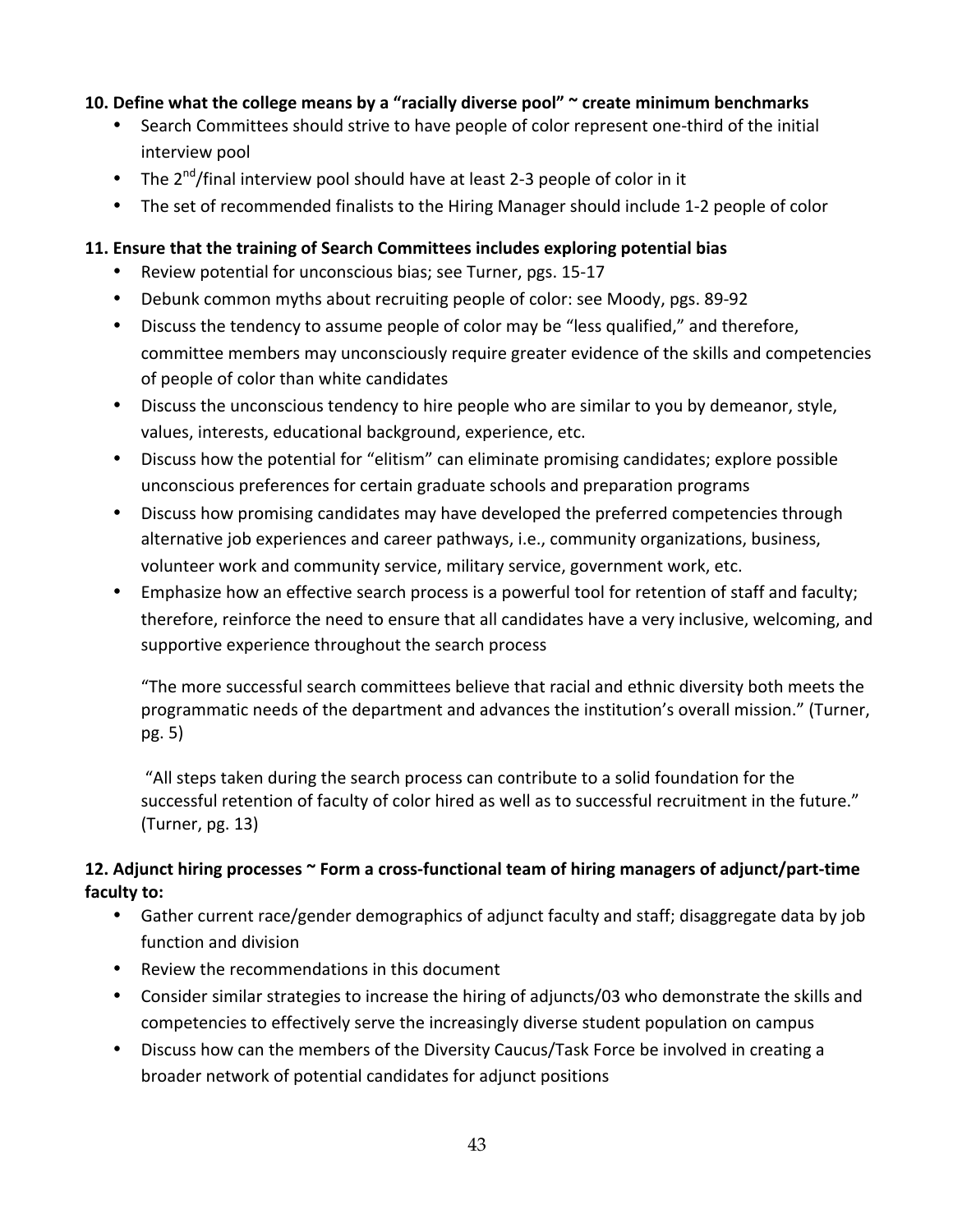**10. Define what the college means by a "racially diverse pool" ~ create minimum benchmarks**

- Search Committees should strive to have people of color represent one-third of the initial interview pool
- The 2nd/final interview pool should have at least 2-3 people of color in it
- The set of recommended finalists to the Hiring Manager should include 1-2 people of color

**11. Ensure that the training of Search Committees includes exploring potential bias**

- Review potential for unconscious bias; see Turner, pgs. 15-17
- Debunk common myths about recruiting people of color: see Moody, pgs. 89-92
- Discuss the tendency to assume people of color may be "less qualified," and therefore, committee members may unconsciously require greater evidence of the skills and competencies of people of color than white candidates
- Discuss the unconscious tendency to hire people who are similar to you by demeanor, style, values, interests, educational background, experience, etc.
- Discuss how the potential for "elitism" can eliminate promising candidates; explore possible unconscious preferences for certain graduate schools and preparation programs
- Discuss how promising candidates may have developed the preferred competencies through alternative job experiences and career pathways, i.e., community organizations, business, volunteer work and community service, military service, government work, etc.
- Emphasize how an effective search process is a powerful tool for retention of staff and faculty; therefore, reinforce the need to ensure that all candidates have a very inclusive, welcoming, and supportive experience throughout the search process

  "The more successful search committees believe that racial and ethnic diversity both meets the programmatic needs of the department and advances the institution's overall mission." (Turner, pg. 5)

  "All steps taken during the search process can contribute to a solid foundation for the successful retention of faculty of color hired as well as to successful recruitment in the future." (Turner, pg. 13)

**12. Adjunct hiring processes ~ Form a cross-functional team of hiring managers of adjunct/part-time faculty to:**

- Gather current race/gender demographics of adjunct faculty and staff; disaggregate data by job function and division
- Review the recommendations in this document
- Consider similar strategies to increase the hiring of adjuncts/03 who demonstrate the skills and competencies to effectively serve the increasingly diverse student population on campus
- Discuss how can the members of the Diversity Caucus/Task Force be involved in creating a broader network of potential candidates for adjunct positions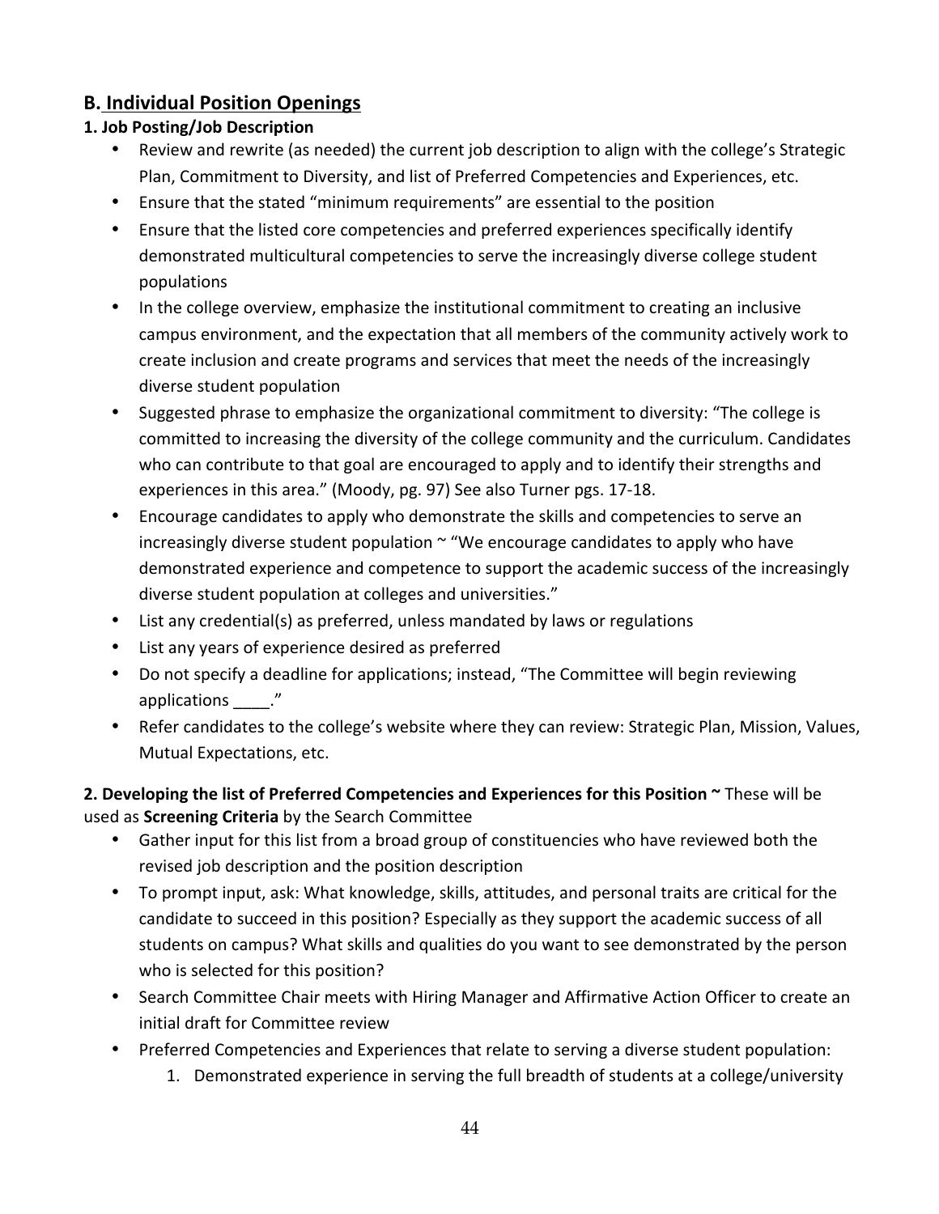## B. Individual Position Openings

### 1. Job Posting/Job Description

- Review and rewrite (as needed) the current job description to align with the college's Strategic Plan, Commitment to Diversity, and list of Preferred Competencies and Experiences, etc.
- Ensure that the stated "minimum requirements" are essential to the position
- Ensure that the listed core competencies and preferred experiences specifically identify demonstrated multicultural competencies to serve the increasingly diverse college student populations
- In the college overview, emphasize the institutional commitment to creating an inclusive campus environment, and the expectation that all members of the community actively work to create inclusion and create programs and services that meet the needs of the increasingly diverse student population
- Suggested phrase to emphasize the organizational commitment to diversity: "The college is committed to increasing the diversity of the college community and the curriculum. Candidates who can contribute to that goal are encouraged to apply and to identify their strengths and experiences in this area." (Moody, pg. 97) See also Turner pgs. 17-18.
- Encourage candidates to apply who demonstrate the skills and competencies to serve an increasingly diverse student population ~ "We encourage candidates to apply who have demonstrated experience and competence to support the academic success of the increasingly diverse student population at colleges and universities."
- List any credential(s) as preferred, unless mandated by laws or regulations
- List any years of experience desired as preferred
- Do not specify a deadline for applications; instead, "The Committee will begin reviewing applications ____."
- Refer candidates to the college's website where they can review: Strategic Plan, Mission, Values, Mutual Expectations, etc.

**2. Developing the list of Preferred Competencies and Experiences for this Position ~** These will be used as **Screening Criteria** by the Search Committee

- Gather input for this list from a broad group of constituencies who have reviewed both the revised job description and the position description
- To prompt input, ask: What knowledge, skills, attitudes, and personal traits are critical for the candidate to succeed in this position? Especially as they support the academic success of all students on campus? What skills and qualities do you want to see demonstrated by the person who is selected for this position?
- Search Committee Chair meets with Hiring Manager and Affirmative Action Officer to create an initial draft for Committee review
- Preferred Competencies and Experiences that relate to serving a diverse student population:
  1. Demonstrated experience in serving the full breadth of students at a college/university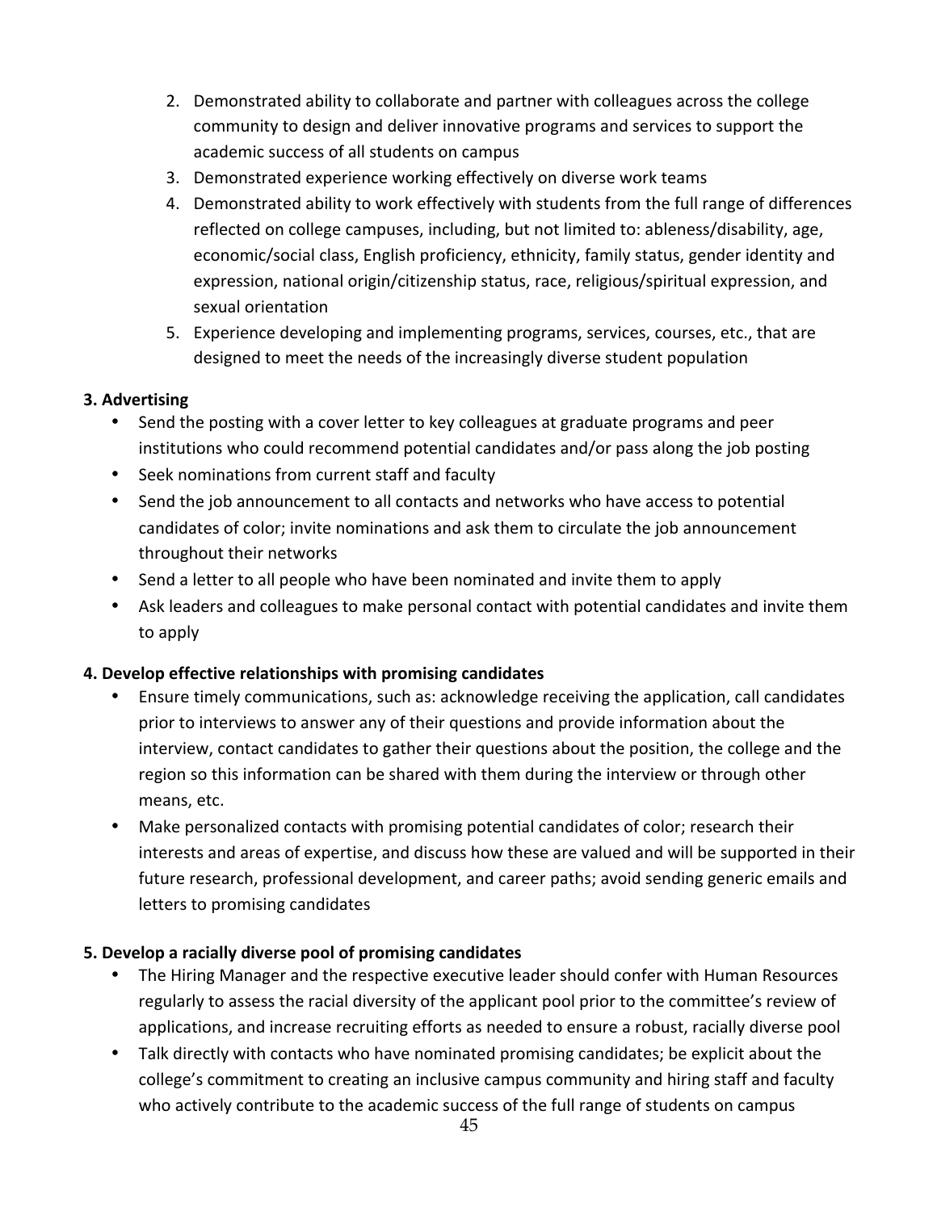2. Demonstrated ability to collaborate and partner with colleagues across the college community to design and deliver innovative programs and services to support the academic success of all students on campus
3. Demonstrated experience working effectively on diverse work teams
4. Demonstrated ability to work effectively with students from the full range of differences reflected on college campuses, including, but not limited to: ableness/disability, age, economic/social class, English proficiency, ethnicity, family status, gender identity and expression, national origin/citizenship status, race, religious/spiritual expression, and sexual orientation
5. Experience developing and implementing programs, services, courses, etc., that are designed to meet the needs of the increasingly diverse student population

**3. Advertising**

- Send the posting with a cover letter to key colleagues at graduate programs and peer institutions who could recommend potential candidates and/or pass along the job posting
- Seek nominations from current staff and faculty
- Send the job announcement to all contacts and networks who have access to potential candidates of color; invite nominations and ask them to circulate the job announcement throughout their networks
- Send a letter to all people who have been nominated and invite them to apply
- Ask leaders and colleagues to make personal contact with potential candidates and invite them to apply

**4. Develop effective relationships with promising candidates**

- Ensure timely communications, such as: acknowledge receiving the application, call candidates prior to interviews to answer any of their questions and provide information about the interview, contact candidates to gather their questions about the position, the college and the region so this information can be shared with them during the interview or through other means, etc.
- Make personalized contacts with promising potential candidates of color; research their interests and areas of expertise, and discuss how these are valued and will be supported in their future research, professional development, and career paths; avoid sending generic emails and letters to promising candidates

**5. Develop a racially diverse pool of promising candidates**

- The Hiring Manager and the respective executive leader should confer with Human Resources regularly to assess the racial diversity of the applicant pool prior to the committee's review of applications, and increase recruiting efforts as needed to ensure a robust, racially diverse pool
- Talk directly with contacts who have nominated promising candidates; be explicit about the college's commitment to creating an inclusive campus community and hiring staff and faculty who actively contribute to the academic success of the full range of students on campus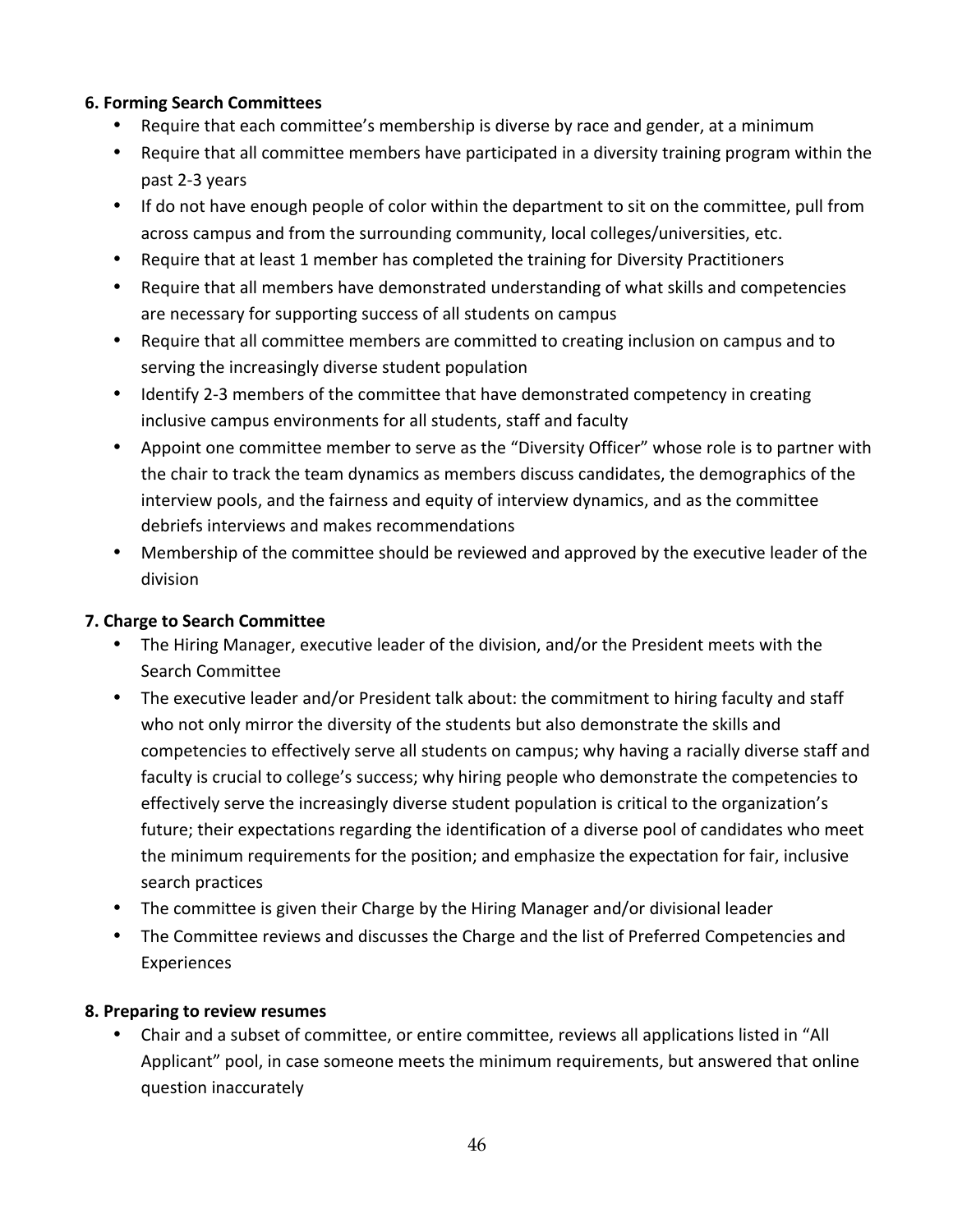**6. Forming Search Committees**

- Require that each committee's membership is diverse by race and gender, at a minimum
- Require that all committee members have participated in a diversity training program within the past 2-3 years
- If do not have enough people of color within the department to sit on the committee, pull from across campus and from the surrounding community, local colleges/universities, etc.
- Require that at least 1 member has completed the training for Diversity Practitioners
- Require that all members have demonstrated understanding of what skills and competencies are necessary for supporting success of all students on campus
- Require that all committee members are committed to creating inclusion on campus and to serving the increasingly diverse student population
- Identify 2-3 members of the committee that have demonstrated competency in creating inclusive campus environments for all students, staff and faculty
- Appoint one committee member to serve as the "Diversity Officer" whose role is to partner with the chair to track the team dynamics as members discuss candidates, the demographics of the interview pools, and the fairness and equity of interview dynamics, and as the committee debriefs interviews and makes recommendations
- Membership of the committee should be reviewed and approved by the executive leader of the division

**7. Charge to Search Committee**

- The Hiring Manager, executive leader of the division, and/or the President meets with the Search Committee
- The executive leader and/or President talk about: the commitment to hiring faculty and staff who not only mirror the diversity of the students but also demonstrate the skills and competencies to effectively serve all students on campus; why having a racially diverse staff and faculty is crucial to college's success; why hiring people who demonstrate the competencies to effectively serve the increasingly diverse student population is critical to the organization's future; their expectations regarding the identification of a diverse pool of candidates who meet the minimum requirements for the position; and emphasize the expectation for fair, inclusive search practices
- The committee is given their Charge by the Hiring Manager and/or divisional leader
- The Committee reviews and discusses the Charge and the list of Preferred Competencies and Experiences

**8. Preparing to review resumes**

- Chair and a subset of committee, or entire committee, reviews all applications listed in "All Applicant" pool, in case someone meets the minimum requirements, but answered that online question inaccurately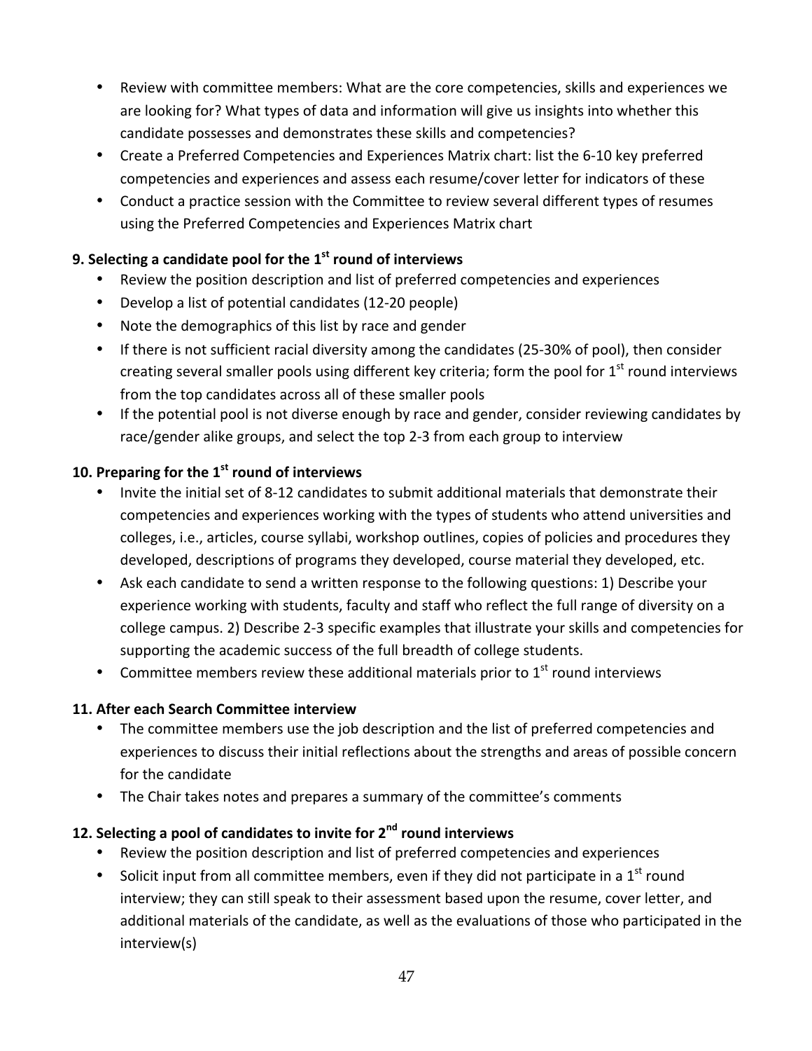- Review with committee members: What are the core competencies, skills and experiences we are looking for? What types of data and information will give us insights into whether this candidate possesses and demonstrates these skills and competencies?
- Create a Preferred Competencies and Experiences Matrix chart: list the 6-10 key preferred competencies and experiences and assess each resume/cover letter for indicators of these
- Conduct a practice session with the Committee to review several different types of resumes using the Preferred Competencies and Experiences Matrix chart

**9. Selecting a candidate pool for the 1st round of interviews**

- Review the position description and list of preferred competencies and experiences
- Develop a list of potential candidates (12-20 people)
- Note the demographics of this list by race and gender
- If there is not sufficient racial diversity among the candidates (25-30% of pool), then consider creating several smaller pools using different key criteria; form the pool for 1st round interviews from the top candidates across all of these smaller pools
- If the potential pool is not diverse enough by race and gender, consider reviewing candidates by race/gender alike groups, and select the top 2-3 from each group to interview

**10. Preparing for the 1st round of interviews**

- Invite the initial set of 8-12 candidates to submit additional materials that demonstrate their competencies and experiences working with the types of students who attend universities and colleges, i.e., articles, course syllabi, workshop outlines, copies of policies and procedures they developed, descriptions of programs they developed, course material they developed, etc.
- Ask each candidate to send a written response to the following questions: 1) Describe your experience working with students, faculty and staff who reflect the full range of diversity on a college campus. 2) Describe 2-3 specific examples that illustrate your skills and competencies for supporting the academic success of the full breadth of college students.
- Committee members review these additional materials prior to 1st round interviews

**11. After each Search Committee interview**

- The committee members use the job description and the list of preferred competencies and experiences to discuss their initial reflections about the strengths and areas of possible concern for the candidate
- The Chair takes notes and prepares a summary of the committee's comments

**12. Selecting a pool of candidates to invite for 2nd round interviews**

- Review the position description and list of preferred competencies and experiences
- Solicit input from all committee members, even if they did not participate in a 1st round interview; they can still speak to their assessment based upon the resume, cover letter, and additional materials of the candidate, as well as the evaluations of those who participated in the interview(s)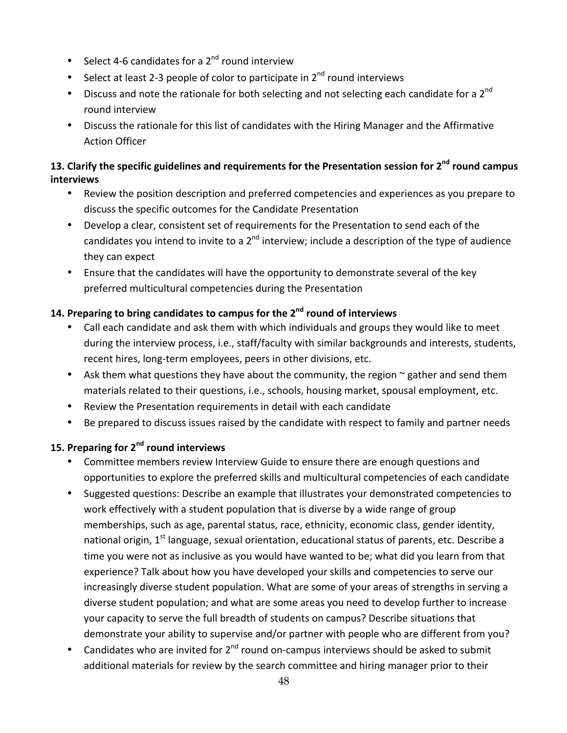- Select 4-6 candidates for a 2nd round interview
- Select at least 2-3 people of color to participate in 2nd round interviews
- Discuss and note the rationale for both selecting and not selecting each candidate for a 2nd round interview
- Discuss the rationale for this list of candidates with the Hiring Manager and the Affirmative Action Officer

**13. Clarify the specific guidelines and requirements for the Presentation session for 2nd round campus interviews**

- Review the position description and preferred competencies and experiences as you prepare to discuss the specific outcomes for the Candidate Presentation
- Develop a clear, consistent set of requirements for the Presentation to send each of the candidates you intend to invite to a 2nd interview; include a description of the type of audience they can expect
- Ensure that the candidates will have the opportunity to demonstrate several of the key preferred multicultural competencies during the Presentation

**14. Preparing to bring candidates to campus for the 2nd round of interviews**

- Call each candidate and ask them with which individuals and groups they would like to meet during the interview process, i.e., staff/faculty with similar backgrounds and interests, students, recent hires, long-term employees, peers in other divisions, etc.
- Ask them what questions they have about the community, the region ~ gather and send them materials related to their questions, i.e., schools, housing market, spousal employment, etc.
- Review the Presentation requirements in detail with each candidate
- Be prepared to discuss issues raised by the candidate with respect to family and partner needs

**15. Preparing for 2nd round interviews**

- Committee members review Interview Guide to ensure there are enough questions and opportunities to explore the preferred skills and multicultural competencies of each candidate
- Suggested questions: Describe an example that illustrates your demonstrated competencies to work effectively with a student population that is diverse by a wide range of group memberships, such as age, parental status, race, ethnicity, economic class, gender identity, national origin, 1st language, sexual orientation, educational status of parents, etc. Describe a time you were not as inclusive as you would have wanted to be; what did you learn from that experience? Talk about how you have developed your skills and competencies to serve our increasingly diverse student population. What are some of your areas of strengths in serving a diverse student population; and what are some areas you need to develop further to increase your capacity to serve the full breadth of students on campus? Describe situations that demonstrate your ability to supervise and/or partner with people who are different from you?
- Candidates who are invited for 2nd round on-campus interviews should be asked to submit additional materials for review by the search committee and hiring manager prior to their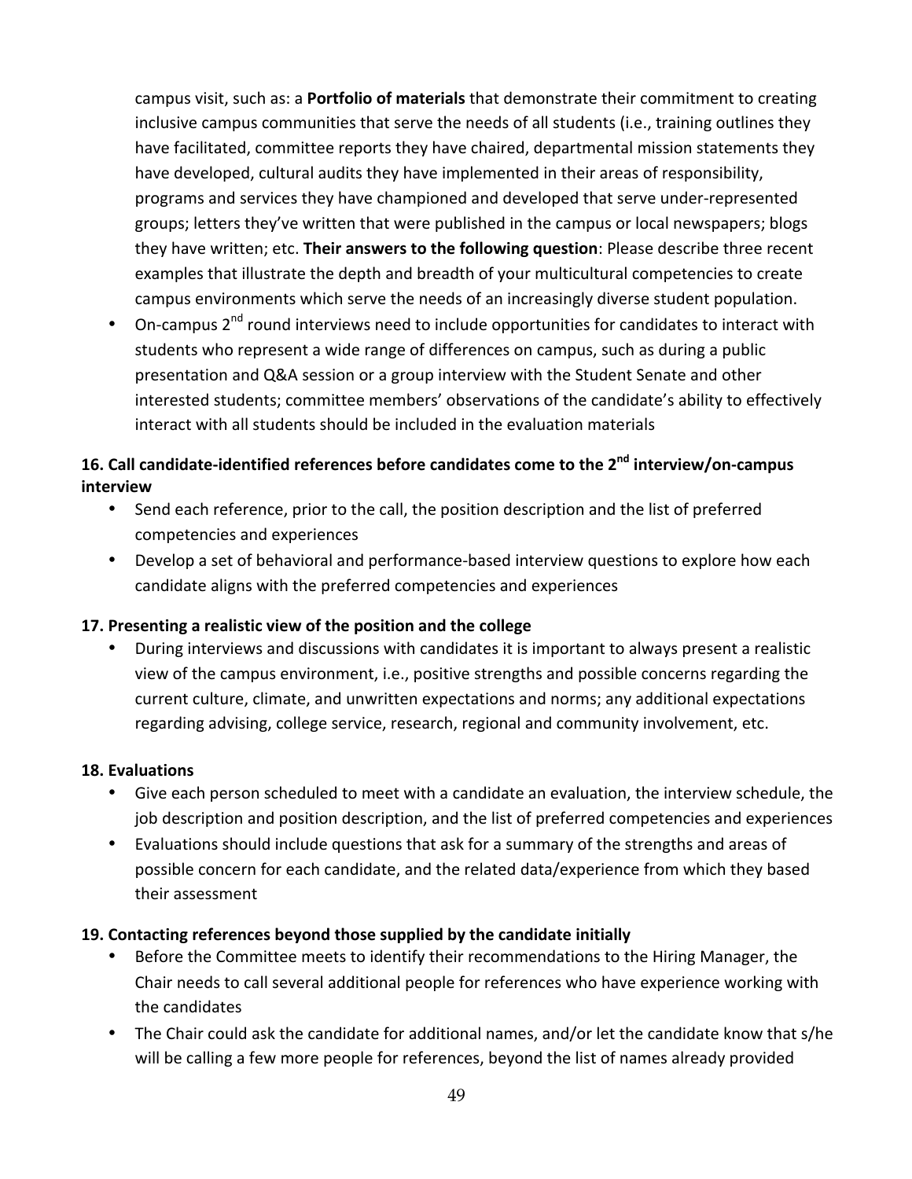campus visit, such as: a **Portfolio of materials** that demonstrate their commitment to creating inclusive campus communities that serve the needs of all students (i.e., training outlines they have facilitated, committee reports they have chaired, departmental mission statements they have developed, cultural audits they have implemented in their areas of responsibility, programs and services they have championed and developed that serve under-represented groups; letters they've written that were published in the campus or local newspapers; blogs they have written; etc. **Their answers to the following question**: Please describe three recent examples that illustrate the depth and breadth of your multicultural competencies to create campus environments which serve the needs of an increasingly diverse student population.

- On-campus 2nd round interviews need to include opportunities for candidates to interact with students who represent a wide range of differences on campus, such as during a public presentation and Q&A session or a group interview with the Student Senate and other interested students; committee members' observations of the candidate's ability to effectively interact with all students should be included in the evaluation materials

**16. Call candidate-identified references before candidates come to the 2nd interview/on-campus interview**

- Send each reference, prior to the call, the position description and the list of preferred competencies and experiences
- Develop a set of behavioral and performance-based interview questions to explore how each candidate aligns with the preferred competencies and experiences

**17. Presenting a realistic view of the position and the college**

- During interviews and discussions with candidates it is important to always present a realistic view of the campus environment, i.e., positive strengths and possible concerns regarding the current culture, climate, and unwritten expectations and norms; any additional expectations regarding advising, college service, research, regional and community involvement, etc.

**18. Evaluations**

- Give each person scheduled to meet with a candidate an evaluation, the interview schedule, the job description and position description, and the list of preferred competencies and experiences
- Evaluations should include questions that ask for a summary of the strengths and areas of possible concern for each candidate, and the related data/experience from which they based their assessment

**19. Contacting references beyond those supplied by the candidate initially**

- Before the Committee meets to identify their recommendations to the Hiring Manager, the Chair needs to call several additional people for references who have experience working with the candidates
- The Chair could ask the candidate for additional names, and/or let the candidate know that s/he will be calling a few more people for references, beyond the list of names already provided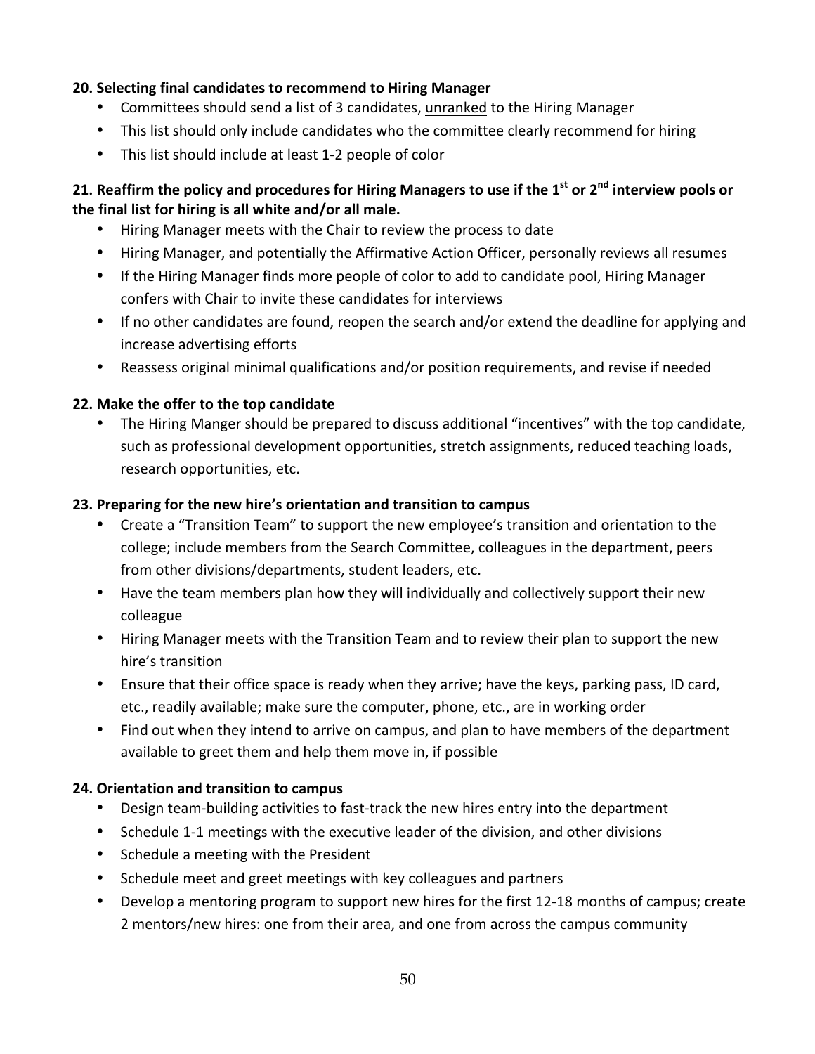**20. Selecting final candidates to recommend to Hiring Manager**

- Committees should send a list of 3 candidates, <u>unranked</u> to the Hiring Manager
- This list should only include candidates who the committee clearly recommend for hiring
- This list should include at least 1-2 people of color

**21. Reaffirm the policy and procedures for Hiring Managers to use if the 1st or 2nd interview pools or the final list for hiring is all white and/or all male.**

- Hiring Manager meets with the Chair to review the process to date
- Hiring Manager, and potentially the Affirmative Action Officer, personally reviews all resumes
- If the Hiring Manager finds more people of color to add to candidate pool, Hiring Manager confers with Chair to invite these candidates for interviews
- If no other candidates are found, reopen the search and/or extend the deadline for applying and increase advertising efforts
- Reassess original minimal qualifications and/or position requirements, and revise if needed

**22. Make the offer to the top candidate**

- The Hiring Manger should be prepared to discuss additional "incentives" with the top candidate, such as professional development opportunities, stretch assignments, reduced teaching loads, research opportunities, etc.

**23. Preparing for the new hire's orientation and transition to campus**

- Create a "Transition Team" to support the new employee's transition and orientation to the college; include members from the Search Committee, colleagues in the department, peers from other divisions/departments, student leaders, etc.
- Have the team members plan how they will individually and collectively support their new colleague
- Hiring Manager meets with the Transition Team and to review their plan to support the new hire's transition
- Ensure that their office space is ready when they arrive; have the keys, parking pass, ID card, etc., readily available; make sure the computer, phone, etc., are in working order
- Find out when they intend to arrive on campus, and plan to have members of the department available to greet them and help them move in, if possible

**24. Orientation and transition to campus**

- Design team-building activities to fast-track the new hires entry into the department
- Schedule 1-1 meetings with the executive leader of the division, and other divisions
- Schedule a meeting with the President
- Schedule meet and greet meetings with key colleagues and partners
- Develop a mentoring program to support new hires for the first 12-18 months of campus; create 2 mentors/new hires: one from their area, and one from across the campus community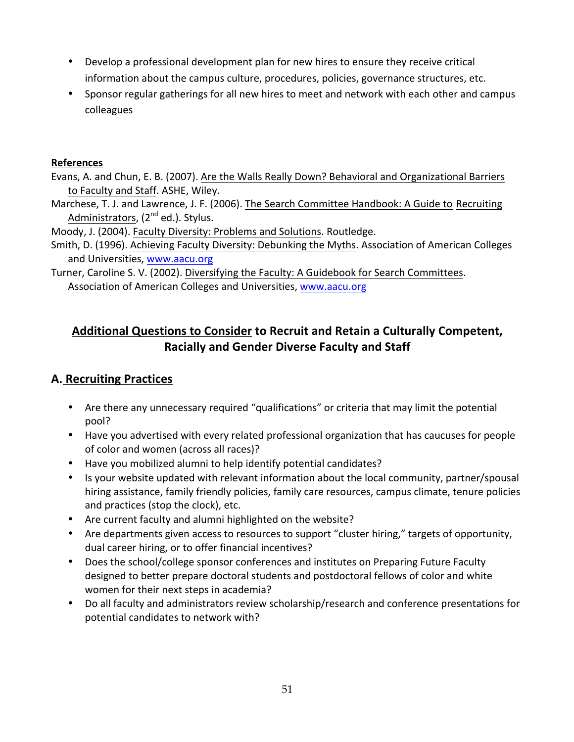- Develop a professional development plan for new hires to ensure they receive critical information about the campus culture, procedures, policies, governance structures, etc.
- Sponsor regular gatherings for all new hires to meet and network with each other and campus colleagues

**References**

Evans, A. and Chun, E. B. (2007). Are the Walls Really Down? Behavioral and Organizational Barriers to Faculty and Staff. ASHE, Wiley.

Marchese, T. J. and Lawrence, J. F. (2006). The Search Committee Handbook: A Guide to Recruiting Administrators, (2nd ed.). Stylus.

Moody, J. (2004). Faculty Diversity: Problems and Solutions. Routledge.

Smith, D. (1996). Achieving Faculty Diversity: Debunking the Myths. Association of American Colleges and Universities, www.aacu.org

Turner, Caroline S. V. (2002). Diversifying the Faculty: A Guidebook for Search Committees. Association of American Colleges and Universities, www.aacu.org

## Additional Questions to Consider to Recruit and Retain a Culturally Competent, Racially and Gender Diverse Faculty and Staff

### A. Recruiting Practices

- Are there any unnecessary required "qualifications" or criteria that may limit the potential pool?
- Have you advertised with every related professional organization that has caucuses for people of color and women (across all races)?
- Have you mobilized alumni to help identify potential candidates?
- Is your website updated with relevant information about the local community, partner/spousal hiring assistance, family friendly policies, family care resources, campus climate, tenure policies and practices (stop the clock), etc.
- Are current faculty and alumni highlighted on the website?
- Are departments given access to resources to support "cluster hiring," targets of opportunity, dual career hiring, or to offer financial incentives?
- Does the school/college sponsor conferences and institutes on Preparing Future Faculty designed to better prepare doctoral students and postdoctoral fellows of color and white women for their next steps in academia?
- Do all faculty and administrators review scholarship/research and conference presentations for potential candidates to network with?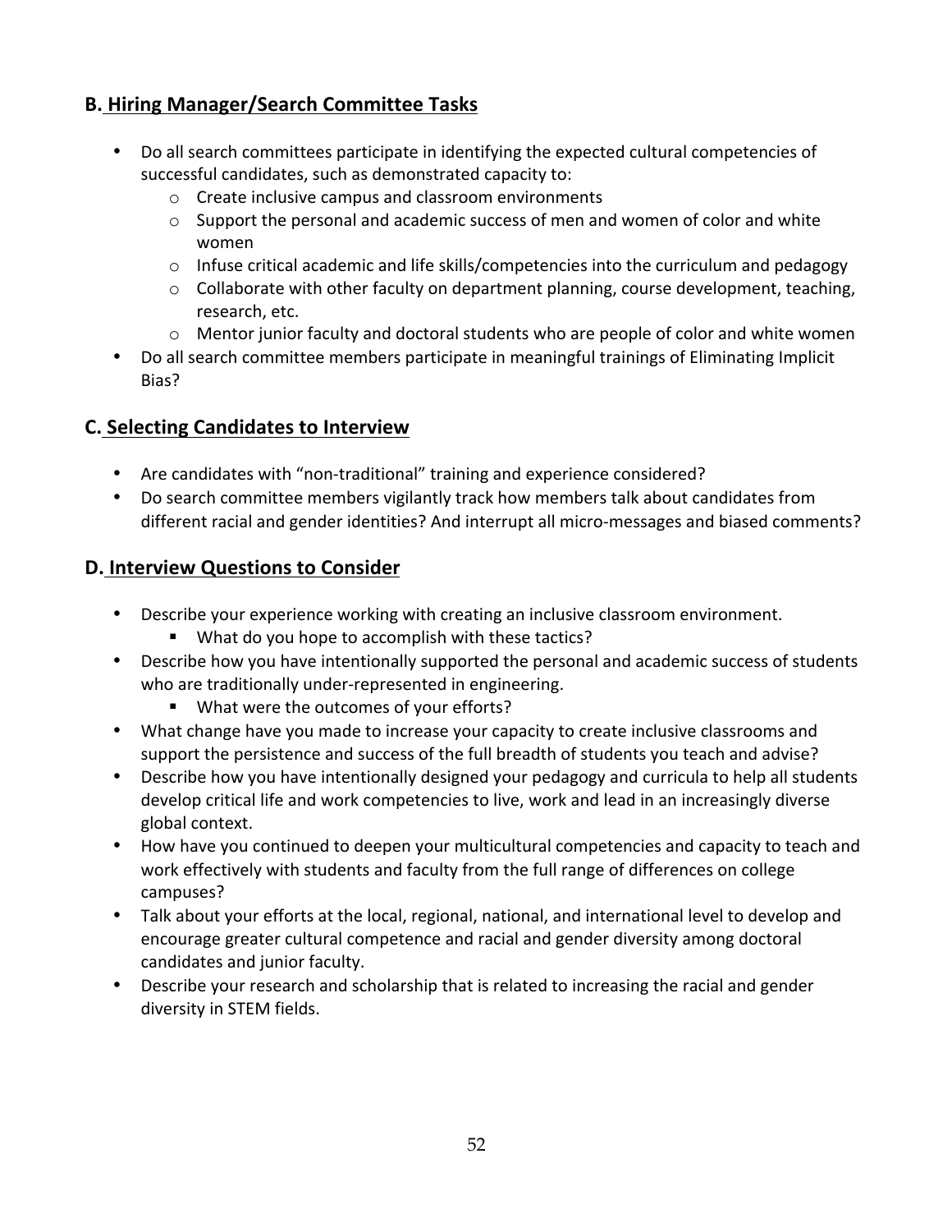## B. Hiring Manager/Search Committee Tasks

- Do all search committees participate in identifying the expected cultural competencies of successful candidates, such as demonstrated capacity to:
  - Create inclusive campus and classroom environments
  - Support the personal and academic success of men and women of color and white women
  - Infuse critical academic and life skills/competencies into the curriculum and pedagogy
  - Collaborate with other faculty on department planning, course development, teaching, research, etc.
  - Mentor junior faculty and doctoral students who are people of color and white women
- Do all search committee members participate in meaningful trainings of Eliminating Implicit Bias?

## C. Selecting Candidates to Interview

- Are candidates with "non-traditional" training and experience considered?
- Do search committee members vigilantly track how members talk about candidates from different racial and gender identities? And interrupt all micro-messages and biased comments?

## D. Interview Questions to Consider

- Describe your experience working with creating an inclusive classroom environment.
  - What do you hope to accomplish with these tactics?
- Describe how you have intentionally supported the personal and academic success of students who are traditionally under-represented in engineering.
  - What were the outcomes of your efforts?
- What change have you made to increase your capacity to create inclusive classrooms and support the persistence and success of the full breadth of students you teach and advise?
- Describe how you have intentionally designed your pedagogy and curricula to help all students develop critical life and work competencies to live, work and lead in an increasingly diverse global context.
- How have you continued to deepen your multicultural competencies and capacity to teach and work effectively with students and faculty from the full range of differences on college campuses?
- Talk about your efforts at the local, regional, national, and international level to develop and encourage greater cultural competence and racial and gender diversity among doctoral candidates and junior faculty.
- Describe your research and scholarship that is related to increasing the racial and gender diversity in STEM fields.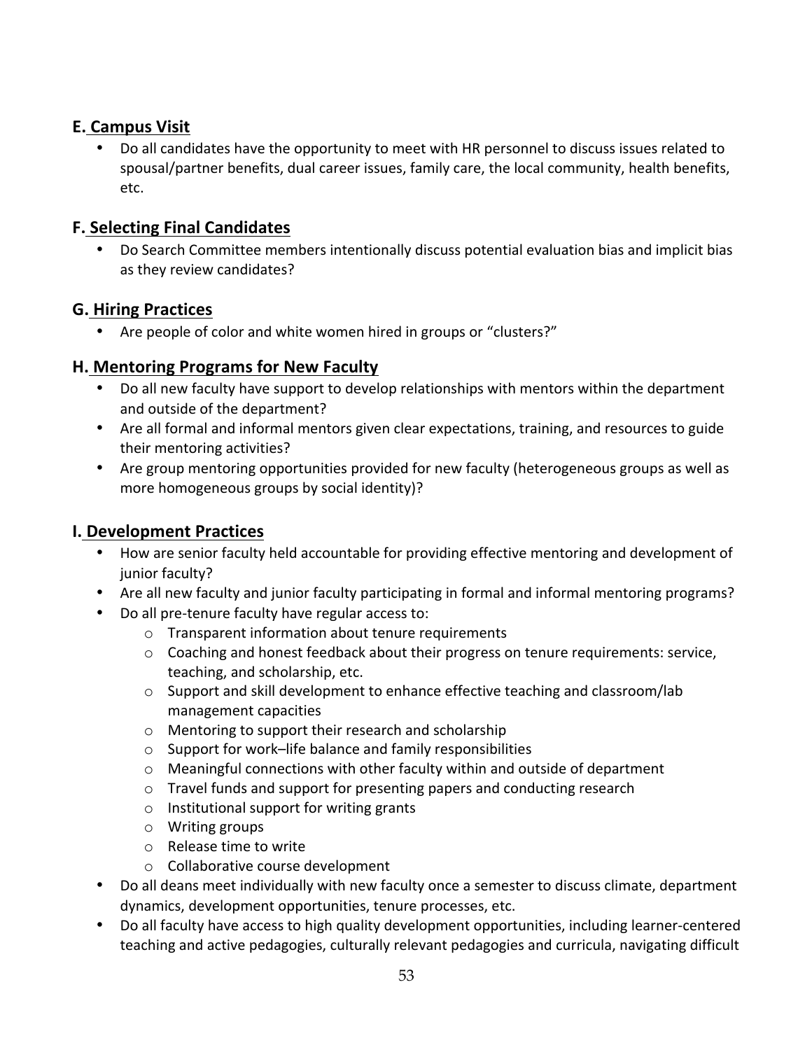## E. Campus Visit

- Do all candidates have the opportunity to meet with HR personnel to discuss issues related to spousal/partner benefits, dual career issues, family care, the local community, health benefits, etc.

## F. Selecting Final Candidates

- Do Search Committee members intentionally discuss potential evaluation bias and implicit bias as they review candidates?

## G. Hiring Practices

- Are people of color and white women hired in groups or "clusters?"

## H. Mentoring Programs for New Faculty

- Do all new faculty have support to develop relationships with mentors within the department and outside of the department?
- Are all formal and informal mentors given clear expectations, training, and resources to guide their mentoring activities?
- Are group mentoring opportunities provided for new faculty (heterogeneous groups as well as more homogeneous groups by social identity)?

## I. Development Practices

- How are senior faculty held accountable for providing effective mentoring and development of junior faculty?
- Are all new faculty and junior faculty participating in formal and informal mentoring programs?
- Do all pre-tenure faculty have regular access to:
  - Transparent information about tenure requirements
  - Coaching and honest feedback about their progress on tenure requirements: service, teaching, and scholarship, etc.
  - Support and skill development to enhance effective teaching and classroom/lab management capacities
  - Mentoring to support their research and scholarship
  - Support for work–life balance and family responsibilities
  - Meaningful connections with other faculty within and outside of department
  - Travel funds and support for presenting papers and conducting research
  - Institutional support for writing grants
  - Writing groups
  - Release time to write
  - Collaborative course development
- Do all deans meet individually with new faculty once a semester to discuss climate, department dynamics, development opportunities, tenure processes, etc.
- Do all faculty have access to high quality development opportunities, including learner-centered teaching and active pedagogies, culturally relevant pedagogies and curricula, navigating difficult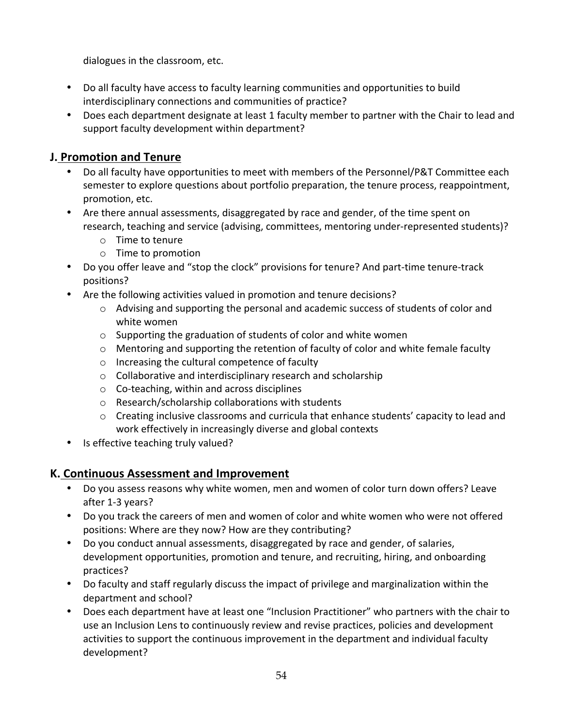dialogues in the classroom, etc.

- Do all faculty have access to faculty learning communities and opportunities to build interdisciplinary connections and communities of practice?
- Does each department designate at least 1 faculty member to partner with the Chair to lead and support faculty development within department?

## J. Promotion and Tenure

- Do all faculty have opportunities to meet with members of the Personnel/P&T Committee each semester to explore questions about portfolio preparation, the tenure process, reappointment, promotion, etc.
- Are there annual assessments, disaggregated by race and gender, of the time spent on research, teaching and service (advising, committees, mentoring under-represented students)?
  - Time to tenure
  - Time to promotion
- Do you offer leave and "stop the clock" provisions for tenure? And part-time tenure-track positions?
- Are the following activities valued in promotion and tenure decisions?
  - Advising and supporting the personal and academic success of students of color and white women
  - Supporting the graduation of students of color and white women
  - Mentoring and supporting the retention of faculty of color and white female faculty
  - Increasing the cultural competence of faculty
  - Collaborative and interdisciplinary research and scholarship
  - Co-teaching, within and across disciplines
  - Research/scholarship collaborations with students
  - Creating inclusive classrooms and curricula that enhance students' capacity to lead and work effectively in increasingly diverse and global contexts
- Is effective teaching truly valued?

## K. Continuous Assessment and Improvement

- Do you assess reasons why white women, men and women of color turn down offers? Leave after 1-3 years?
- Do you track the careers of men and women of color and white women who were not offered positions: Where are they now? How are they contributing?
- Do you conduct annual assessments, disaggregated by race and gender, of salaries, development opportunities, promotion and tenure, and recruiting, hiring, and onboarding practices?
- Do faculty and staff regularly discuss the impact of privilege and marginalization within the department and school?
- Does each department have at least one "Inclusion Practitioner" who partners with the chair to use an Inclusion Lens to continuously review and revise practices, policies and development activities to support the continuous improvement in the department and individual faculty development?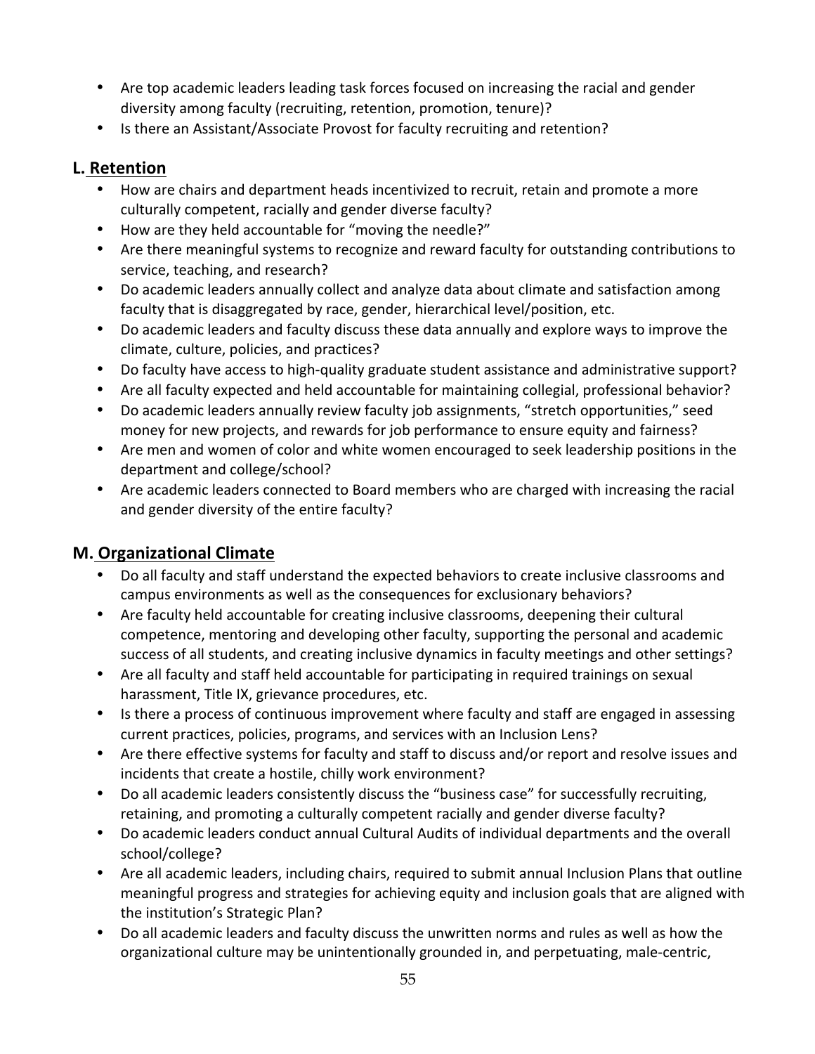- Are top academic leaders leading task forces focused on increasing the racial and gender diversity among faculty (recruiting, retention, promotion, tenure)?
- Is there an Assistant/Associate Provost for faculty recruiting and retention?

## L. Retention

- How are chairs and department heads incentivized to recruit, retain and promote a more culturally competent, racially and gender diverse faculty?
- How are they held accountable for "moving the needle?"
- Are there meaningful systems to recognize and reward faculty for outstanding contributions to service, teaching, and research?
- Do academic leaders annually collect and analyze data about climate and satisfaction among faculty that is disaggregated by race, gender, hierarchical level/position, etc.
- Do academic leaders and faculty discuss these data annually and explore ways to improve the climate, culture, policies, and practices?
- Do faculty have access to high-quality graduate student assistance and administrative support?
- Are all faculty expected and held accountable for maintaining collegial, professional behavior?
- Do academic leaders annually review faculty job assignments, "stretch opportunities," seed money for new projects, and rewards for job performance to ensure equity and fairness?
- Are men and women of color and white women encouraged to seek leadership positions in the department and college/school?
- Are academic leaders connected to Board members who are charged with increasing the racial and gender diversity of the entire faculty?

## M. Organizational Climate

- Do all faculty and staff understand the expected behaviors to create inclusive classrooms and campus environments as well as the consequences for exclusionary behaviors?
- Are faculty held accountable for creating inclusive classrooms, deepening their cultural competence, mentoring and developing other faculty, supporting the personal and academic success of all students, and creating inclusive dynamics in faculty meetings and other settings?
- Are all faculty and staff held accountable for participating in required trainings on sexual harassment, Title IX, grievance procedures, etc.
- Is there a process of continuous improvement where faculty and staff are engaged in assessing current practices, policies, programs, and services with an Inclusion Lens?
- Are there effective systems for faculty and staff to discuss and/or report and resolve issues and incidents that create a hostile, chilly work environment?
- Do all academic leaders consistently discuss the "business case" for successfully recruiting, retaining, and promoting a culturally competent racially and gender diverse faculty?
- Do academic leaders conduct annual Cultural Audits of individual departments and the overall school/college?
- Are all academic leaders, including chairs, required to submit annual Inclusion Plans that outline meaningful progress and strategies for achieving equity and inclusion goals that are aligned with the institution's Strategic Plan?
- Do all academic leaders and faculty discuss the unwritten norms and rules as well as how the organizational culture may be unintentionally grounded in, and perpetuating, male-centric,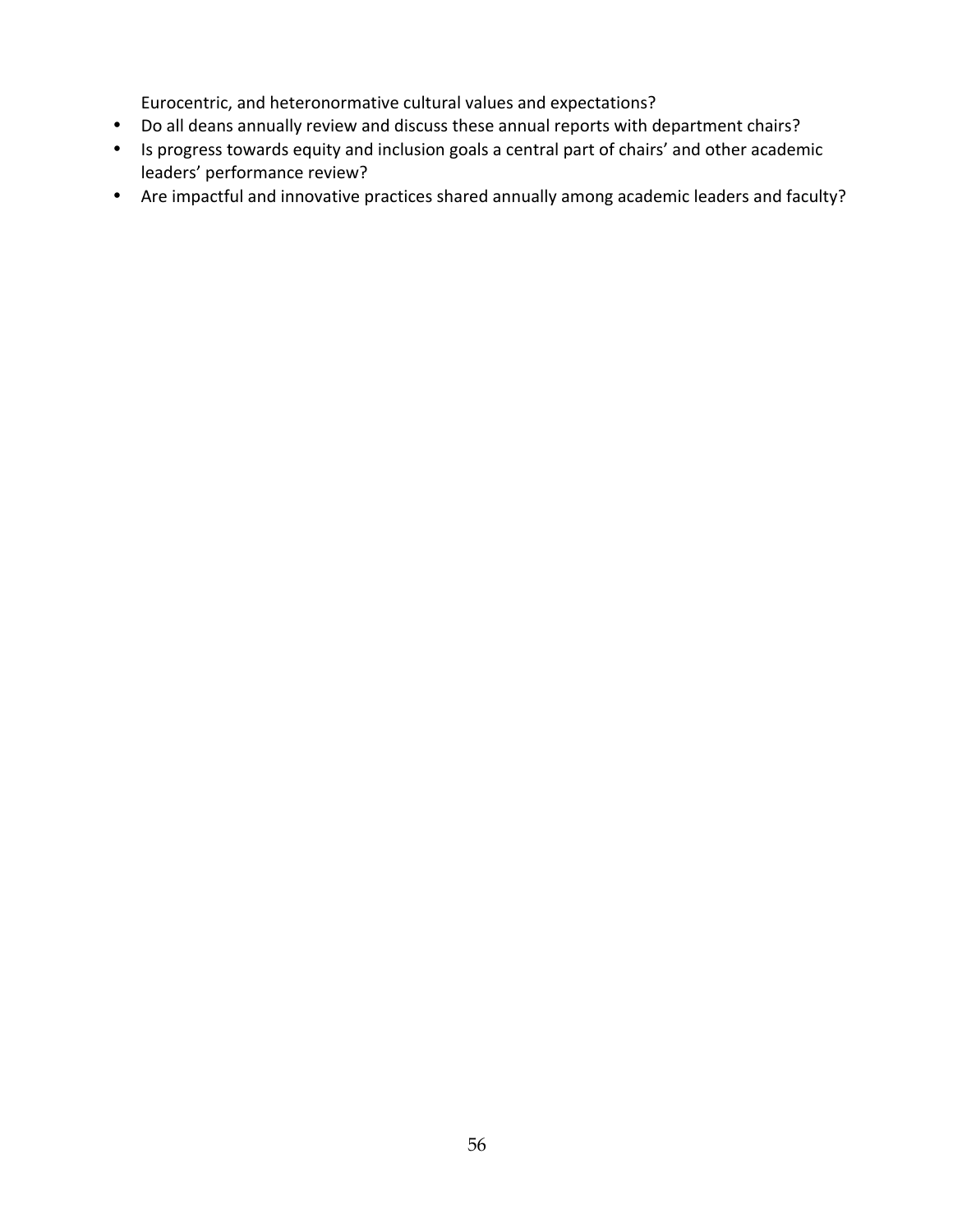Eurocentric, and heteronormative cultural values and expectations?

- Do all deans annually review and discuss these annual reports with department chairs?
- Is progress towards equity and inclusion goals a central part of chairs' and other academic leaders' performance review?
- Are impactful and innovative practices shared annually among academic leaders and faculty?